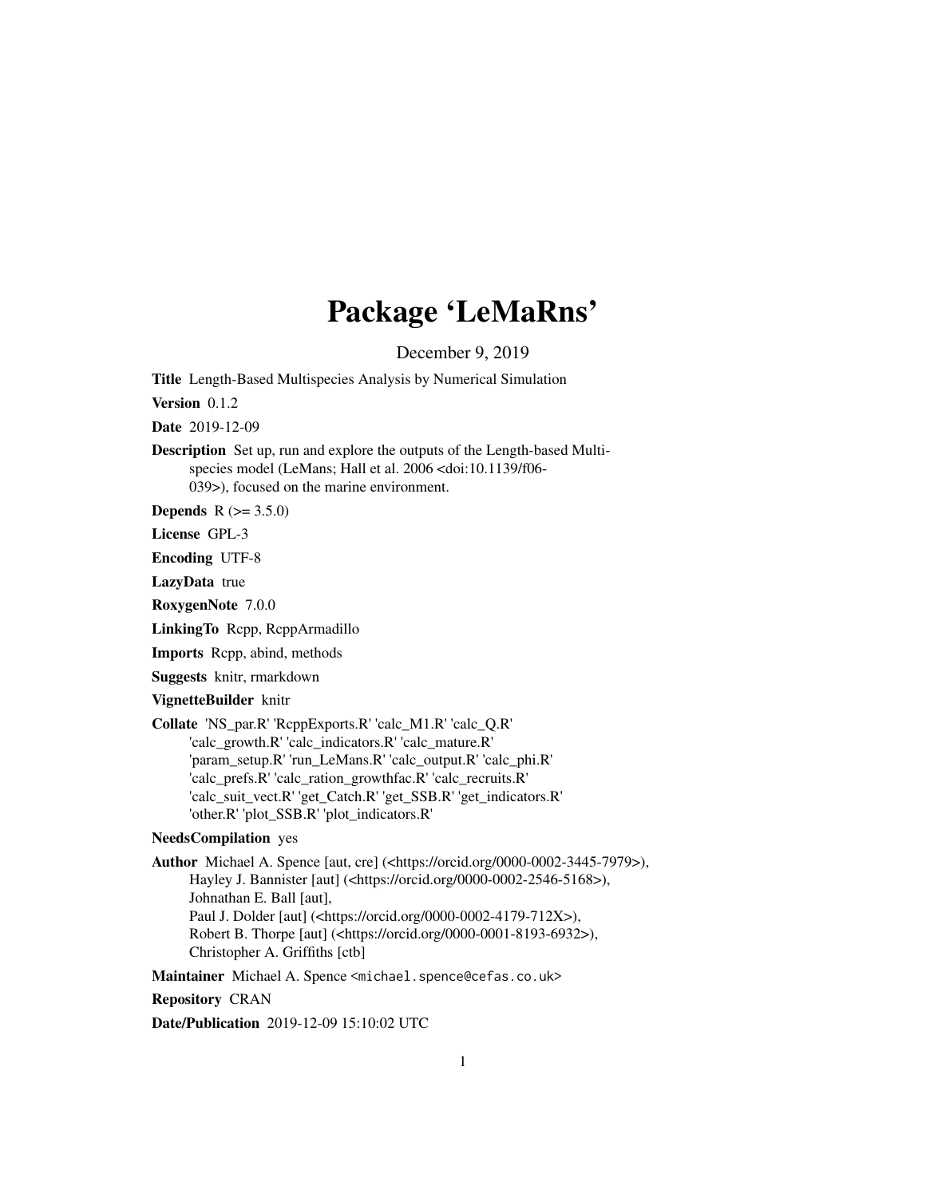# Package 'LeMaRns'

December 9, 2019

**Title** Length-Based Multispecies Analysis by Numerical Simulation

**Version** 0.1.2

**Date** 2019-12-09

**Description** Set up, run and explore the outputs of the Length-based Multi-species model (LeMans; Hall et al. 2006 <doi:10.1139/f06-039>), focused on the marine environment.

**Depends** R (>= 3.5.0)

**License** GPL-3

**Encoding** UTF-8

**LazyData** true

**RoxygenNote** 7.0.0

**LinkingTo** Rcpp, RcppArmadillo

**Imports** Rcpp, abind, methods

**Suggests** knitr, rmarkdown

**VignetteBuilder** knitr

**Collate** 'NS_par.R' 'RcppExports.R' 'calc_M1.R' 'calc_Q.R' 'calc_growth.R' 'calc_indicators.R' 'calc_mature.R' 'param_setup.R' 'run_LeMans.R' 'calc_output.R' 'calc_phi.R' 'calc_prefs.R' 'calc_ration_growthfac.R' 'calc_recruits.R' 'calc_suit_vect.R' 'get_Catch.R' 'get_SSB.R' 'get_indicators.R' 'other.R' 'plot_SSB.R' 'plot_indicators.R'

**NeedsCompilation** yes

**Author** Michael A. Spence [aut, cre] (<https://orcid.org/0000-0002-3445-7979>), Hayley J. Bannister [aut] (<https://orcid.org/0000-0002-2546-5168>), Johnathan E. Ball [aut], Paul J. Dolder [aut] (<https://orcid.org/0000-0002-4179-712X>), Robert B. Thorpe [aut] (<https://orcid.org/0000-0001-8193-6932>), Christopher A. Griffiths [ctb]

**Maintainer** Michael A. Spence <michael.spence@cefas.co.uk>

**Repository** CRAN

**Date/Publication** 2019-12-09 15:10:02 UTC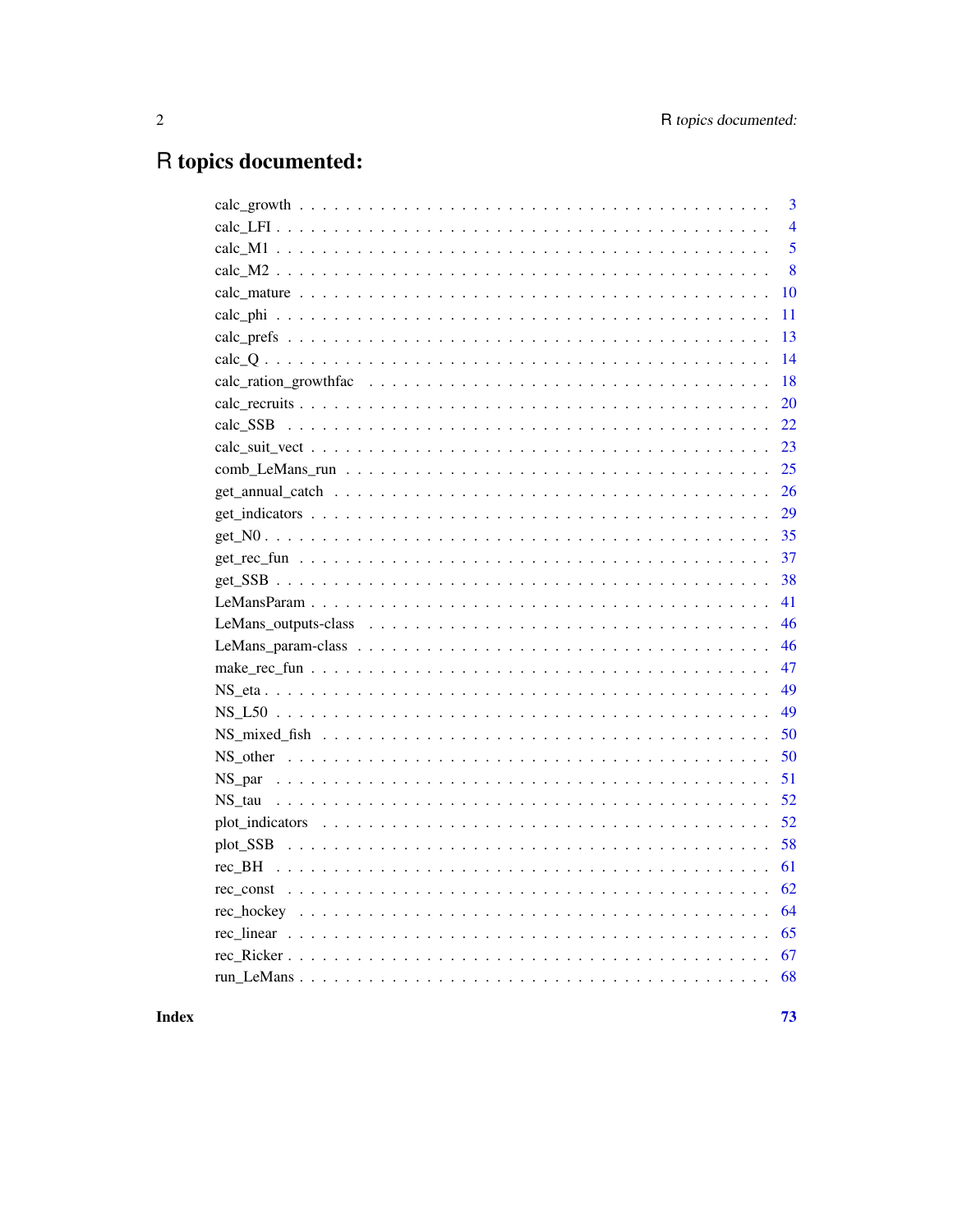# R topics documented:

| | |
|---|---|
| calc_growth | 3 |
| calc_LFI | 4 |
| calc_M1 | 5 |
| calc_M2 | 8 |
| calc_mature | 10 |
| calc_phi | 11 |
| calc_prefs | 13 |
| calc_Q | 14 |
| calc_ration_growthfac | 18 |
| calc_recruits | 20 |
| calc_SSB | 22 |
| calc_suit_vect | 23 |
| comb_LeMans_run | 25 |
| get_annual_catch | 26 |
| get_indicators | 29 |
| get_N0 | 35 |
| get_rec_fun | 37 |
| get_SSB | 38 |
| LeMansParam | 41 |
| LeMans_outputs-class | 46 |
| LeMans_param-class | 46 |
| make_rec_fun | 47 |
| NS_eta | 49 |
| NS_L50 | 49 |
| NS_mixed_fish | 50 |
| NS_other | 50 |
| NS_par | 51 |
| NS_tau | 52 |
| plot_indicators | 52 |
| plot_SSB | 58 |
| rec_BH | 61 |
| rec_const | 62 |
| rec_hockey | 64 |
| rec_linear | 65 |
| rec_Ricker | 67 |
| run_LeMans | 68 |

**Index** **73**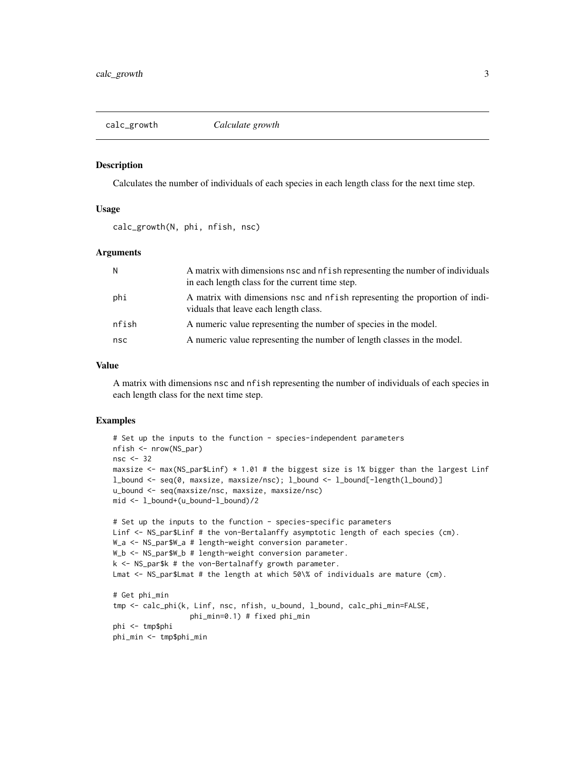## calc_growth *Calculate growth*

### Description

Calculates the number of individuals of each species in each length class for the next time step.

### Usage

```
calc_growth(N, phi, nfish, nsc)
```

### Arguments

| | |
|---|---|
| N | A matrix with dimensions nsc and nfish representing the number of individuals in each length class for the current time step. |
| phi | A matrix with dimensions nsc and nfish representing the proportion of individuals that leave each length class. |
| nfish | A numeric value representing the number of species in the model. |
| nsc | A numeric value representing the number of length classes in the model. |

### Value

A matrix with dimensions nsc and nfish representing the number of individuals of each species in each length class for the next time step.

### Examples

```
# Set up the inputs to the function - species-independent parameters
nfish <- nrow(NS_par)
nsc <- 32
maxsize <- max(NS_par$Linf) * 1.01 # the biggest size is 1% bigger than the largest Linf
l_bound <- seq(0, maxsize, maxsize/nsc); l_bound <- l_bound[-length(l_bound)]
u_bound <- seq(maxsize/nsc, maxsize, maxsize/nsc)
mid <- l_bound+(u_bound-l_bound)/2

# Set up the inputs to the function - species-specific parameters
Linf <- NS_par$Linf # the von-Bertalanffy asymptotic length of each species (cm).
W_a <- NS_par$W_a # length-weight conversion parameter.
W_b <- NS_par$W_b # length-weight conversion parameter.
k <- NS_par$k # the von-Bertalnaffy growth parameter.
Lmat <- NS_par$Lmat # the length at which 50\% of individuals are mature (cm).

# Get phi_min
tmp <- calc_phi(k, Linf, nsc, nfish, u_bound, l_bound, calc_phi_min=FALSE,
                 phi_min=0.1) # fixed phi_min
phi <- tmp$phi
phi_min <- tmp$phi_min
```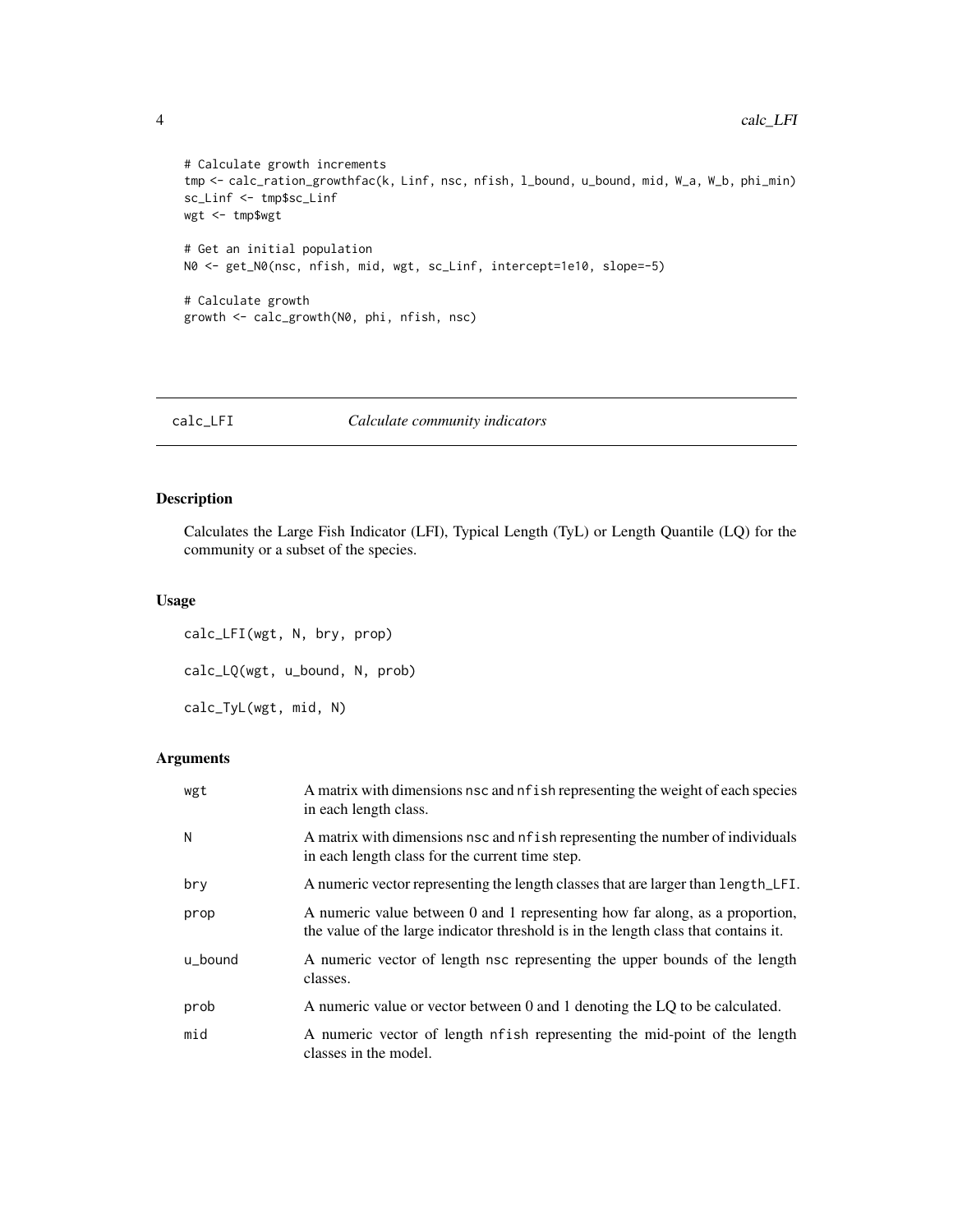```
# Calculate growth increments
tmp <- calc_ration_growthfac(k, Linf, nsc, nfish, l_bound, u_bound, mid, W_a, W_b, phi_min)
sc_Linf <- tmp$sc_Linf
wgt <- tmp$wgt

# Get an initial population
N0 <- get_N0(nsc, nfish, mid, wgt, sc_Linf, intercept=1e10, slope=-5)

# Calculate growth
growth <- calc_growth(N0, phi, nfish, nsc)
```

---

## calc_LFI — *Calculate community indicators*

---

### Description

Calculates the Large Fish Indicator (LFI), Typical Length (TyL) or Length Quantile (LQ) for the community or a subset of the species.

### Usage

```
calc_LFI(wgt, N, bry, prop)

calc_LQ(wgt, u_bound, N, prob)

calc_TyL(wgt, mid, N)
```

### Arguments

| | |
|---|---|
| wgt | A matrix with dimensions nsc and nfish representing the weight of each species in each length class. |
| N | A matrix with dimensions nsc and nfish representing the number of individuals in each length class for the current time step. |
| bry | A numeric vector representing the length classes that are larger than length_LFI. |
| prop | A numeric value between 0 and 1 representing how far along, as a proportion, the value of the large indicator threshold is in the length class that contains it. |
| u_bound | A numeric vector of length nsc representing the upper bounds of the length classes. |
| prob | A numeric value or vector between 0 and 1 denoting the LQ to be calculated. |
| mid | A numeric vector of length nfish representing the mid-point of the length classes in the model. |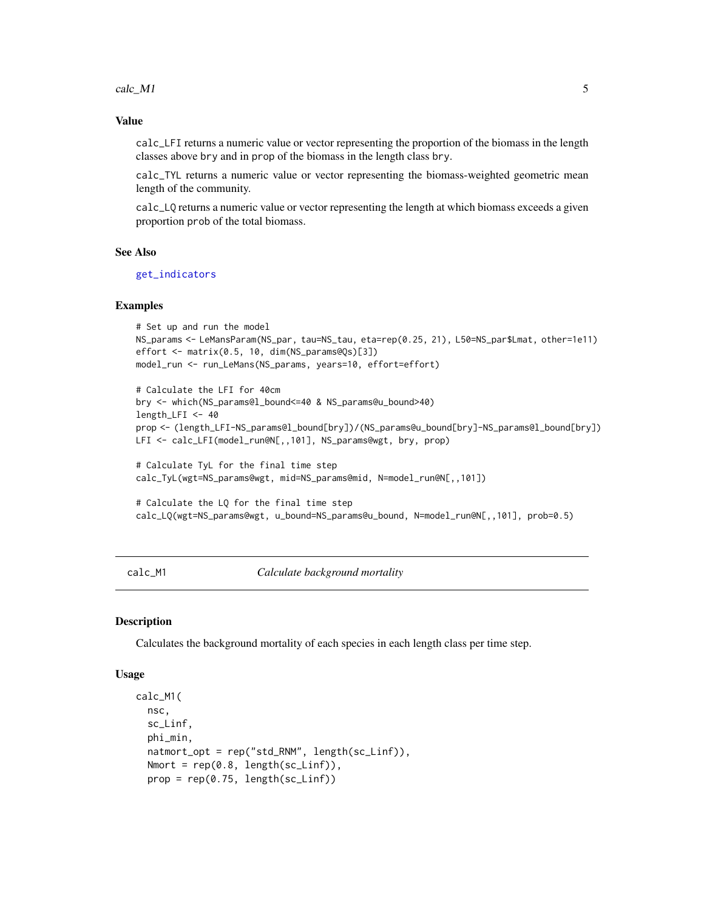### Value

calc_LFI returns a numeric value or vector representing the proportion of the biomass in the length classes above bry and in prop of the biomass in the length class bry.

calc_TYL returns a numeric value or vector representing the biomass-weighted geometric mean length of the community.

calc_LQ returns a numeric value or vector representing the length at which biomass exceeds a given proportion prob of the total biomass.

### See Also

get_indicators

### Examples

```
# Set up and run the model
NS_params <- LeMansParam(NS_par, tau=NS_tau, eta=rep(0.25, 21), L50=NS_par$Lmat, other=1e11)
effort <- matrix(0.5, 10, dim(NS_params@Qs)[3])
model_run <- run_LeMans(NS_params, years=10, effort=effort)

# Calculate the LFI for 40cm
bry <- which(NS_params@l_bound<=40 & NS_params@u_bound>40)
length_LFI <- 40
prop <- (length_LFI-NS_params@l_bound[bry])/(NS_params@u_bound[bry]-NS_params@l_bound[bry])
LFI <- calc_LFI(model_run@N[,,101], NS_params@wgt, bry, prop)

# Calculate TyL for the final time step
calc_TyL(wgt=NS_params@wgt, mid=NS_params@mid, N=model_run@N[,,101])

# Calculate the LQ for the final time step
calc_LQ(wgt=NS_params@wgt, u_bound=NS_params@u_bound, N=model_run@N[,,101], prob=0.5)
```

---

## calc_M1 *Calculate background mortality*

### Description

Calculates the background mortality of each species in each length class per time step.

### Usage

```
calc_M1(
  nsc,
  sc_Linf,
  phi_min,
  natmort_opt = rep("std_RNM", length(sc_Linf)),
  Nmort = rep(0.8, length(sc_Linf)),
  prop = rep(0.75, length(sc_Linf))
```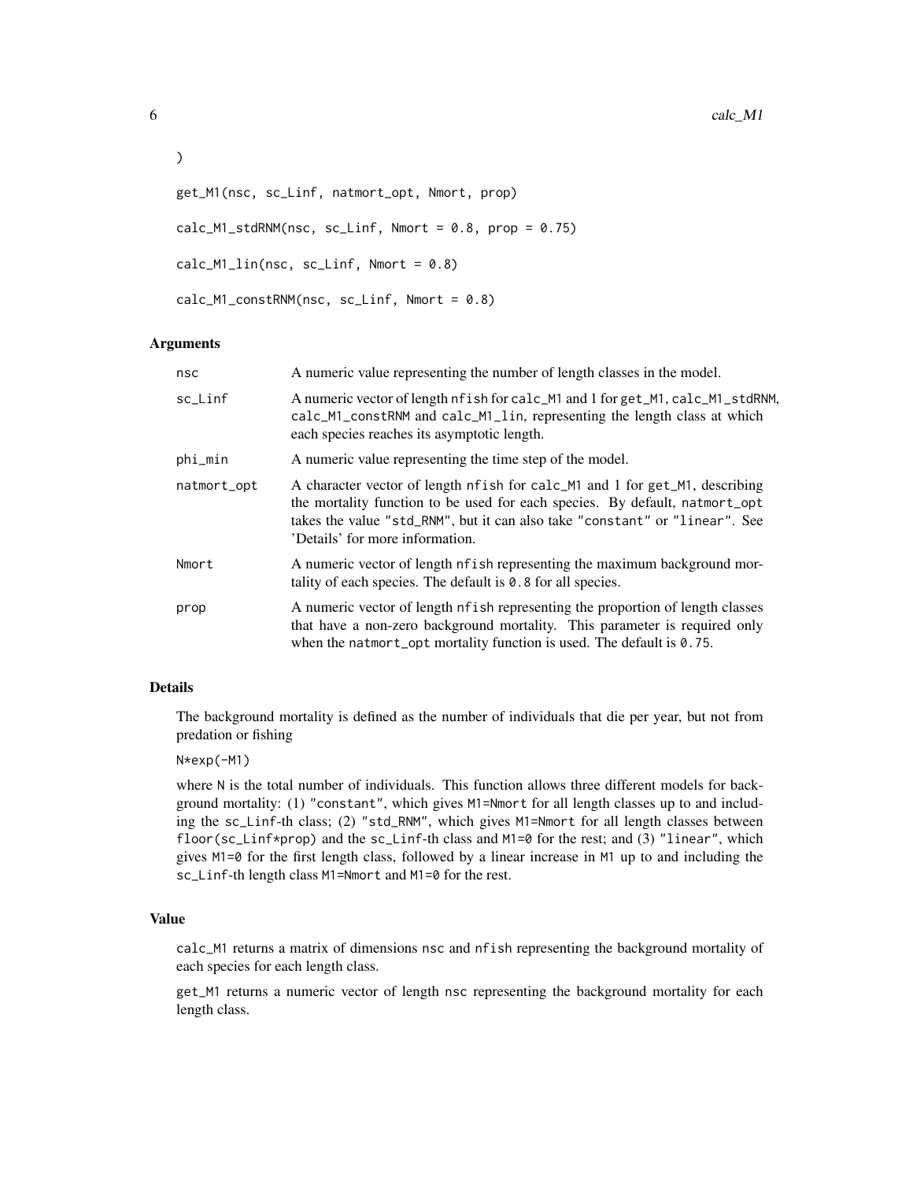```
)

get_M1(nsc, sc_Linf, natmort_opt, Nmort, prop)

calc_M1_stdRNM(nsc, sc_Linf, Nmort = 0.8, prop = 0.75)

calc_M1_lin(nsc, sc_Linf, Nmort = 0.8)

calc_M1_constRNM(nsc, sc_Linf, Nmort = 0.8)
```

### Arguments

| | |
|---|---|
| nsc | A numeric value representing the number of length classes in the model. |
| sc_Linf | A numeric vector of length nfish for calc_M1 and 1 for get_M1, calc_M1_stdRNM, calc_M1_constRNM and calc_M1_lin, representing the length class at which each species reaches its asymptotic length. |
| phi_min | A numeric value representing the time step of the model. |
| natmort_opt | A character vector of length nfish for calc_M1 and 1 for get_M1, describing the mortality function to be used for each species. By default, natmort_opt takes the value "std_RNM", but it can also take "constant" or "linear". See 'Details' for more information. |
| Nmort | A numeric vector of length nfish representing the maximum background mortality of each species. The default is 0.8 for all species. |
| prop | A numeric vector of length nfish representing the proportion of length classes that have a non-zero background mortality. This parameter is required only when the natmort_opt mortality function is used. The default is 0.75. |

### Details

The background mortality is defined as the number of individuals that die per year, but not from predation or fishing

N*exp(-M1)

where N is the total number of individuals. This function allows three different models for background mortality: (1) "constant", which gives M1=Nmort for all length classes up to and including the sc_Linf-th class; (2) "std_RNM", which gives M1=Nmort for all length classes between floor(sc_Linf*prop) and the sc_Linf-th class and M1=0 for the rest; and (3) "linear", which gives M1=0 for the first length class, followed by a linear increase in M1 up to and including the sc_Linf-th length class M1=Nmort and M1=0 for the rest.

### Value

calc_M1 returns a matrix of dimensions nsc and nfish representing the background mortality of each species for each length class.

get_M1 returns a numeric vector of length nsc representing the background mortality for each length class.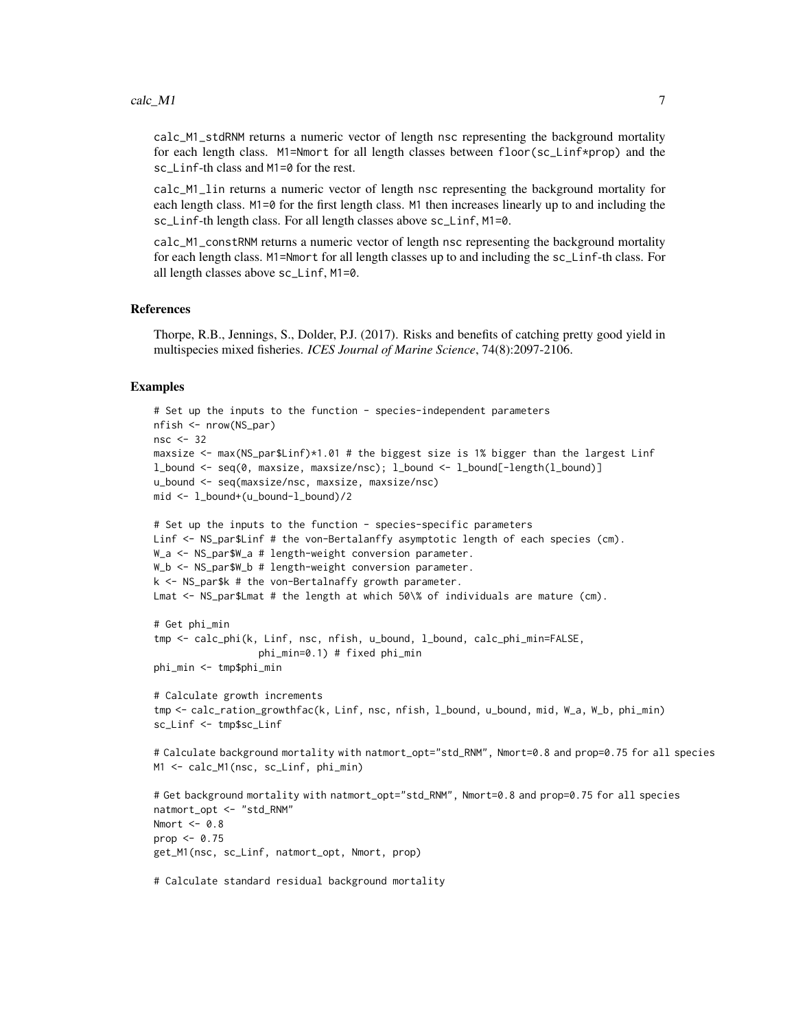calc_M1_stdRNM returns a numeric vector of length nsc representing the background mortality for each length class. M1=Nmort for all length classes between floor(sc_Linf*prop) and the sc_Linf-th class and M1=0 for the rest.

calc_M1_lin returns a numeric vector of length nsc representing the background mortality for each length class. M1=0 for the first length class. M1 then increases linearly up to and including the sc_Linf-th length class. For all length classes above sc_Linf, M1=0.

calc_M1_constRNM returns a numeric vector of length nsc representing the background mortality for each length class. M1=Nmort for all length classes up to and including the sc_Linf-th class. For all length classes above sc_Linf, M1=0.

### References

Thorpe, R.B., Jennings, S., Dolder, P.J. (2017). Risks and benefits of catching pretty good yield in multispecies mixed fisheries. *ICES Journal of Marine Science*, 74(8):2097-2106.

### Examples

```
# Set up the inputs to the function - species-independent parameters
nfish <- nrow(NS_par)
nsc <- 32
maxsize <- max(NS_par$Linf)*1.01 # the biggest size is 1% bigger than the largest Linf
l_bound <- seq(0, maxsize, maxsize/nsc); l_bound <- l_bound[-length(l_bound)]
u_bound <- seq(maxsize/nsc, maxsize, maxsize/nsc)
mid <- l_bound+(u_bound-l_bound)/2

# Set up the inputs to the function - species-specific parameters
Linf <- NS_par$Linf # the von-Bertalanffy asymptotic length of each species (cm).
W_a <- NS_par$W_a # length-weight conversion parameter.
W_b <- NS_par$W_b # length-weight conversion parameter.
k <- NS_par$k # the von-Bertalnaffy growth parameter.
Lmat <- NS_par$Lmat # the length at which 50\% of individuals are mature (cm).

# Get phi_min
tmp <- calc_phi(k, Linf, nsc, nfish, u_bound, l_bound, calc_phi_min=FALSE,
                  phi_min=0.1) # fixed phi_min
phi_min <- tmp$phi_min

# Calculate growth increments
tmp <- calc_ration_growthfac(k, Linf, nsc, nfish, l_bound, u_bound, mid, W_a, W_b, phi_min)
sc_Linf <- tmp$sc_Linf

# Calculate background mortality with natmort_opt="std_RNM", Nmort=0.8 and prop=0.75 for all species
M1 <- calc_M1(nsc, sc_Linf, phi_min)

# Get background mortality with natmort_opt="std_RNM", Nmort=0.8 and prop=0.75 for all species
natmort_opt <- "std_RNM"
Nmort <- 0.8
prop <- 0.75
get_M1(nsc, sc_Linf, natmort_opt, Nmort, prop)

# Calculate standard residual background mortality
```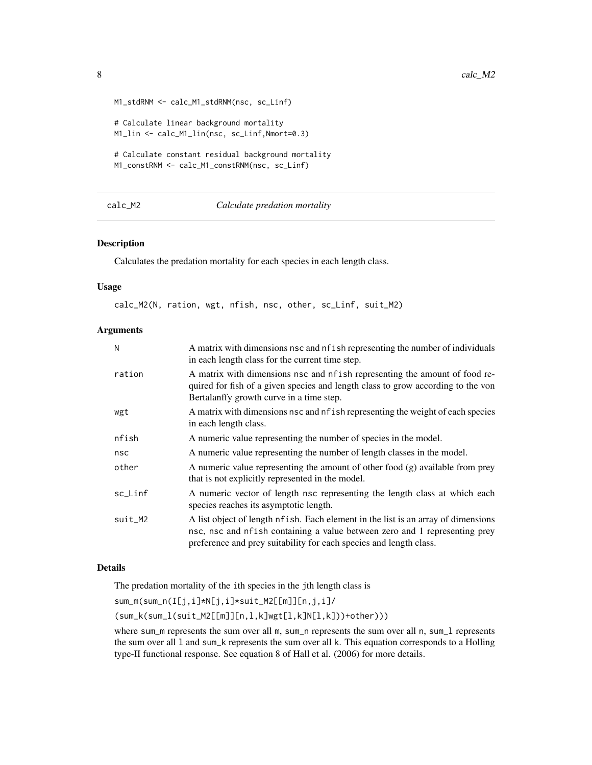```
M1_stdRNM <- calc_M1_stdRNM(nsc, sc_Linf)

# Calculate linear background mortality
M1_lin <- calc_M1_lin(nsc, sc_Linf,Nmort=0.3)

# Calculate constant residual background mortality
M1_constRNM <- calc_M1_constRNM(nsc, sc_Linf)
```

## calc_M2 &nbsp;&nbsp;&nbsp; *Calculate predation mortality*

### Description

Calculates the predation mortality for each species in each length class.

### Usage

```
calc_M2(N, ration, wgt, nfish, nsc, other, sc_Linf, suit_M2)
```

### Arguments

| | |
|---|---|
| N | A matrix with dimensions nsc and nfish representing the number of individuals in each length class for the current time step. |
| ration | A matrix with dimensions nsc and nfish representing the amount of food required for fish of a given species and length class to grow according to the von Bertalanffy growth curve in a time step. |
| wgt | A matrix with dimensions nsc and nfish representing the weight of each species in each length class. |
| nfish | A numeric value representing the number of species in the model. |
| nsc | A numeric value representing the number of length classes in the model. |
| other | A numeric value representing the amount of other food (g) available from prey that is not explicitly represented in the model. |
| sc_Linf | A numeric vector of length nsc representing the length class at which each species reaches its asymptotic length. |
| suit_M2 | A list object of length nfish. Each element in the list is an array of dimensions nsc, nsc and nfish containing a value between zero and 1 representing prey preference and prey suitability for each species and length class. |

### Details

The predation mortality of the ith species in the jth length class is

sum_m(sum_n(I[j,i]*N[j,i]*suit_M2[[m]][n,j,i]/

(sum_k(sum_l(suit_M2[[m]][n,l,k]wgt[l,k]N[l,k]))+other)))

where sum_m represents the sum over all m, sum_n represents the sum over all n, sum_l represents the sum over all l and sum_k represents the sum over all k. This equation corresponds to a Holling type-II functional response. See equation 8 of Hall et al. (2006) for more details.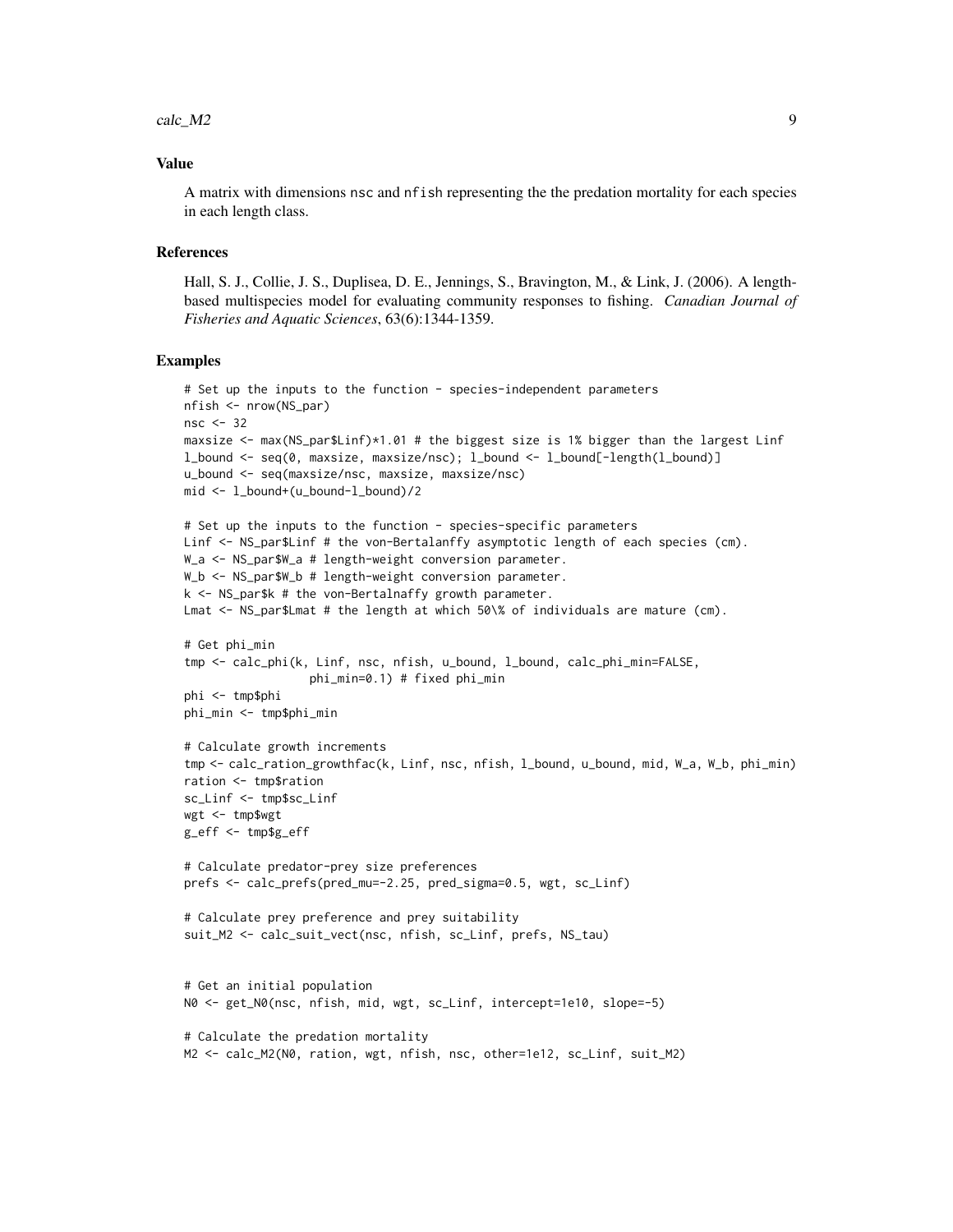## Value

A matrix with dimensions nsc and nfish representing the the predation mortality for each species in each length class.

## References

Hall, S. J., Collie, J. S., Duplisea, D. E., Jennings, S., Bravington, M., & Link, J. (2006). A length-based multispecies model for evaluating community responses to fishing. *Canadian Journal of Fisheries and Aquatic Sciences*, 63(6):1344-1359.

## Examples

```
# Set up the inputs to the function - species-independent parameters
nfish <- nrow(NS_par)
nsc <- 32
maxsize <- max(NS_par$Linf)*1.01 # the biggest size is 1% bigger than the largest Linf
l_bound <- seq(0, maxsize, maxsize/nsc); l_bound <- l_bound[-length(l_bound)]
u_bound <- seq(maxsize/nsc, maxsize, maxsize/nsc)
mid <- l_bound+(u_bound-l_bound)/2

# Set up the inputs to the function - species-specific parameters
Linf <- NS_par$Linf # the von-Bertalanffy asymptotic length of each species (cm).
W_a <- NS_par$W_a # length-weight conversion parameter.
W_b <- NS_par$W_b # length-weight conversion parameter.
k <- NS_par$k # the von-Bertalnaffy growth parameter.
Lmat <- NS_par$Lmat # the length at which 50\% of individuals are mature (cm).

# Get phi_min
tmp <- calc_phi(k, Linf, nsc, nfish, u_bound, l_bound, calc_phi_min=FALSE,
                 phi_min=0.1) # fixed phi_min
phi <- tmp$phi
phi_min <- tmp$phi_min

# Calculate growth increments
tmp <- calc_ration_growthfac(k, Linf, nsc, nfish, l_bound, u_bound, mid, W_a, W_b, phi_min)
ration <- tmp$ration
sc_Linf <- tmp$sc_Linf
wgt <- tmp$wgt
g_eff <- tmp$g_eff

# Calculate predator-prey size preferences
prefs <- calc_prefs(pred_mu=-2.25, pred_sigma=0.5, wgt, sc_Linf)

# Calculate prey preference and prey suitability
suit_M2 <- calc_suit_vect(nsc, nfish, sc_Linf, prefs, NS_tau)


# Get an initial population
N0 <- get_N0(nsc, nfish, mid, wgt, sc_Linf, intercept=1e10, slope=-5)

# Calculate the predation mortality
M2 <- calc_M2(N0, ration, wgt, nfish, nsc, other=1e12, sc_Linf, suit_M2)
```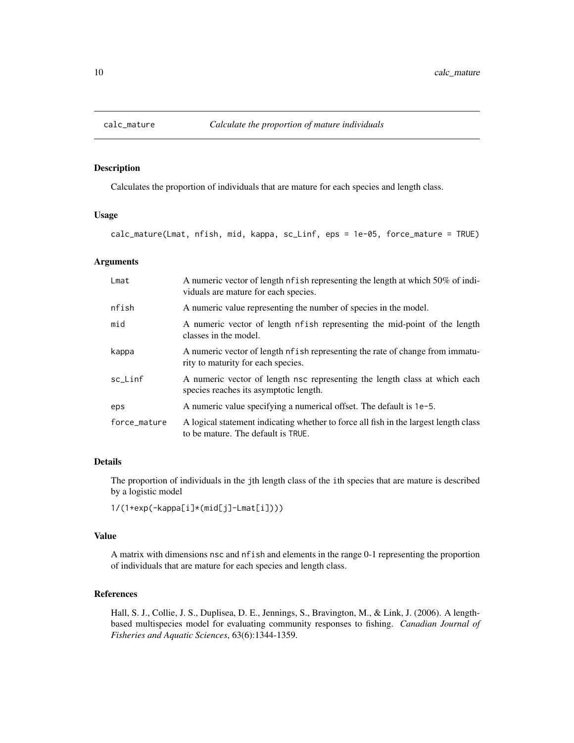# calc_mature — *Calculate the proportion of mature individuals*

## Description

Calculates the proportion of individuals that are mature for each species and length class.

## Usage

```
calc_mature(Lmat, nfish, mid, kappa, sc_Linf, eps = 1e-05, force_mature = TRUE)
```

## Arguments

| | |
|---|---|
| Lmat | A numeric vector of length nfish representing the length at which 50% of individuals are mature for each species. |
| nfish | A numeric value representing the number of species in the model. |
| mid | A numeric vector of length nfish representing the mid-point of the length classes in the model. |
| kappa | A numeric vector of length nfish representing the rate of change from immaturity to maturity for each species. |
| sc_Linf | A numeric vector of length nsc representing the length class at which each species reaches its asymptotic length. |
| eps | A numeric value specifying a numerical offset. The default is 1e-5. |
| force_mature | A logical statement indicating whether to force all fish in the largest length class to be mature. The default is TRUE. |

## Details

The proportion of individuals in the jth length class of the ith species that are mature is described by a logistic model

```
1/(1+exp(-kappa[i]*(mid[j]-Lmat[i])))
```

## Value

A matrix with dimensions nsc and nfish and elements in the range 0-1 representing the proportion of individuals that are mature for each species and length class.

## References

Hall, S. J., Collie, J. S., Duplisea, D. E., Jennings, S., Bravington, M., & Link, J. (2006). A length-based multispecies model for evaluating community responses to fishing. *Canadian Journal of Fisheries and Aquatic Sciences*, 63(6):1344-1359.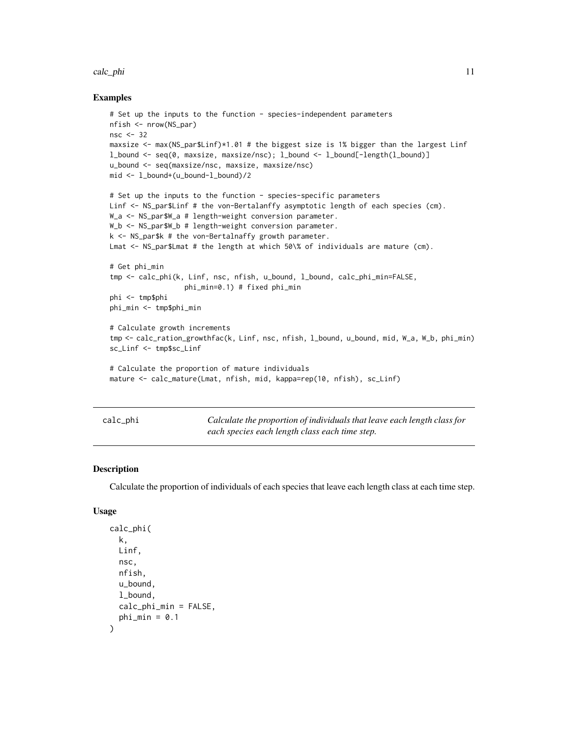## Examples

```
# Set up the inputs to the function - species-independent parameters
nfish <- nrow(NS_par)
nsc <- 32
maxsize <- max(NS_par$Linf)*1.01 # the biggest size is 1% bigger than the largest Linf
l_bound <- seq(0, maxsize, maxsize/nsc); l_bound <- l_bound[-length(l_bound)]
u_bound <- seq(maxsize/nsc, maxsize, maxsize/nsc)
mid <- l_bound+(u_bound-l_bound)/2

# Set up the inputs to the function - species-specific parameters
Linf <- NS_par$Linf # the von-Bertalanffy asymptotic length of each species (cm).
W_a <- NS_par$W_a # length-weight conversion parameter.
W_b <- NS_par$W_b # length-weight conversion parameter.
k <- NS_par$k # the von-Bertalnaffy growth parameter.
Lmat <- NS_par$Lmat # the length at which 50\% of individuals are mature (cm).

# Get phi_min
tmp <- calc_phi(k, Linf, nsc, nfish, u_bound, l_bound, calc_phi_min=FALSE,
                phi_min=0.1) # fixed phi_min
phi <- tmp$phi
phi_min <- tmp$phi_min

# Calculate growth increments
tmp <- calc_ration_growthfac(k, Linf, nsc, nfish, l_bound, u_bound, mid, W_a, W_b, phi_min)
sc_Linf <- tmp$sc_Linf

# Calculate the proportion of mature individuals
mature <- calc_mature(Lmat, nfish, mid, kappa=rep(10, nfish), sc_Linf)
```

---

## calc_phi — *Calculate the proportion of individuals that leave each length class for each species each length class each time step.*

---

### Description

Calculate the proportion of individuals of each species that leave each length class at each time step.

### Usage

```
calc_phi(
  k,
  Linf,
  nsc,
  nfish,
  u_bound,
  l_bound,
  calc_phi_min = FALSE,
  phi_min = 0.1
)
```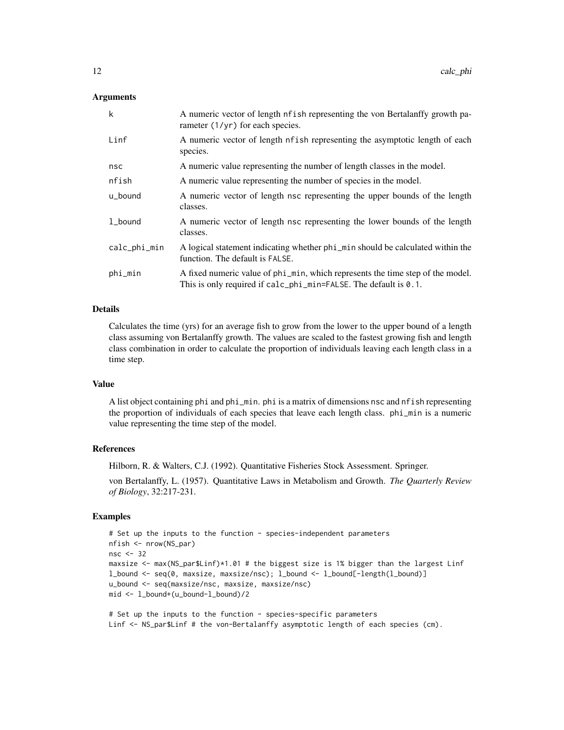### Arguments

| | |
|---|---|
| `k` | A numeric vector of length `nfish` representing the von Bertalanffy growth parameter (`1/yr`) for each species. |
| `Linf` | A numeric vector of length `nfish` representing the asymptotic length of each species. |
| `nsc` | A numeric value representing the number of length classes in the model. |
| `nfish` | A numeric value representing the number of species in the model. |
| `u_bound` | A numeric vector of length `nsc` representing the upper bounds of the length classes. |
| `l_bound` | A numeric vector of length `nsc` representing the lower bounds of the length classes. |
| `calc_phi_min` | A logical statement indicating whether `phi_min` should be calculated within the function. The default is `FALSE`. |
| `phi_min` | A fixed numeric value of `phi_min`, which represents the time step of the model. This is only required if `calc_phi_min=FALSE`. The default is `0.1`. |

### Details

Calculates the time (yrs) for an average fish to grow from the lower to the upper bound of a length class assuming von Bertalanffy growth. The values are scaled to the fastest growing fish and length class combination in order to calculate the proportion of individuals leaving each length class in a time step.

### Value

A list object containing `phi` and `phi_min`. `phi` is a matrix of dimensions `nsc` and `nfish` representing the proportion of individuals of each species that leave each length class. `phi_min` is a numeric value representing the time step of the model.

### References

Hilborn, R. & Walters, C.J. (1992). Quantitative Fisheries Stock Assessment. Springer.

von Bertalanffy, L. (1957). Quantitative Laws in Metabolism and Growth. *The Quarterly Review of Biology*, 32:217-231.

### Examples

```
# Set up the inputs to the function - species-independent parameters
nfish <- nrow(NS_par)
nsc <- 32
maxsize <- max(NS_par$Linf)*1.01 # the biggest size is 1% bigger than the largest Linf
l_bound <- seq(0, maxsize, maxsize/nsc); l_bound <- l_bound[-length(l_bound)]
u_bound <- seq(maxsize/nsc, maxsize, maxsize/nsc)
mid <- l_bound+(u_bound-l_bound)/2

# Set up the inputs to the function - species-specific parameters
Linf <- NS_par$Linf # the von-Bertalanffy asymptotic length of each species (cm).
```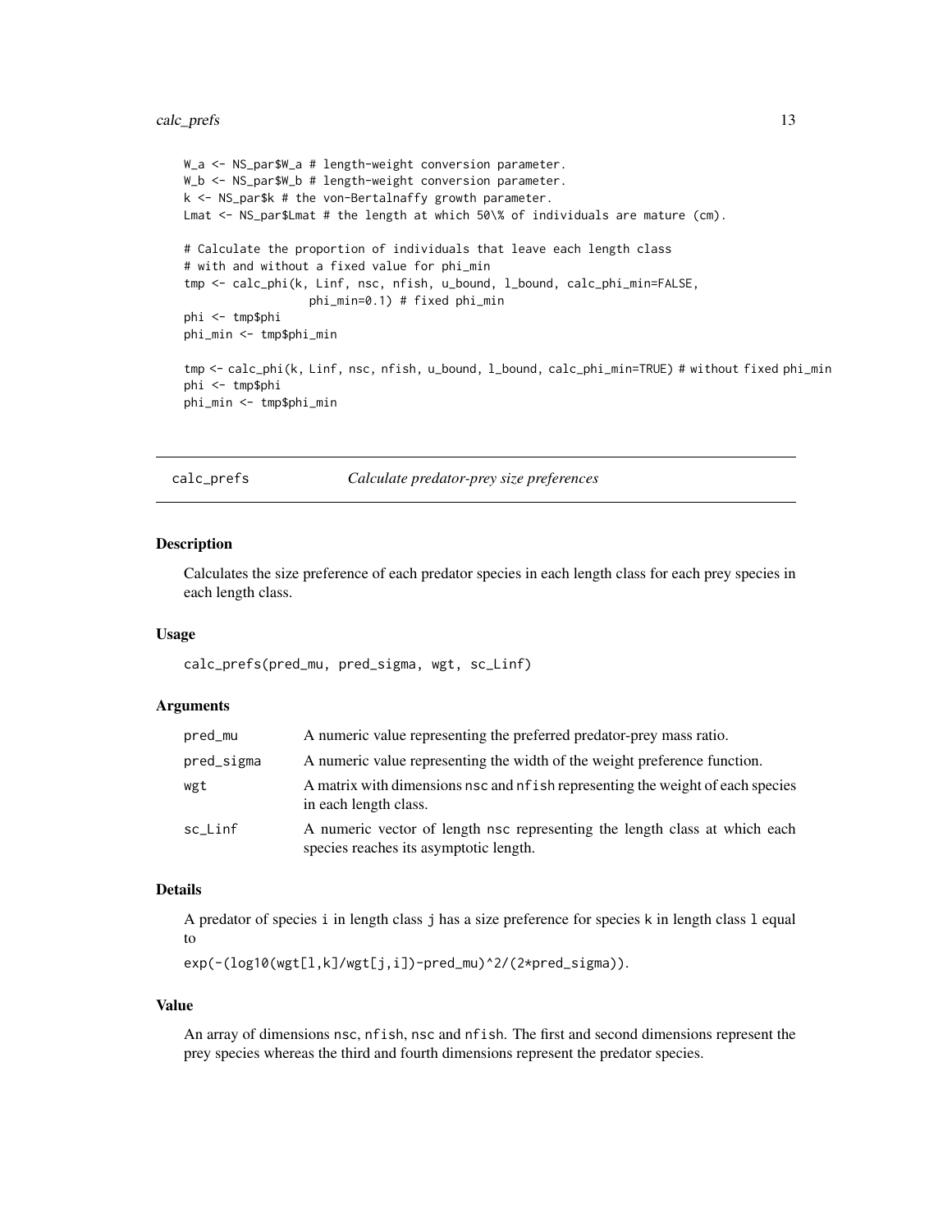```
W_a <- NS_par$W_a # length-weight conversion parameter.
W_b <- NS_par$W_b # length-weight conversion parameter.
k <- NS_par$k # the von-Bertalnaffy growth parameter.
Lmat <- NS_par$Lmat # the length at which 50\% of individuals are mature (cm).

# Calculate the proportion of individuals that leave each length class
# with and without a fixed value for phi_min
tmp <- calc_phi(k, Linf, nsc, nfish, u_bound, l_bound, calc_phi_min=FALSE,
                phi_min=0.1) # fixed phi_min
phi <- tmp$phi
phi_min <- tmp$phi_min

tmp <- calc_phi(k, Linf, nsc, nfish, u_bound, l_bound, calc_phi_min=TRUE) # without fixed phi_min
phi <- tmp$phi
phi_min <- tmp$phi_min
```

---

## calc_prefs — *Calculate predator-prey size preferences*

### Description

Calculates the size preference of each predator species in each length class for each prey species in each length class.

### Usage

```
calc_prefs(pred_mu, pred_sigma, wgt, sc_Linf)
```

### Arguments

| | |
|---|---|
| pred_mu | A numeric value representing the preferred predator-prey mass ratio. |
| pred_sigma | A numeric value representing the width of the weight preference function. |
| wgt | A matrix with dimensions nsc and nfish representing the weight of each species in each length class. |
| sc_Linf | A numeric vector of length nsc representing the length class at which each species reaches its asymptotic length. |

### Details

A predator of species i in length class j has a size preference for species k in length class l equal to

`exp(-(log10(wgt[l,k]/wgt[j,i])-pred_mu)^2/(2*pred_sigma))`.

### Value

An array of dimensions nsc, nfish, nsc and nfish. The first and second dimensions represent the prey species whereas the third and fourth dimensions represent the predator species.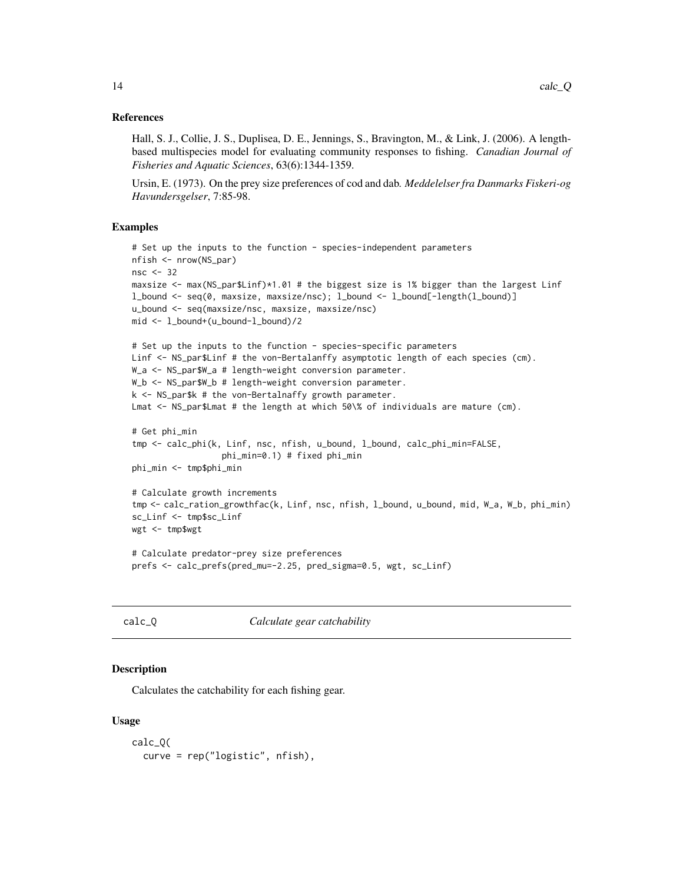### References

Hall, S. J., Collie, J. S., Duplisea, D. E., Jennings, S., Bravington, M., & Link, J. (2006). A length-based multispecies model for evaluating community responses to fishing. *Canadian Journal of Fisheries and Aquatic Sciences*, 63(6):1344-1359.

Ursin, E. (1973). On the prey size preferences of cod and dab. *Meddelelser fra Danmarks Fiskeri-og Havundersgelser*, 7:85-98.

### Examples

```
# Set up the inputs to the function - species-independent parameters
nfish <- nrow(NS_par)
nsc <- 32
maxsize <- max(NS_par$Linf)*1.01 # the biggest size is 1% bigger than the largest Linf
l_bound <- seq(0, maxsize, maxsize/nsc); l_bound <- l_bound[-length(l_bound)]
u_bound <- seq(maxsize/nsc, maxsize, maxsize/nsc)
mid <- l_bound+(u_bound-l_bound)/2

# Set up the inputs to the function - species-specific parameters
Linf <- NS_par$Linf # the von-Bertalanffy asymptotic length of each species (cm).
W_a <- NS_par$W_a # length-weight conversion parameter.
W_b <- NS_par$W_b # length-weight conversion parameter.
k <- NS_par$k # the von-Bertalnaffy growth parameter.
Lmat <- NS_par$Lmat # the length at which 50\% of individuals are mature (cm).

# Get phi_min
tmp <- calc_phi(k, Linf, nsc, nfish, u_bound, l_bound, calc_phi_min=FALSE,
                  phi_min=0.1) # fixed phi_min
phi_min <- tmp$phi_min

# Calculate growth increments
tmp <- calc_ration_growthfac(k, Linf, nsc, nfish, l_bound, u_bound, mid, W_a, W_b, phi_min)
sc_Linf <- tmp$sc_Linf
wgt <- tmp$wgt

# Calculate predator-prey size preferences
prefs <- calc_prefs(pred_mu=-2.25, pred_sigma=0.5, wgt, sc_Linf)
```

## calc_Q    *Calculate gear catchability*

### Description

Calculates the catchability for each fishing gear.

### Usage

```
calc_Q(
  curve = rep("logistic", nfish),
```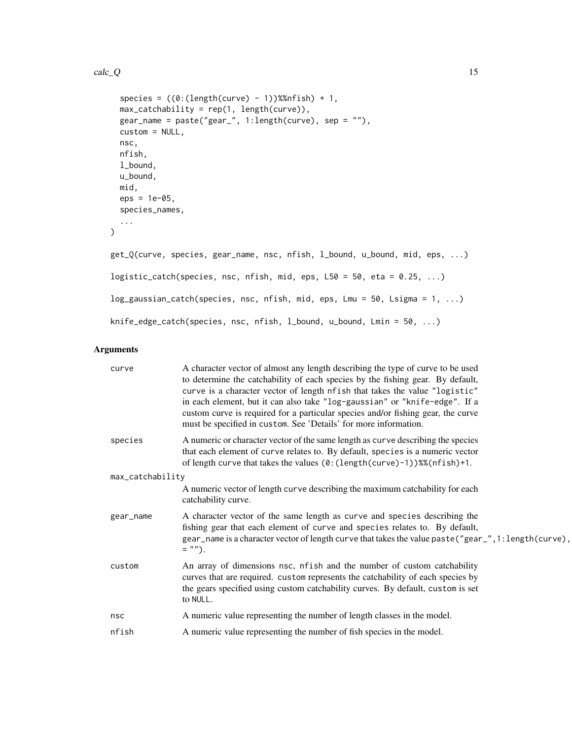```
  species = ((0:(length(curve) - 1))%%nfish) + 1,
  max_catchability = rep(1, length(curve)),
  gear_name = paste("gear_", 1:length(curve), sep = ""),
  custom = NULL,
  nsc,
  nfish,
  l_bound,
  u_bound,
  mid,
  eps = 1e-05,
  species_names,
  ...
)

get_Q(curve, species, gear_name, nsc, nfish, l_bound, u_bound, mid, eps, ...)

logistic_catch(species, nsc, nfish, mid, eps, L50 = 50, eta = 0.25, ...)

log_gaussian_catch(species, nsc, nfish, mid, eps, Lmu = 50, Lsigma = 1, ...)

knife_edge_catch(species, nsc, nfish, l_bound, u_bound, Lmin = 50, ...)
```

## Arguments

- `curve` — A character vector of almost any length describing the type of curve to be used to determine the catchability of each species by the fishing gear. By default, `curve` is a character vector of length `nfish` that takes the value `"logistic"` in each element, but it can also take `"log-gaussian"` or `"knife-edge"`. If a custom curve is required for a particular species and/or fishing gear, the curve must be specified in `custom`. See 'Details' for more information.
- `species` — A numeric or character vector of the same length as `curve` describing the species that each element of `curve` relates to. By default, `species` is a numeric vector of length `curve` that takes the values `(0:(length(curve)-1))%%(nfish)+1`.
- `max_catchability` — A numeric vector of length `curve` describing the maximum catchability for each catchability curve.
- `gear_name` — A character vector of the same length as `curve` and `species` describing the fishing gear that each element of `curve` and `species` relates to. By default, `gear_name` is a character vector of length `curve` that takes the value `paste("gear_",1:length(curve), = "")`.
- `custom` — An array of dimensions `nsc`, `nfish` and the number of custom catchability curves that are required. `custom` represents the catchability of each species by the gears specified using custom catchability curves. By default, `custom` is set to `NULL`.
- `nsc` — A numeric value representing the number of length classes in the model.
- `nfish` — A numeric value representing the number of fish species in the model.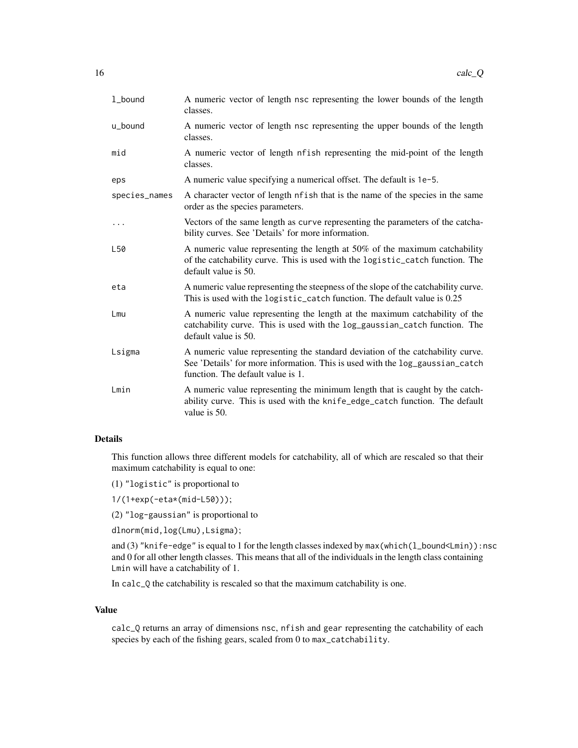| | |
|---|---|
| `l_bound` | A numeric vector of length `nsc` representing the lower bounds of the length classes. |
| `u_bound` | A numeric vector of length `nsc` representing the upper bounds of the length classes. |
| `mid` | A numeric vector of length `nfish` representing the mid-point of the length classes. |
| `eps` | A numeric value specifying a numerical offset. The default is `1e-5`. |
| `species_names` | A character vector of length `nfish` that is the name of the species in the same order as the species parameters. |
| `...` | Vectors of the same length as `curve` representing the parameters of the catchability curves. See 'Details' for more information. |
| `L50` | A numeric value representing the length at 50% of the maximum catchability of the catchability curve. This is used with the `logistic_catch` function. The default value is 50. |
| `eta` | A numeric value representing the steepness of the slope of the catchability curve. This is used with the `logistic_catch` function. The default value is 0.25 |
| `Lmu` | A numeric value representing the length at the maximum catchability of the catchability curve. This is used with the `log_gaussian_catch` function. The default value is 50. |
| `Lsigma` | A numeric value representing the standard deviation of the catchability curve. See 'Details' for more information. This is used with the `log_gaussian_catch` function. The default value is 1. |
| `Lmin` | A numeric value representing the minimum length that is caught by the catchability curve. This is used with the `knife_edge_catch` function. The default value is 50. |

### Details

This function allows three different models for catchability, all of which are rescaled so that their maximum catchability is equal to one:

(1) `"logistic"` is proportional to

`1/(1+exp(-eta*(mid-L50)));`

(2) `"log-gaussian"` is proportional to

`dlnorm(mid,log(Lmu),Lsigma);`

and (3) `"knife-edge"` is equal to 1 for the length classes indexed by `max(which(l_bound<Lmin)):nsc` and 0 for all other length classes. This means that all of the individuals in the length class containing `Lmin` will have a catchability of 1.

In `calc_Q` the catchability is rescaled so that the maximum catchability is one.

### Value

`calc_Q` returns an array of dimensions `nsc`, `nfish` and `gear` representing the catchability of each species by each of the fishing gears, scaled from 0 to `max_catchability`.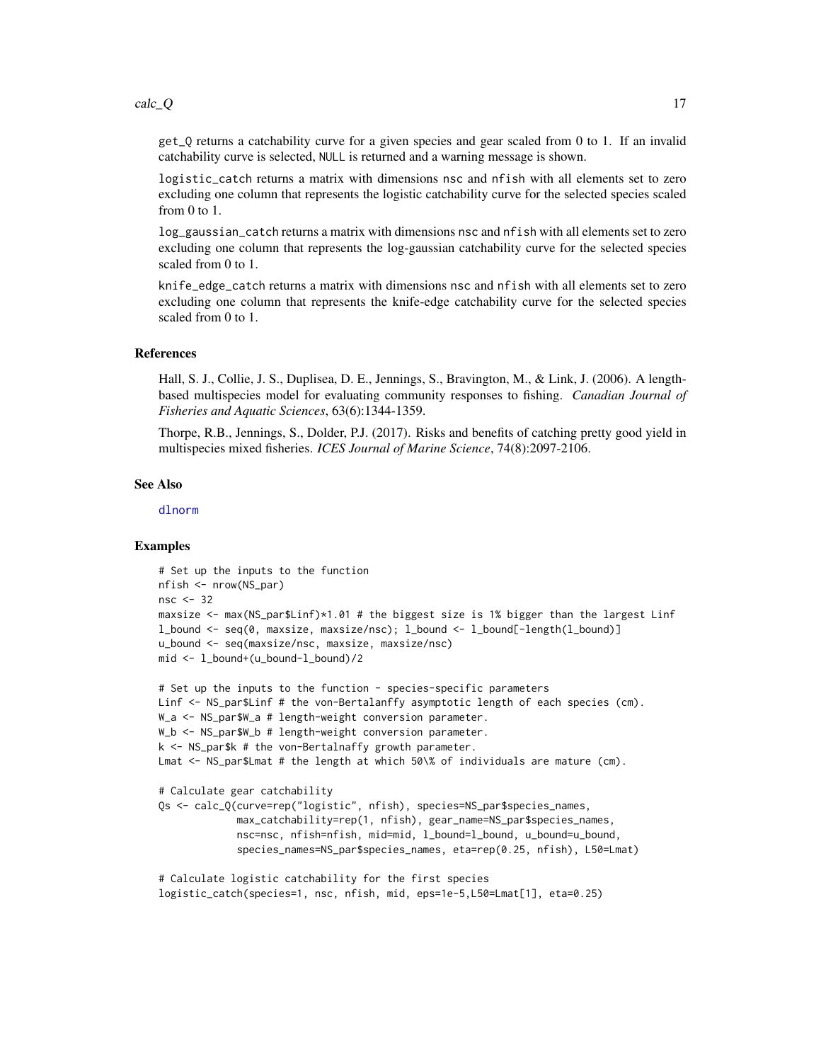get_Q returns a catchability curve for a given species and gear scaled from 0 to 1. If an invalid catchability curve is selected, NULL is returned and a warning message is shown.

logistic_catch returns a matrix with dimensions nsc and nfish with all elements set to zero excluding one column that represents the logistic catchability curve for the selected species scaled from 0 to 1.

log_gaussian_catch returns a matrix with dimensions nsc and nfish with all elements set to zero excluding one column that represents the log-gaussian catchability curve for the selected species scaled from 0 to 1.

knife_edge_catch returns a matrix with dimensions nsc and nfish with all elements set to zero excluding one column that represents the knife-edge catchability curve for the selected species scaled from 0 to 1.

## References

Hall, S. J., Collie, J. S., Duplisea, D. E., Jennings, S., Bravington, M., & Link, J. (2006). A length-based multispecies model for evaluating community responses to fishing. *Canadian Journal of Fisheries and Aquatic Sciences*, 63(6):1344-1359.

Thorpe, R.B., Jennings, S., Dolder, P.J. (2017). Risks and benefits of catching pretty good yield in multispecies mixed fisheries. *ICES Journal of Marine Science*, 74(8):2097-2106.

## See Also

dlnorm

## Examples

```
# Set up the inputs to the function
nfish <- nrow(NS_par)
nsc <- 32
maxsize <- max(NS_par$Linf)*1.01 # the biggest size is 1% bigger than the largest Linf
l_bound <- seq(0, maxsize, maxsize/nsc); l_bound <- l_bound[-length(l_bound)]
u_bound <- seq(maxsize/nsc, maxsize, maxsize/nsc)
mid <- l_bound+(u_bound-l_bound)/2

# Set up the inputs to the function - species-specific parameters
Linf <- NS_par$Linf # the von-Bertalanffy asymptotic length of each species (cm).
W_a <- NS_par$W_a # length-weight conversion parameter.
W_b <- NS_par$W_b # length-weight conversion parameter.
k <- NS_par$k # the von-Bertalnaffy growth parameter.
Lmat <- NS_par$Lmat # the length at which 50\% of individuals are mature (cm).

# Calculate gear catchability
Qs <- calc_Q(curve=rep("logistic", nfish), species=NS_par$species_names,
             max_catchability=rep(1, nfish), gear_name=NS_par$species_names,
             nsc=nsc, nfish=nfish, mid=mid, l_bound=l_bound, u_bound=u_bound,
             species_names=NS_par$species_names, eta=rep(0.25, nfish), L50=Lmat)

# Calculate logistic catchability for the first species
logistic_catch(species=1, nsc, nfish, mid, eps=1e-5,L50=Lmat[1], eta=0.25)
```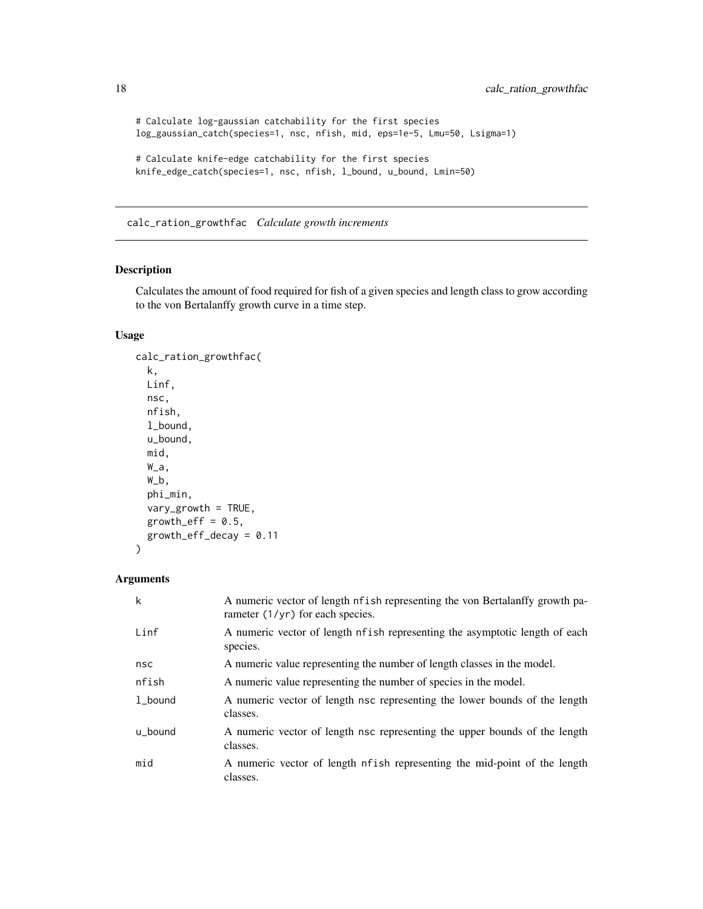```
# Calculate log-gaussian catchability for the first species
log_gaussian_catch(species=1, nsc, nfish, mid, eps=1e-5, Lmu=50, Lsigma=1)

# Calculate knife-edge catchability for the first species
knife_edge_catch(species=1, nsc, nfish, l_bound, u_bound, Lmin=50)
```

---

## calc_ration_growthfac *Calculate growth increments*

---

### Description

Calculates the amount of food required for fish of a given species and length class to grow according to the von Bertalanffy growth curve in a time step.

### Usage

```
calc_ration_growthfac(
  k,
  Linf,
  nsc,
  nfish,
  l_bound,
  u_bound,
  mid,
  W_a,
  W_b,
  phi_min,
  vary_growth = TRUE,
  growth_eff = 0.5,
  growth_eff_decay = 0.11
)
```

### Arguments

| | |
|---|---|
| k | A numeric vector of length nfish representing the von Bertalanffy growth parameter (1/yr) for each species. |
| Linf | A numeric vector of length nfish representing the asymptotic length of each species. |
| nsc | A numeric value representing the number of length classes in the model. |
| nfish | A numeric value representing the number of species in the model. |
| l_bound | A numeric vector of length nsc representing the lower bounds of the length classes. |
| u_bound | A numeric vector of length nsc representing the upper bounds of the length classes. |
| mid | A numeric vector of length nfish representing the mid-point of the length classes. |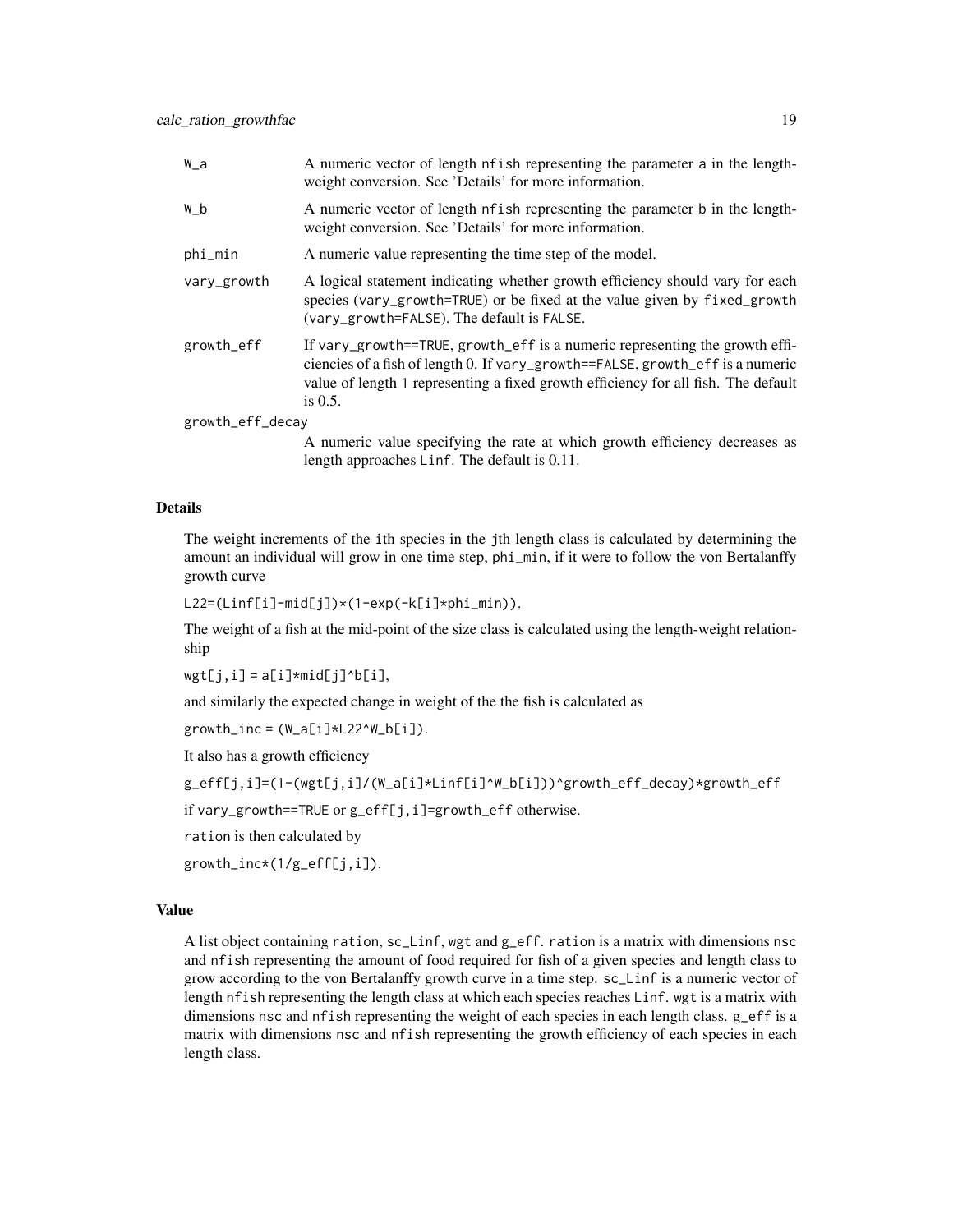| | |
|---|---|
| W_a | A numeric vector of length nfish representing the parameter a in the length-weight conversion. See 'Details' for more information. |
| W_b | A numeric vector of length nfish representing the parameter b in the length-weight conversion. See 'Details' for more information. |
| phi_min | A numeric value representing the time step of the model. |
| vary_growth | A logical statement indicating whether growth efficiency should vary for each species (vary_growth=TRUE) or be fixed at the value given by fixed_growth (vary_growth=FALSE). The default is FALSE. |
| growth_eff | If vary_growth==TRUE, growth_eff is a numeric representing the growth efficiencies of a fish of length 0. If vary_growth==FALSE, growth_eff is a numeric value of length 1 representing a fixed growth efficiency for all fish. The default is 0.5. |
| growth_eff_decay | A numeric value specifying the rate at which growth efficiency decreases as length approaches Linf. The default is 0.11. |

## Details

The weight increments of the ith species in the jth length class is calculated by determining the amount an individual will grow in one time step, phi_min, if it were to follow the von Bertalanffy growth curve

`L22=(Linf[i]-mid[j])*(1-exp(-k[i]*phi_min))`.

The weight of a fish at the mid-point of the size class is calculated using the length-weight relationship

`wgt[j,i] = a[i]*mid[j]^b[i]`,

and similarly the expected change in weight of the the fish is calculated as

`growth_inc = (W_a[i]*L22^W_b[i])`.

It also has a growth efficiency

`g_eff[j,i]=(1-(wgt[j,i]/(W_a[i]*Linf[i]^W_b[i]))^growth_eff_decay)*growth_eff`

if vary_growth==TRUE or g_eff[j,i]=growth_eff otherwise.

ration is then calculated by

`growth_inc*(1/g_eff[j,i])`.

## Value

A list object containing ration, sc_Linf, wgt and g_eff. ration is a matrix with dimensions nsc and nfish representing the amount of food required for fish of a given species and length class to grow according to the von Bertalanffy growth curve in a time step. sc_Linf is a numeric vector of length nfish representing the length class at which each species reaches Linf. wgt is a matrix with dimensions nsc and nfish representing the weight of each species in each length class. g_eff is a matrix with dimensions nsc and nfish representing the growth efficiency of each species in each length class.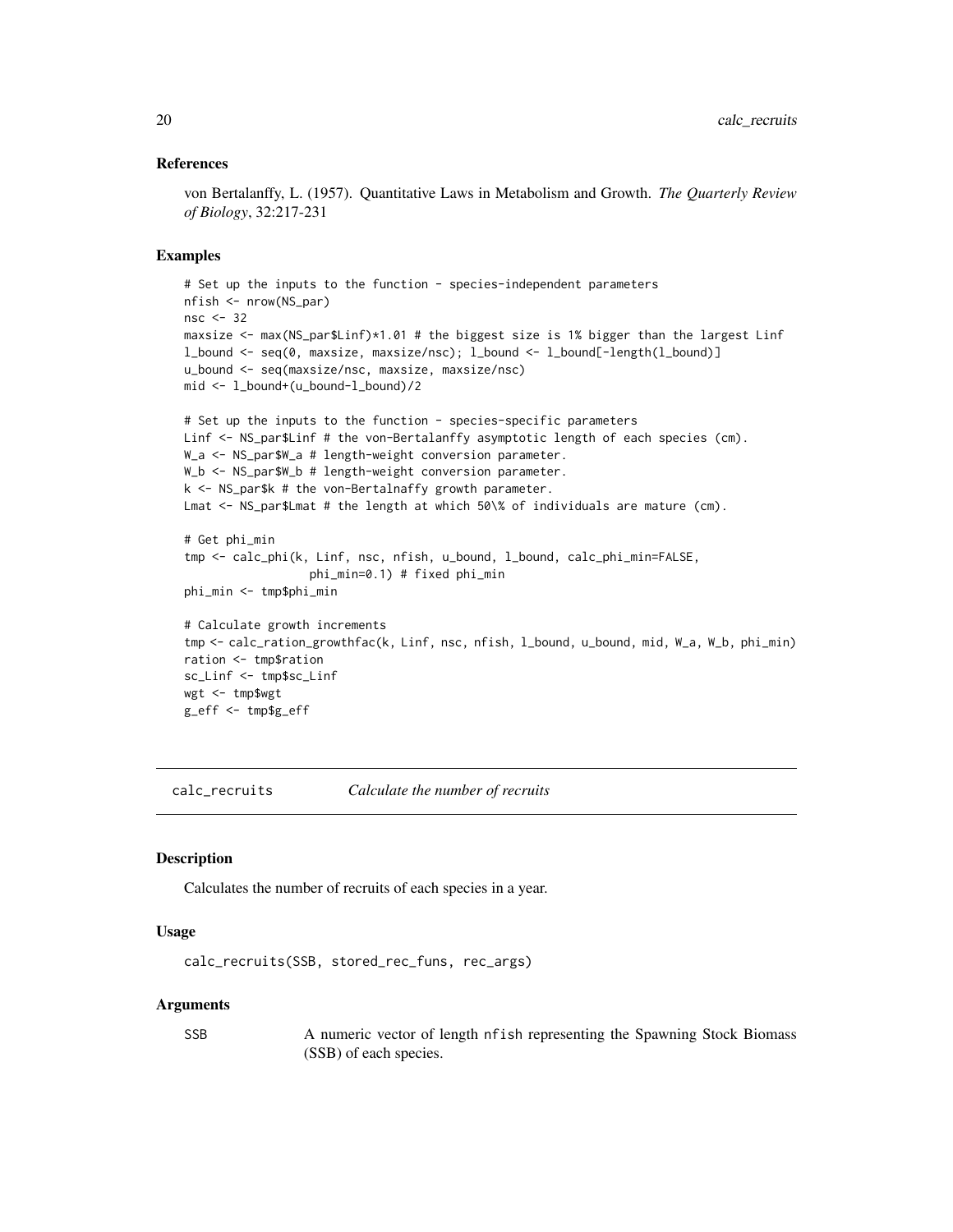### References

von Bertalanffy, L. (1957). Quantitative Laws in Metabolism and Growth. *The Quarterly Review of Biology*, 32:217-231

### Examples

```
# Set up the inputs to the function - species-independent parameters
nfish <- nrow(NS_par)
nsc <- 32
maxsize <- max(NS_par$Linf)*1.01 # the biggest size is 1% bigger than the largest Linf
l_bound <- seq(0, maxsize, maxsize/nsc); l_bound <- l_bound[-length(l_bound)]
u_bound <- seq(maxsize/nsc, maxsize, maxsize/nsc)
mid <- l_bound+(u_bound-l_bound)/2

# Set up the inputs to the function - species-specific parameters
Linf <- NS_par$Linf # the von-Bertalanffy asymptotic length of each species (cm).
W_a <- NS_par$W_a # length-weight conversion parameter.
W_b <- NS_par$W_b # length-weight conversion parameter.
k <- NS_par$k # the von-Bertalnaffy growth parameter.
Lmat <- NS_par$Lmat # the length at which 50\% of individuals are mature (cm).

# Get phi_min
tmp <- calc_phi(k, Linf, nsc, nfish, u_bound, l_bound, calc_phi_min=FALSE,
                  phi_min=0.1) # fixed phi_min
phi_min <- tmp$phi_min

# Calculate growth increments
tmp <- calc_ration_growthfac(k, Linf, nsc, nfish, l_bound, u_bound, mid, W_a, W_b, phi_min)
ration <- tmp$ration
sc_Linf <- tmp$sc_Linf
wgt <- tmp$wgt
g_eff <- tmp$g_eff
```

---

## calc_recruits — *Calculate the number of recruits*

---

### Description

Calculates the number of recruits of each species in a year.

### Usage

```
calc_recruits(SSB, stored_rec_funs, rec_args)
```

### Arguments

| | |
|---|---|
| SSB | A numeric vector of length nfish representing the Spawning Stock Biomass (SSB) of each species. |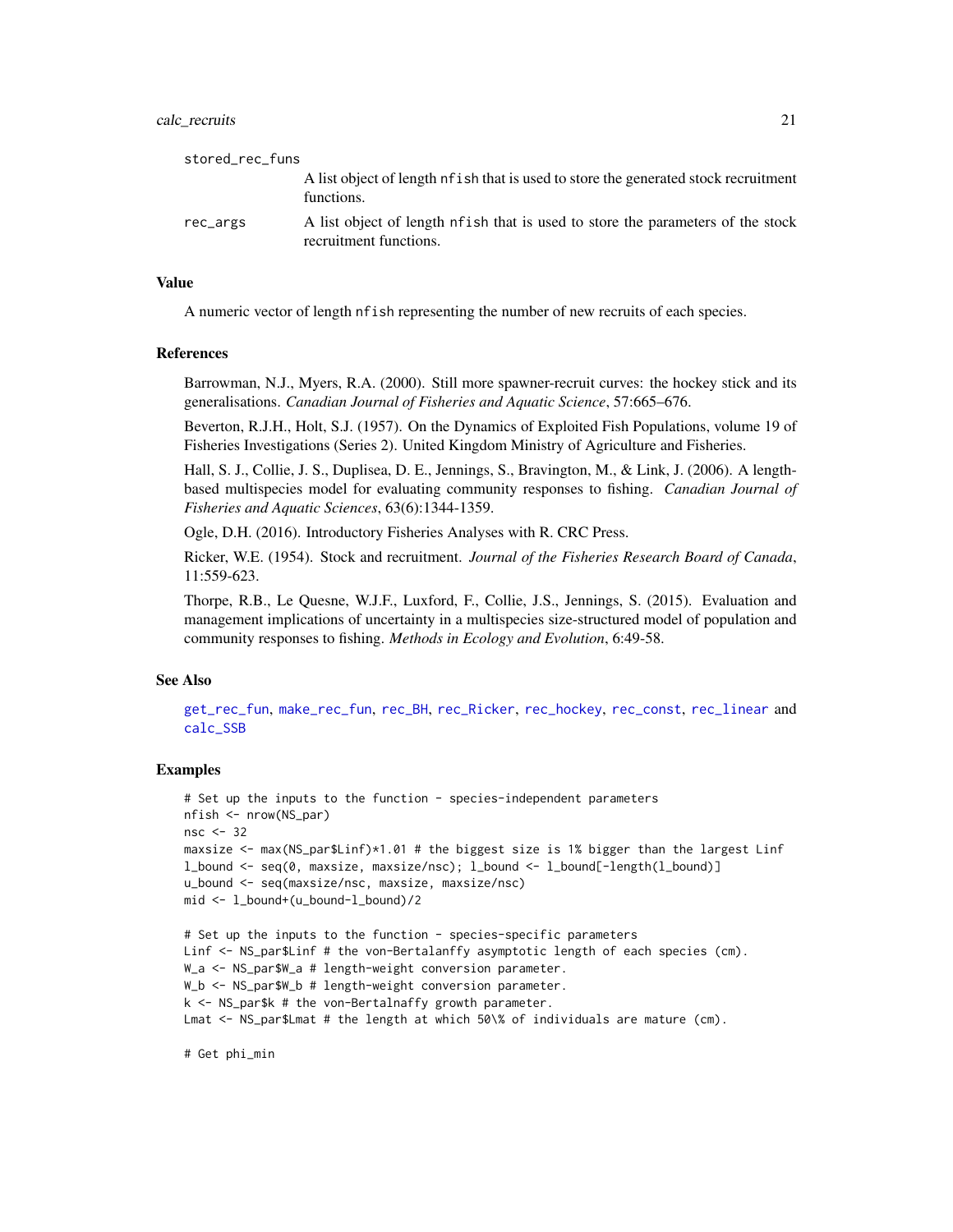stored_rec_funs
: A list object of length nfish that is used to store the generated stock recruitment functions.

rec_args
: A list object of length nfish that is used to store the parameters of the stock recruitment functions.

### Value

A numeric vector of length nfish representing the number of new recruits of each species.

### References

Barrowman, N.J., Myers, R.A. (2000). Still more spawner-recruit curves: the hockey stick and its generalisations. *Canadian Journal of Fisheries and Aquatic Science*, 57:665–676.

Beverton, R.J.H., Holt, S.J. (1957). On the Dynamics of Exploited Fish Populations, volume 19 of Fisheries Investigations (Series 2). United Kingdom Ministry of Agriculture and Fisheries.

Hall, S. J., Collie, J. S., Duplisea, D. E., Jennings, S., Bravington, M., & Link, J. (2006). A length-based multispecies model for evaluating community responses to fishing. *Canadian Journal of Fisheries and Aquatic Sciences*, 63(6):1344-1359.

Ogle, D.H. (2016). Introductory Fisheries Analyses with R. CRC Press.

Ricker, W.E. (1954). Stock and recruitment. *Journal of the Fisheries Research Board of Canada*, 11:559-623.

Thorpe, R.B., Le Quesne, W.J.F., Luxford, F., Collie, J.S., Jennings, S. (2015). Evaluation and management implications of uncertainty in a multispecies size-structured model of population and community responses to fishing. *Methods in Ecology and Evolution*, 6:49-58.

### See Also

get_rec_fun, make_rec_fun, rec_BH, rec_Ricker, rec_hockey, rec_const, rec_linear and calc_SSB

### Examples

```
# Set up the inputs to the function - species-independent parameters
nfish <- nrow(NS_par)
nsc <- 32
maxsize <- max(NS_par$Linf)*1.01 # the biggest size is 1% bigger than the largest Linf
l_bound <- seq(0, maxsize, maxsize/nsc); l_bound <- l_bound[-length(l_bound)]
u_bound <- seq(maxsize/nsc, maxsize, maxsize/nsc)
mid <- l_bound+(u_bound-l_bound)/2

# Set up the inputs to the function - species-specific parameters
Linf <- NS_par$Linf # the von-Bertalanffy asymptotic length of each species (cm).
W_a <- NS_par$W_a # length-weight conversion parameter.
W_b <- NS_par$W_b # length-weight conversion parameter.
k <- NS_par$k # the von-Bertalnaffy growth parameter.
Lmat <- NS_par$Lmat # the length at which 50\% of individuals are mature (cm).

# Get phi_min
```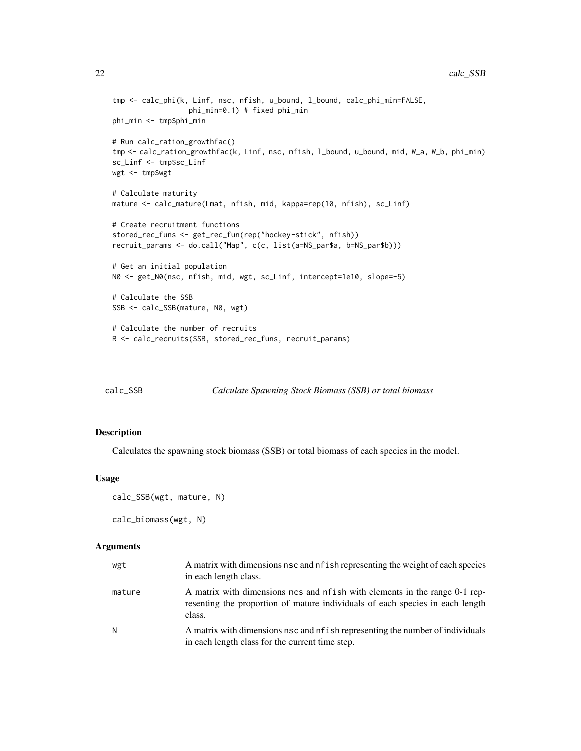```
tmp <- calc_phi(k, Linf, nsc, nfish, u_bound, l_bound, calc_phi_min=FALSE,
                phi_min=0.1) # fixed phi_min
phi_min <- tmp$phi_min

# Run calc_ration_growthfac()
tmp <- calc_ration_growthfac(k, Linf, nsc, nfish, l_bound, u_bound, mid, W_a, W_b, phi_min)
sc_Linf <- tmp$sc_Linf
wgt <- tmp$wgt

# Calculate maturity
mature <- calc_mature(Lmat, nfish, mid, kappa=rep(10, nfish), sc_Linf)

# Create recruitment functions
stored_rec_funs <- get_rec_fun(rep("hockey-stick", nfish))
recruit_params <- do.call("Map", c(c, list(a=NS_par$a, b=NS_par$b)))

# Get an initial population
N0 <- get_N0(nsc, nfish, mid, wgt, sc_Linf, intercept=1e10, slope=-5)

# Calculate the SSB
SSB <- calc_SSB(mature, N0, wgt)

# Calculate the number of recruits
R <- calc_recruits(SSB, stored_rec_funs, recruit_params)
```

---

## calc_SSB — *Calculate Spawning Stock Biomass (SSB) or total biomass*

### Description

Calculates the spawning stock biomass (SSB) or total biomass of each species in the model.

### Usage

```
calc_SSB(wgt, mature, N)

calc_biomass(wgt, N)
```

### Arguments

| | |
|---|---|
| wgt | A matrix with dimensions nsc and nfish representing the weight of each species in each length class. |
| mature | A matrix with dimensions ncs and nfish with elements in the range 0-1 representing the proportion of mature individuals of each species in each length class. |
| N | A matrix with dimensions nsc and nfish representing the number of individuals in each length class for the current time step. |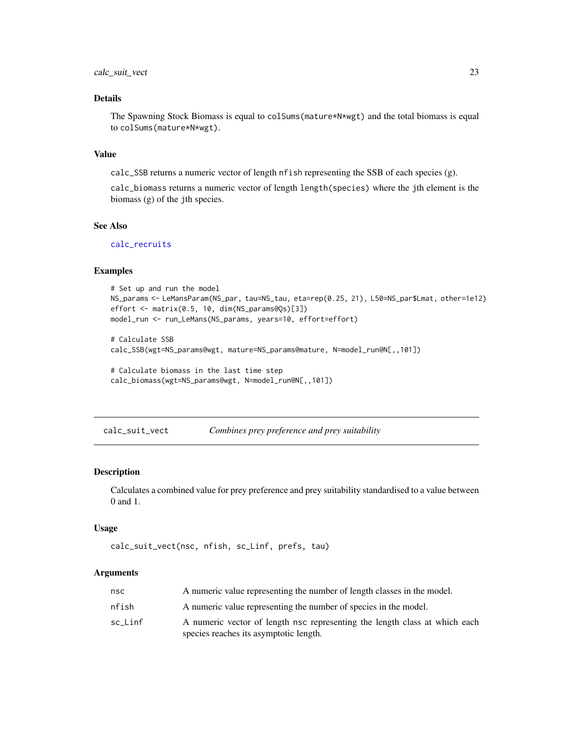## Details

The Spawning Stock Biomass is equal to `colSums(mature*N*wgt)` and the total biomass is equal to `colSums(mature*N*wgt)`.

## Value

`calc_SSB` returns a numeric vector of length `nfish` representing the SSB of each species (g).

`calc_biomass` returns a numeric vector of length `length(species)` where the `j`th element is the biomass (g) of the `j`th species.

## See Also

`calc_recruits`

## Examples

```
# Set up and run the model
NS_params <- LeMansParam(NS_par, tau=NS_tau, eta=rep(0.25, 21), L50=NS_par$Lmat, other=1e12)
effort <- matrix(0.5, 10, dim(NS_params@Qs)[3])
model_run <- run_LeMans(NS_params, years=10, effort=effort)

# Calculate SSB
calc_SSB(wgt=NS_params@wgt, mature=NS_params@mature, N=model_run@N[,,101])

# Calculate biomass in the last time step
calc_biomass(wgt=NS_params@wgt, N=model_run@N[,,101])
```

---

# calc_suit_vect — *Combines prey preference and prey suitability*

## Description

Calculates a combined value for prey preference and prey suitability standardised to a value between 0 and 1.

## Usage

```
calc_suit_vect(nsc, nfish, sc_Linf, prefs, tau)
```

## Arguments

| | |
|---|---|
| `nsc` | A numeric value representing the number of length classes in the model. |
| `nfish` | A numeric value representing the number of species in the model. |
| `sc_Linf` | A numeric vector of length `nsc` representing the length class at which each species reaches its asymptotic length. |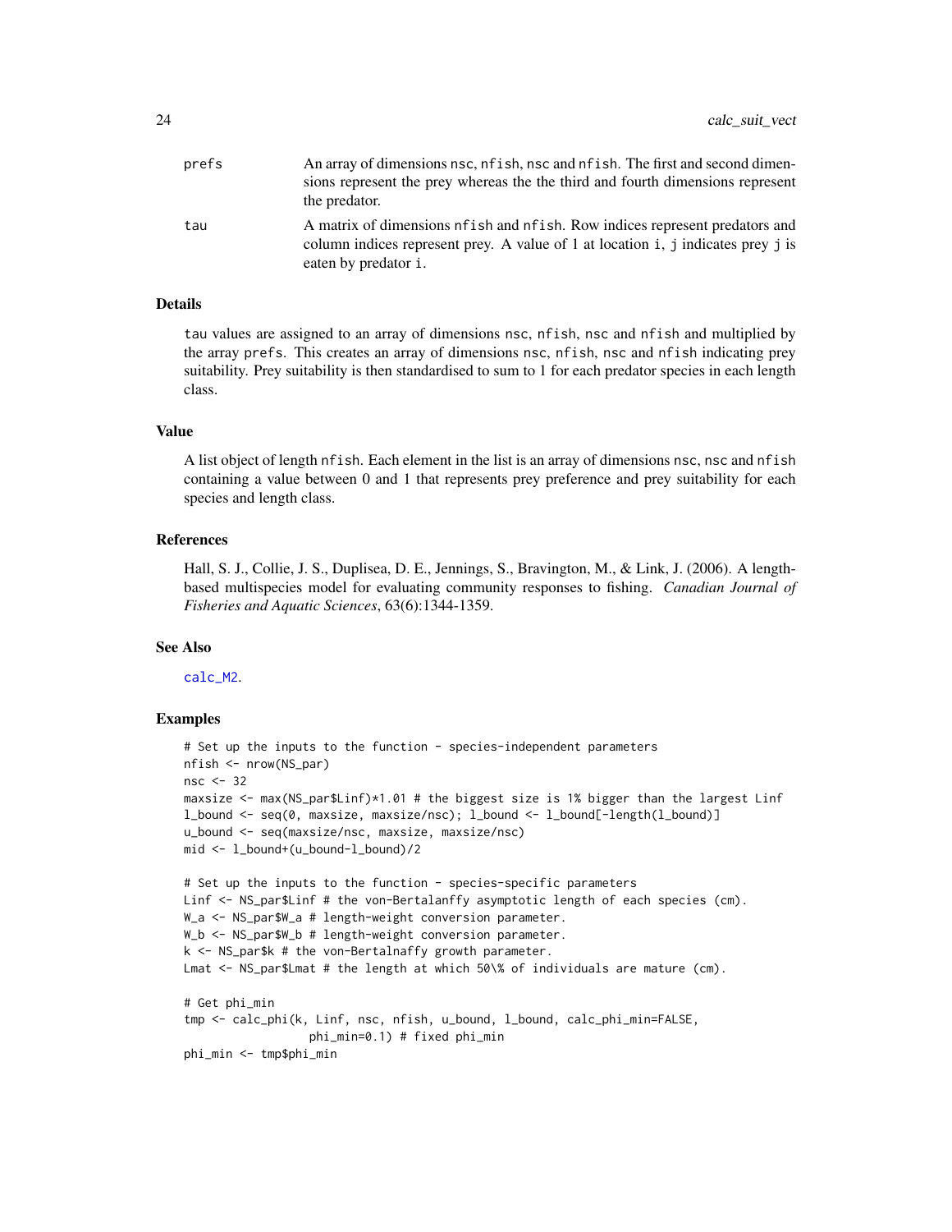prefs
: An array of dimensions nsc, nfish, nsc and nfish. The first and second dimensions represent the prey whereas the the third and fourth dimensions represent the predator.

tau
: A matrix of dimensions nfish and nfish. Row indices represent predators and column indices represent prey. A value of 1 at location i, j indicates prey j is eaten by predator i.

### Details

tau values are assigned to an array of dimensions nsc, nfish, nsc and nfish and multiplied by the array prefs. This creates an array of dimensions nsc, nfish, nsc and nfish indicating prey suitability. Prey suitability is then standardised to sum to 1 for each predator species in each length class.

### Value

A list object of length nfish. Each element in the list is an array of dimensions nsc, nsc and nfish containing a value between 0 and 1 that represents prey preference and prey suitability for each species and length class.

### References

Hall, S. J., Collie, J. S., Duplisea, D. E., Jennings, S., Bravington, M., & Link, J. (2006). A length-based multispecies model for evaluating community responses to fishing. *Canadian Journal of Fisheries and Aquatic Sciences*, 63(6):1344-1359.

### See Also

calc_M2.

### Examples

```
# Set up the inputs to the function - species-independent parameters
nfish <- nrow(NS_par)
nsc <- 32
maxsize <- max(NS_par$Linf)*1.01 # the biggest size is 1% bigger than the largest Linf
l_bound <- seq(0, maxsize, maxsize/nsc); l_bound <- l_bound[-length(l_bound)]
u_bound <- seq(maxsize/nsc, maxsize, maxsize/nsc)
mid <- l_bound+(u_bound-l_bound)/2

# Set up the inputs to the function - species-specific parameters
Linf <- NS_par$Linf # the von-Bertalanffy asymptotic length of each species (cm).
W_a <- NS_par$W_a # length-weight conversion parameter.
W_b <- NS_par$W_b # length-weight conversion parameter.
k <- NS_par$k # the von-Bertalnaffy growth parameter.
Lmat <- NS_par$Lmat # the length at which 50\% of individuals are mature (cm).

# Get phi_min
tmp <- calc_phi(k, Linf, nsc, nfish, u_bound, l_bound, calc_phi_min=FALSE,
                  phi_min=0.1) # fixed phi_min
phi_min <- tmp$phi_min
```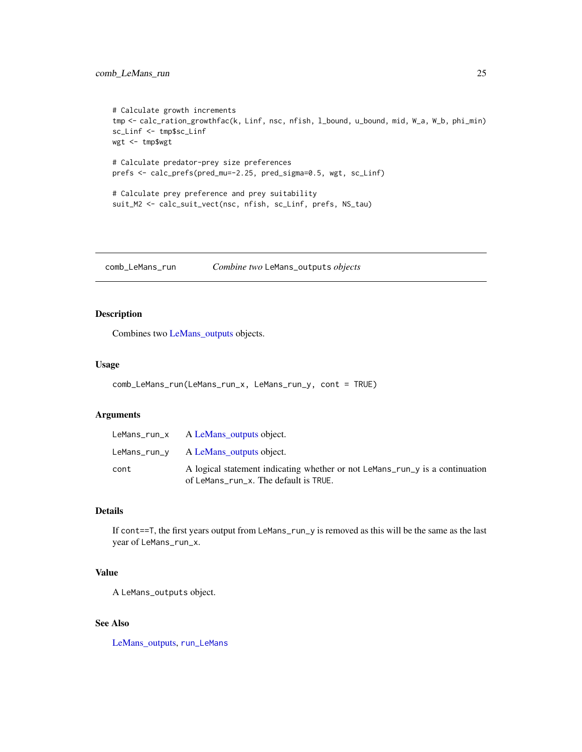```
# Calculate growth increments
tmp <- calc_ration_growthfac(k, Linf, nsc, nfish, l_bound, u_bound, mid, W_a, W_b, phi_min)
sc_Linf <- tmp$sc_Linf
wgt <- tmp$wgt

# Calculate predator-prey size preferences
prefs <- calc_prefs(pred_mu=-2.25, pred_sigma=0.5, wgt, sc_Linf)

# Calculate prey preference and prey suitability
suit_M2 <- calc_suit_vect(nsc, nfish, sc_Linf, prefs, NS_tau)
```

---

## comb_LeMans_run — *Combine two* LeMans_outputs *objects*

### Description

Combines two LeMans_outputs objects.

### Usage

```
comb_LeMans_run(LeMans_run_x, LeMans_run_y, cont = TRUE)
```

### Arguments

| | |
|---|---|
| LeMans_run_x | A LeMans_outputs object. |
| LeMans_run_y | A LeMans_outputs object. |
| cont | A logical statement indicating whether or not LeMans_run_y is a continuation of LeMans_run_x. The default is TRUE. |

### Details

If cont==T, the first years output from LeMans_run_y is removed as this will be the same as the last year of LeMans_run_x.

### Value

A LeMans_outputs object.

### See Also

LeMans_outputs, run_LeMans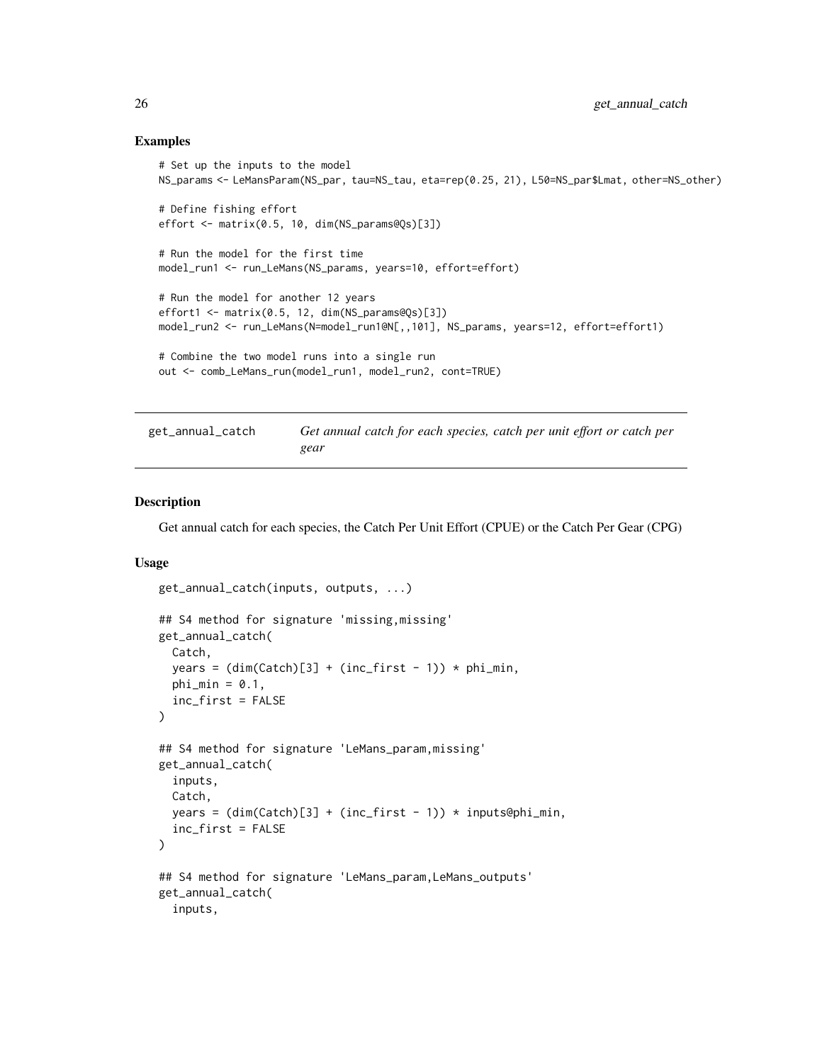## Examples

```
# Set up the inputs to the model
NS_params <- LeMansParam(NS_par, tau=NS_tau, eta=rep(0.25, 21), L50=NS_par$Lmat, other=NS_other)

# Define fishing effort
effort <- matrix(0.5, 10, dim(NS_params@Qs)[3])

# Run the model for the first time
model_run1 <- run_LeMans(NS_params, years=10, effort=effort)

# Run the model for another 12 years
effort1 <- matrix(0.5, 12, dim(NS_params@Qs)[3])
model_run2 <- run_LeMans(N=model_run1@N[,,101], NS_params, years=12, effort=effort1)

# Combine the two model runs into a single run
out <- comb_LeMans_run(model_run1, model_run2, cont=TRUE)
```

---

get_annual_catch *Get annual catch for each species, catch per unit effort or catch per gear*

---

## Description

Get annual catch for each species, the Catch Per Unit Effort (CPUE) or the Catch Per Gear (CPG)

## Usage

```
get_annual_catch(inputs, outputs, ...)

## S4 method for signature 'missing,missing'
get_annual_catch(
  Catch,
  years = (dim(Catch)[3] + (inc_first - 1)) * phi_min,
  phi_min = 0.1,
  inc_first = FALSE
)

## S4 method for signature 'LeMans_param,missing'
get_annual_catch(
  inputs,
  Catch,
  years = (dim(Catch)[3] + (inc_first - 1)) * inputs@phi_min,
  inc_first = FALSE
)

## S4 method for signature 'LeMans_param,LeMans_outputs'
get_annual_catch(
  inputs,
```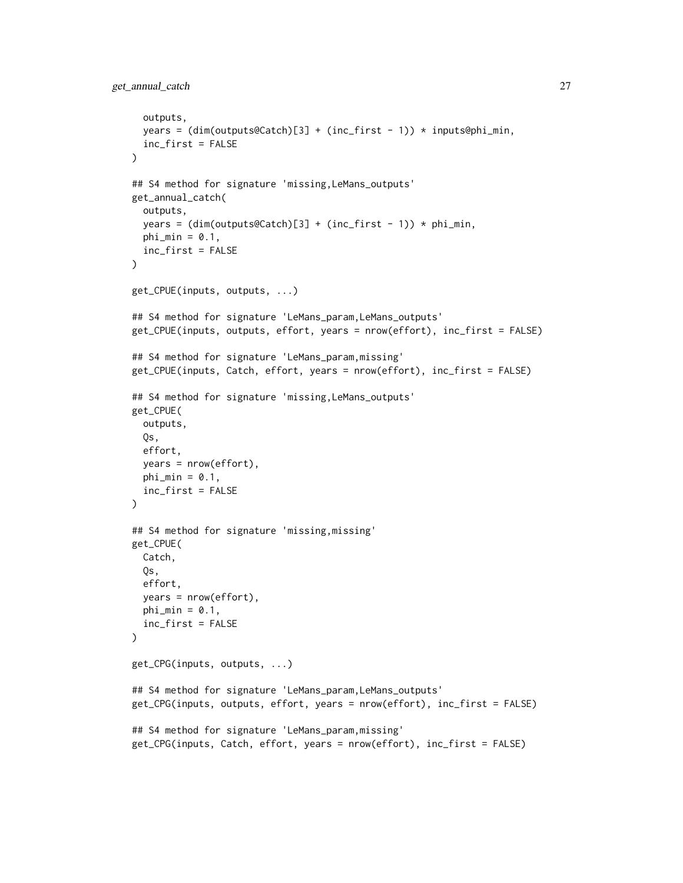```
  outputs,
  years = (dim(outputs@Catch)[3] + (inc_first - 1)) * inputs@phi_min,
  inc_first = FALSE
)

## S4 method for signature 'missing,LeMans_outputs'
get_annual_catch(
  outputs,
  years = (dim(outputs@Catch)[3] + (inc_first - 1)) * phi_min,
  phi_min = 0.1,
  inc_first = FALSE
)

get_CPUE(inputs, outputs, ...)

## S4 method for signature 'LeMans_param,LeMans_outputs'
get_CPUE(inputs, outputs, effort, years = nrow(effort), inc_first = FALSE)

## S4 method for signature 'LeMans_param,missing'
get_CPUE(inputs, Catch, effort, years = nrow(effort), inc_first = FALSE)

## S4 method for signature 'missing,LeMans_outputs'
get_CPUE(
  outputs,
  Qs,
  effort,
  years = nrow(effort),
  phi_min = 0.1,
  inc_first = FALSE
)

## S4 method for signature 'missing,missing'
get_CPUE(
  Catch,
  Qs,
  effort,
  years = nrow(effort),
  phi_min = 0.1,
  inc_first = FALSE
)

get_CPG(inputs, outputs, ...)

## S4 method for signature 'LeMans_param,LeMans_outputs'
get_CPG(inputs, outputs, effort, years = nrow(effort), inc_first = FALSE)

## S4 method for signature 'LeMans_param,missing'
get_CPG(inputs, Catch, effort, years = nrow(effort), inc_first = FALSE)
```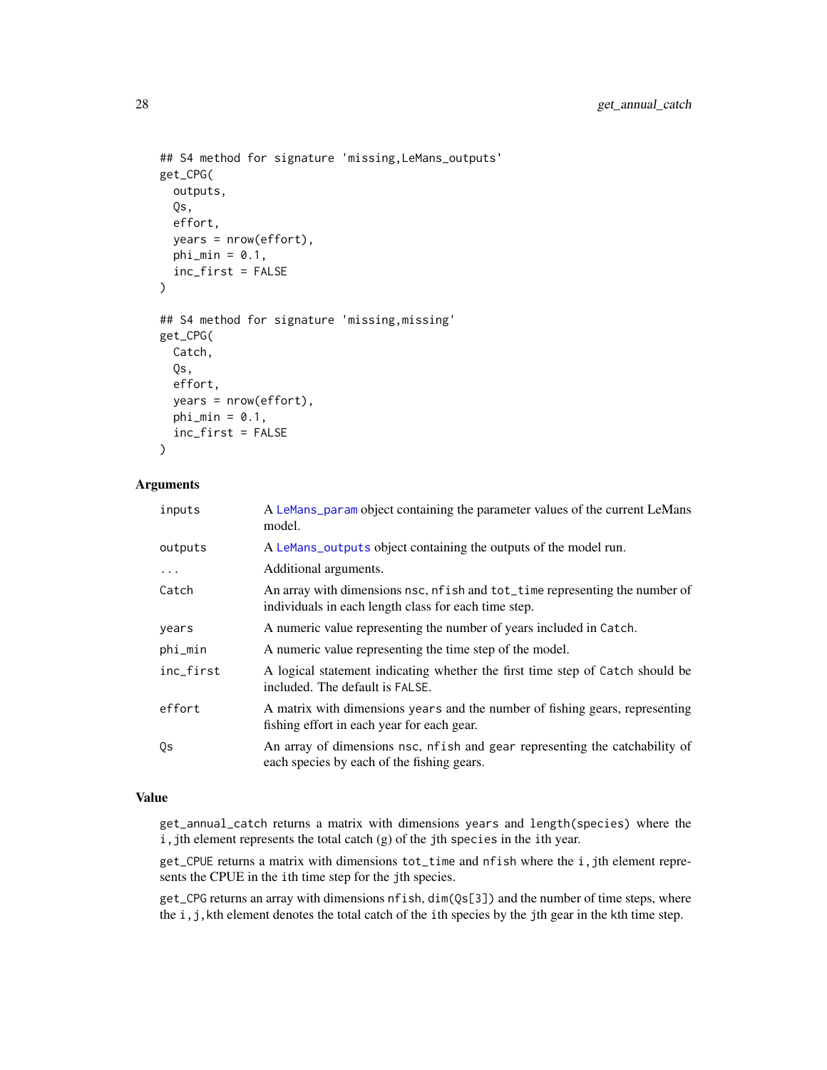```
## S4 method for signature 'missing,LeMans_outputs'
get_CPG(
  outputs,
  Qs,
  effort,
  years = nrow(effort),
  phi_min = 0.1,
  inc_first = FALSE
)

## S4 method for signature 'missing,missing'
get_CPG(
  Catch,
  Qs,
  effort,
  years = nrow(effort),
  phi_min = 0.1,
  inc_first = FALSE
)
```

### Arguments

| | |
|---|---|
| `inputs` | A `LeMans_param` object containing the parameter values of the current LeMans model. |
| `outputs` | A `LeMans_outputs` object containing the outputs of the model run. |
| `...` | Additional arguments. |
| `Catch` | An array with dimensions `nsc`, `nfish` and `tot_time` representing the number of individuals in each length class for each time step. |
| `years` | A numeric value representing the number of years included in `Catch`. |
| `phi_min` | A numeric value representing the time step of the model. |
| `inc_first` | A logical statement indicating whether the first time step of `Catch` should be included. The default is `FALSE`. |
| `effort` | A matrix with dimensions `years` and the number of fishing gears, representing fishing effort in each year for each gear. |
| `Qs` | An array of dimensions `nsc`, `nfish` and `gear` representing the catchability of each species by each of the fishing gears. |

### Value

`get_annual_catch` returns a matrix with dimensions `years` and `length(species)` where the `i,j`th element represents the total catch (g) of the `j`th `species` in the `i`th year.

`get_CPUE` returns a matrix with dimensions `tot_time` and `nfish` where the `i,j`th element represents the CPUE in the `i`th time step for the `j`th species.

`get_CPG` returns an array with dimensions `nfish`, `dim(Qs[3])` and the number of time steps, where the `i,j,k`th element denotes the total catch of the `i`th species by the `j`th gear in the `k`th time step.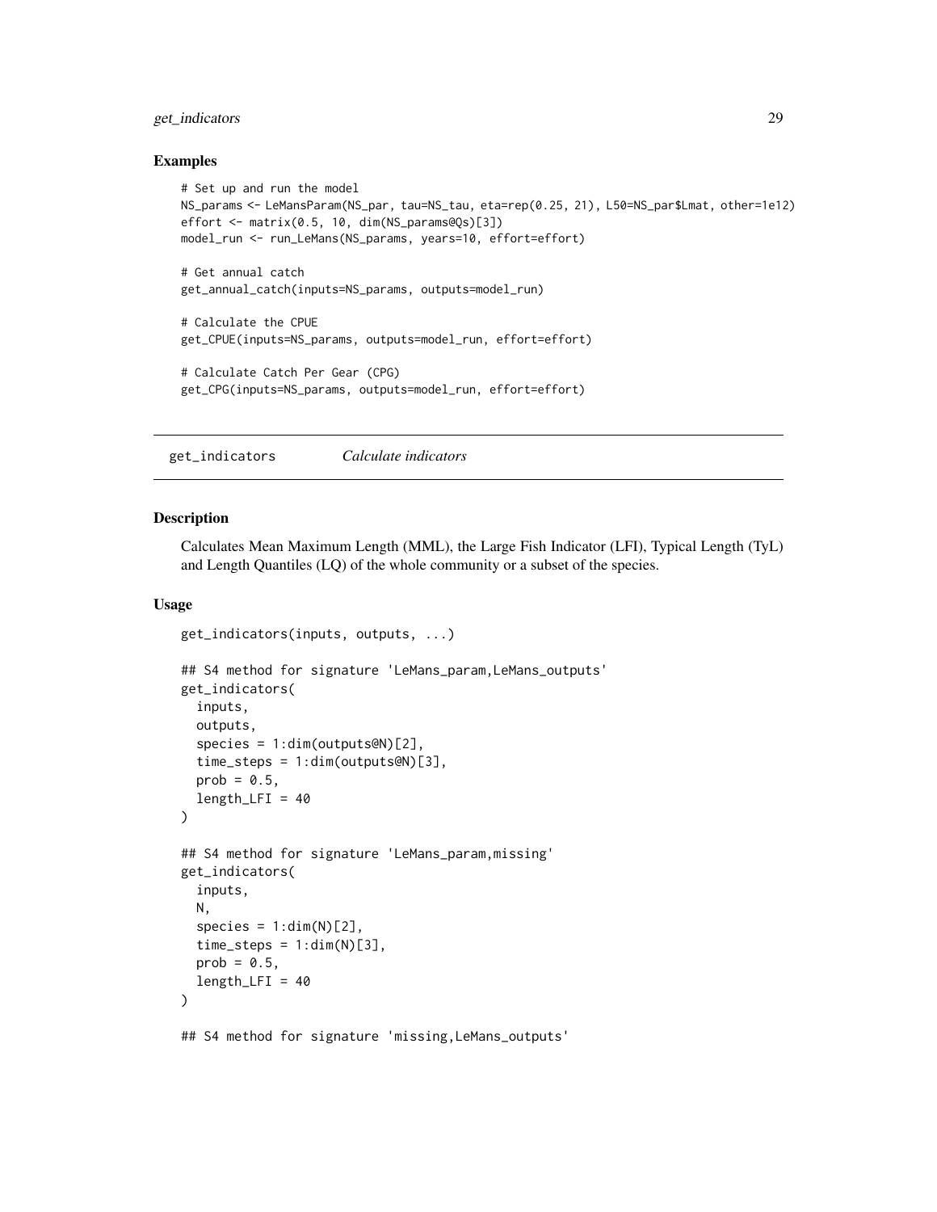### Examples

```
# Set up and run the model
NS_params <- LeMansParam(NS_par, tau=NS_tau, eta=rep(0.25, 21), L50=NS_par$Lmat, other=1e12)
effort <- matrix(0.5, 10, dim(NS_params@Qs)[3])
model_run <- run_LeMans(NS_params, years=10, effort=effort)

# Get annual catch
get_annual_catch(inputs=NS_params, outputs=model_run)

# Calculate the CPUE
get_CPUE(inputs=NS_params, outputs=model_run, effort=effort)

# Calculate Catch Per Gear (CPG)
get_CPG(inputs=NS_params, outputs=model_run, effort=effort)
```

---

## get_indicators *Calculate indicators*

### Description

Calculates Mean Maximum Length (MML), the Large Fish Indicator (LFI), Typical Length (TyL) and Length Quantiles (LQ) of the whole community or a subset of the species.

### Usage

```
get_indicators(inputs, outputs, ...)

## S4 method for signature 'LeMans_param,LeMans_outputs'
get_indicators(
  inputs,
  outputs,
  species = 1:dim(outputs@N)[2],
  time_steps = 1:dim(outputs@N)[3],
  prob = 0.5,
  length_LFI = 40
)

## S4 method for signature 'LeMans_param,missing'
get_indicators(
  inputs,
  N,
  species = 1:dim(N)[2],
  time_steps = 1:dim(N)[3],
  prob = 0.5,
  length_LFI = 40
)

## S4 method for signature 'missing,LeMans_outputs'
```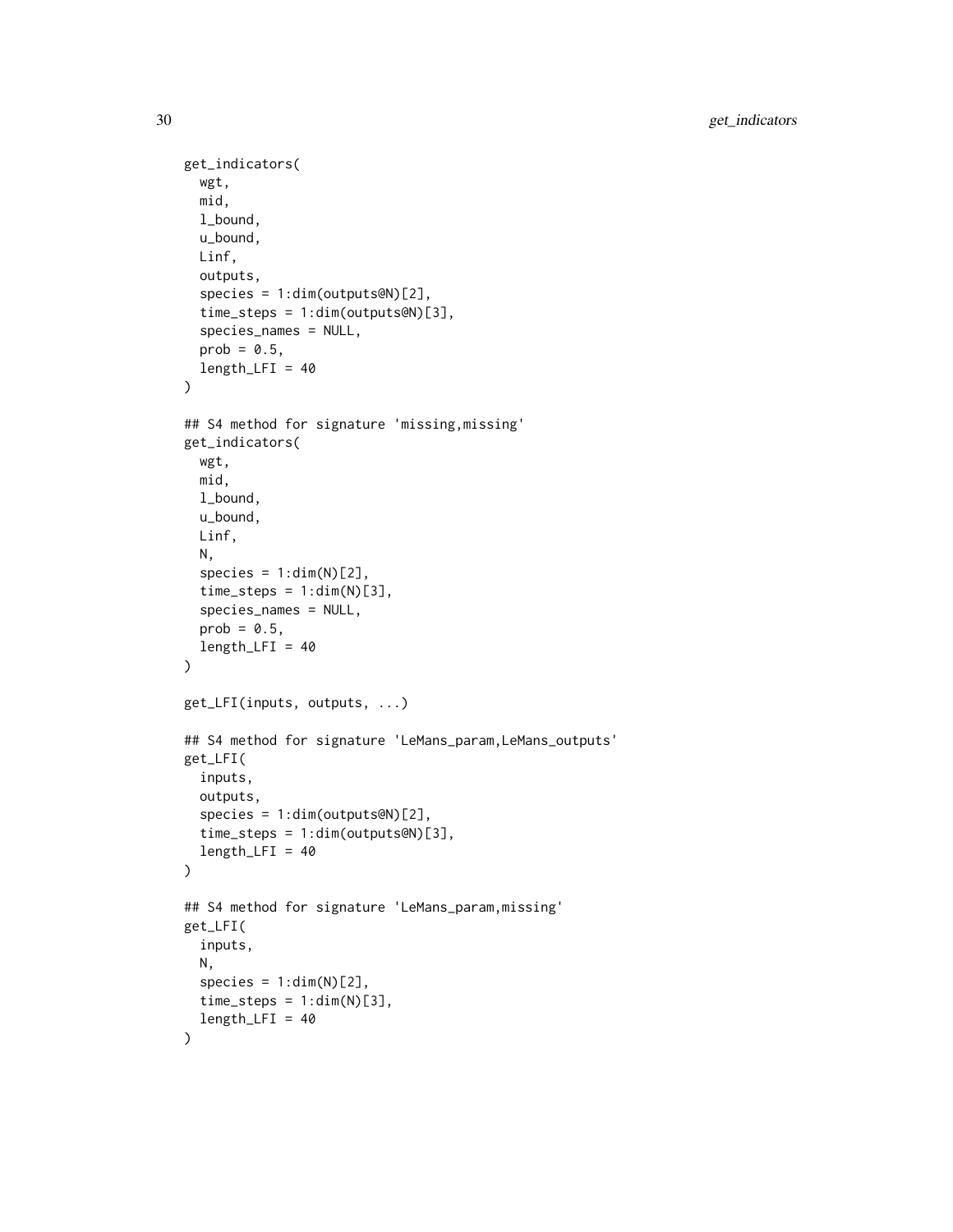```
get_indicators(
  wgt,
  mid,
  l_bound,
  u_bound,
  Linf,
  outputs,
  species = 1:dim(outputs@N)[2],
  time_steps = 1:dim(outputs@N)[3],
  species_names = NULL,
  prob = 0.5,
  length_LFI = 40
)

## S4 method for signature 'missing,missing'
get_indicators(
  wgt,
  mid,
  l_bound,
  u_bound,
  Linf,
  N,
  species = 1:dim(N)[2],
  time_steps = 1:dim(N)[3],
  species_names = NULL,
  prob = 0.5,
  length_LFI = 40
)

get_LFI(inputs, outputs, ...)

## S4 method for signature 'LeMans_param,LeMans_outputs'
get_LFI(
  inputs,
  outputs,
  species = 1:dim(outputs@N)[2],
  time_steps = 1:dim(outputs@N)[3],
  length_LFI = 40
)

## S4 method for signature 'LeMans_param,missing'
get_LFI(
  inputs,
  N,
  species = 1:dim(N)[2],
  time_steps = 1:dim(N)[3],
  length_LFI = 40
)
```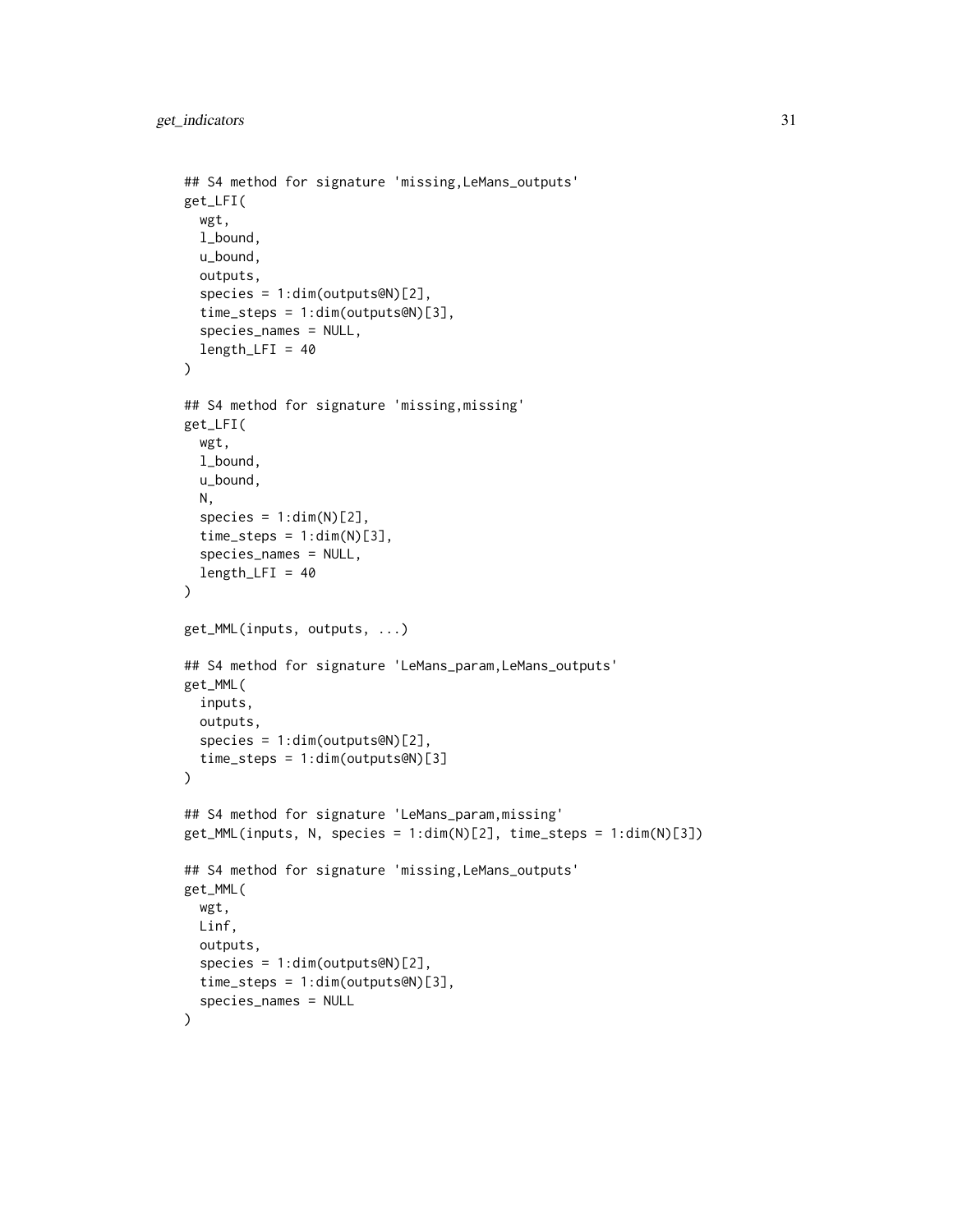```
## S4 method for signature 'missing,LeMans_outputs'
get_LFI(
  wgt,
  l_bound,
  u_bound,
  outputs,
  species = 1:dim(outputs@N)[2],
  time_steps = 1:dim(outputs@N)[3],
  species_names = NULL,
  length_LFI = 40
)

## S4 method for signature 'missing,missing'
get_LFI(
  wgt,
  l_bound,
  u_bound,
  N,
  species = 1:dim(N)[2],
  time_steps = 1:dim(N)[3],
  species_names = NULL,
  length_LFI = 40
)

get_MML(inputs, outputs, ...)

## S4 method for signature 'LeMans_param,LeMans_outputs'
get_MML(
  inputs,
  outputs,
  species = 1:dim(outputs@N)[2],
  time_steps = 1:dim(outputs@N)[3]
)

## S4 method for signature 'LeMans_param,missing'
get_MML(inputs, N, species = 1:dim(N)[2], time_steps = 1:dim(N)[3])

## S4 method for signature 'missing,LeMans_outputs'
get_MML(
  wgt,
  Linf,
  outputs,
  species = 1:dim(outputs@N)[2],
  time_steps = 1:dim(outputs@N)[3],
  species_names = NULL
)
```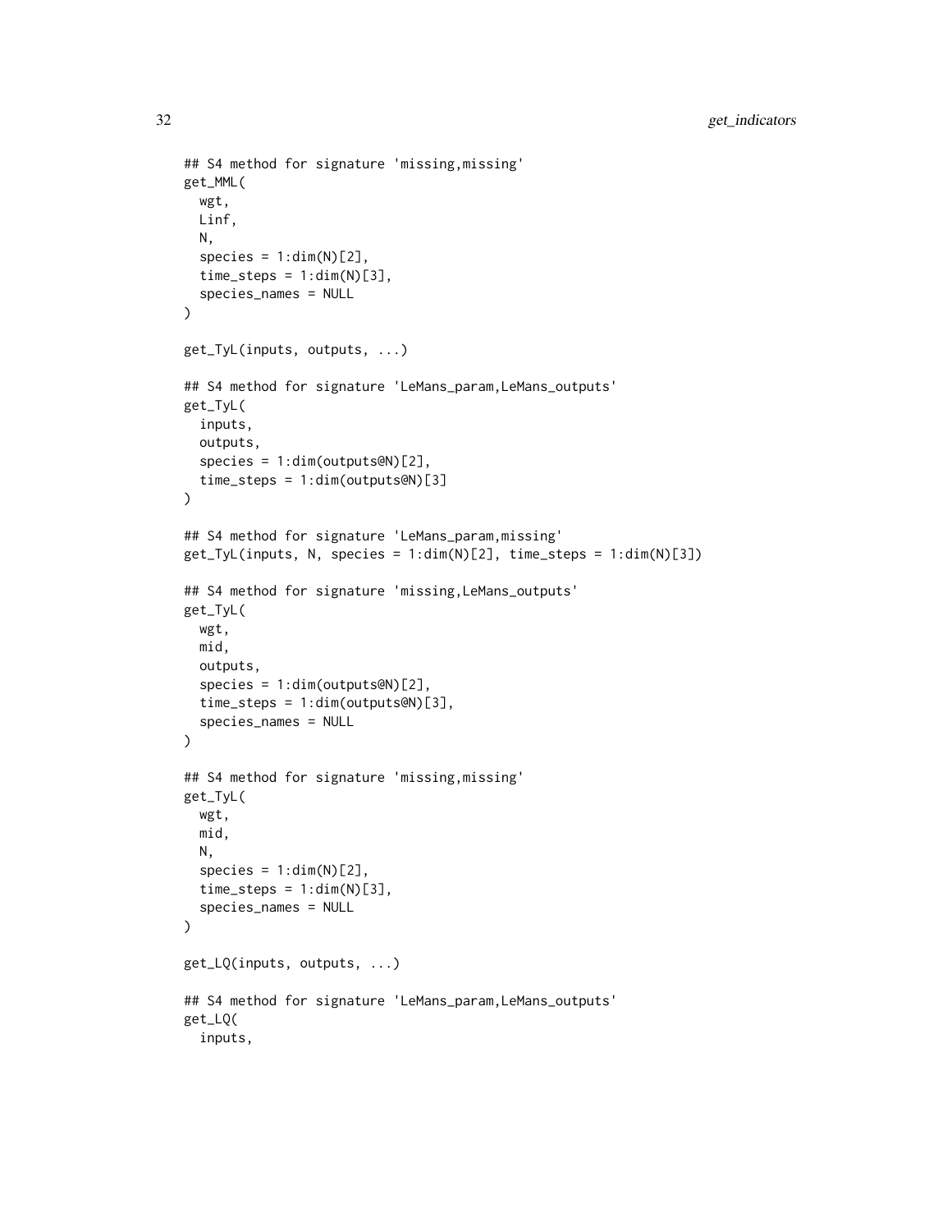```
## S4 method for signature 'missing,missing'
get_MML(
  wgt,
  Linf,
  N,
  species = 1:dim(N)[2],
  time_steps = 1:dim(N)[3],
  species_names = NULL
)

get_TyL(inputs, outputs, ...)

## S4 method for signature 'LeMans_param,LeMans_outputs'
get_TyL(
  inputs,
  outputs,
  species = 1:dim(outputs@N)[2],
  time_steps = 1:dim(outputs@N)[3]
)

## S4 method for signature 'LeMans_param,missing'
get_TyL(inputs, N, species = 1:dim(N)[2], time_steps = 1:dim(N)[3])

## S4 method for signature 'missing,LeMans_outputs'
get_TyL(
  wgt,
  mid,
  outputs,
  species = 1:dim(outputs@N)[2],
  time_steps = 1:dim(outputs@N)[3],
  species_names = NULL
)

## S4 method for signature 'missing,missing'
get_TyL(
  wgt,
  mid,
  N,
  species = 1:dim(N)[2],
  time_steps = 1:dim(N)[3],
  species_names = NULL
)

get_LQ(inputs, outputs, ...)

## S4 method for signature 'LeMans_param,LeMans_outputs'
get_LQ(
  inputs,
```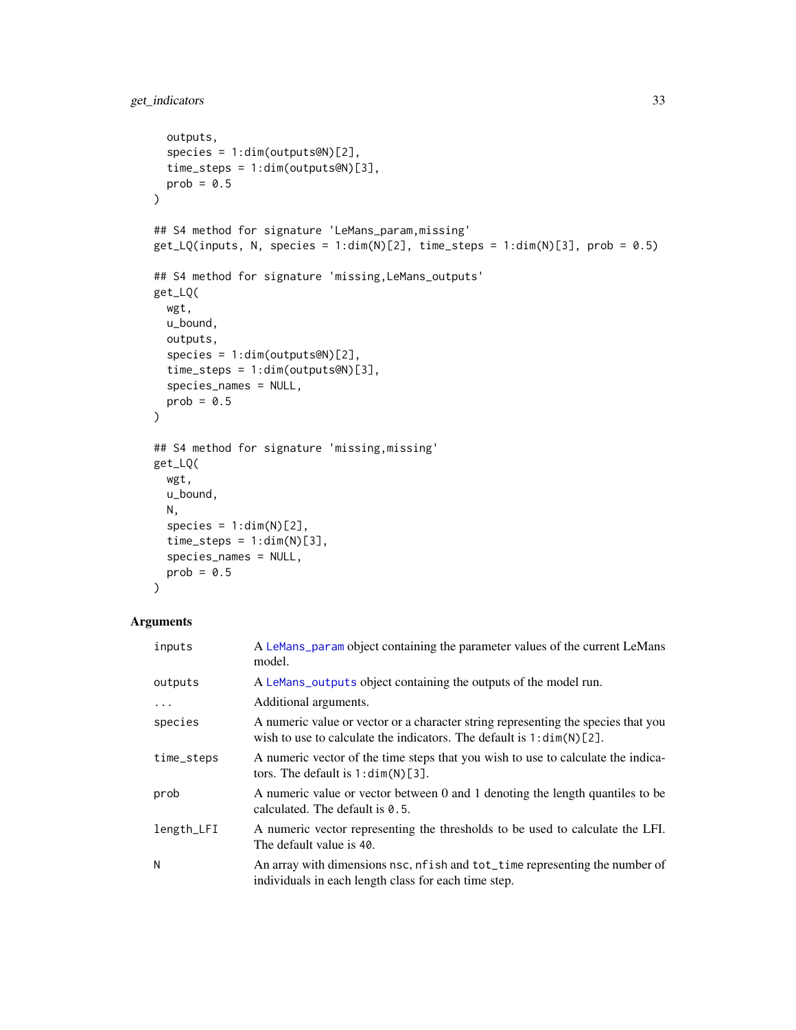```
  outputs,
  species = 1:dim(outputs@N)[2],
  time_steps = 1:dim(outputs@N)[3],
  prob = 0.5
)

## S4 method for signature 'LeMans_param,missing'
get_LQ(inputs, N, species = 1:dim(N)[2], time_steps = 1:dim(N)[3], prob = 0.5)

## S4 method for signature 'missing,LeMans_outputs'
get_LQ(
  wgt,
  u_bound,
  outputs,
  species = 1:dim(outputs@N)[2],
  time_steps = 1:dim(outputs@N)[3],
  species_names = NULL,
  prob = 0.5
)

## S4 method for signature 'missing,missing'
get_LQ(
  wgt,
  u_bound,
  N,
  species = 1:dim(N)[2],
  time_steps = 1:dim(N)[3],
  species_names = NULL,
  prob = 0.5
)
```

### Arguments

| | |
|---|---|
| `inputs` | A `LeMans_param` object containing the parameter values of the current LeMans model. |
| `outputs` | A `LeMans_outputs` object containing the outputs of the model run. |
| `...` | Additional arguments. |
| `species` | A numeric value or vector or a character string representing the species that you wish to use to calculate the indicators. The default is `1:dim(N)[2]`. |
| `time_steps` | A numeric vector of the time steps that you wish to use to calculate the indicators. The default is `1:dim(N)[3]`. |
| `prob` | A numeric value or vector between 0 and 1 denoting the length quantiles to be calculated. The default is `0.5`. |
| `length_LFI` | A numeric vector representing the thresholds to be used to calculate the LFI. The default value is `40`. |
| `N` | An array with dimensions `nsc`, `nfish` and `tot_time` representing the number of individuals in each length class for each time step. |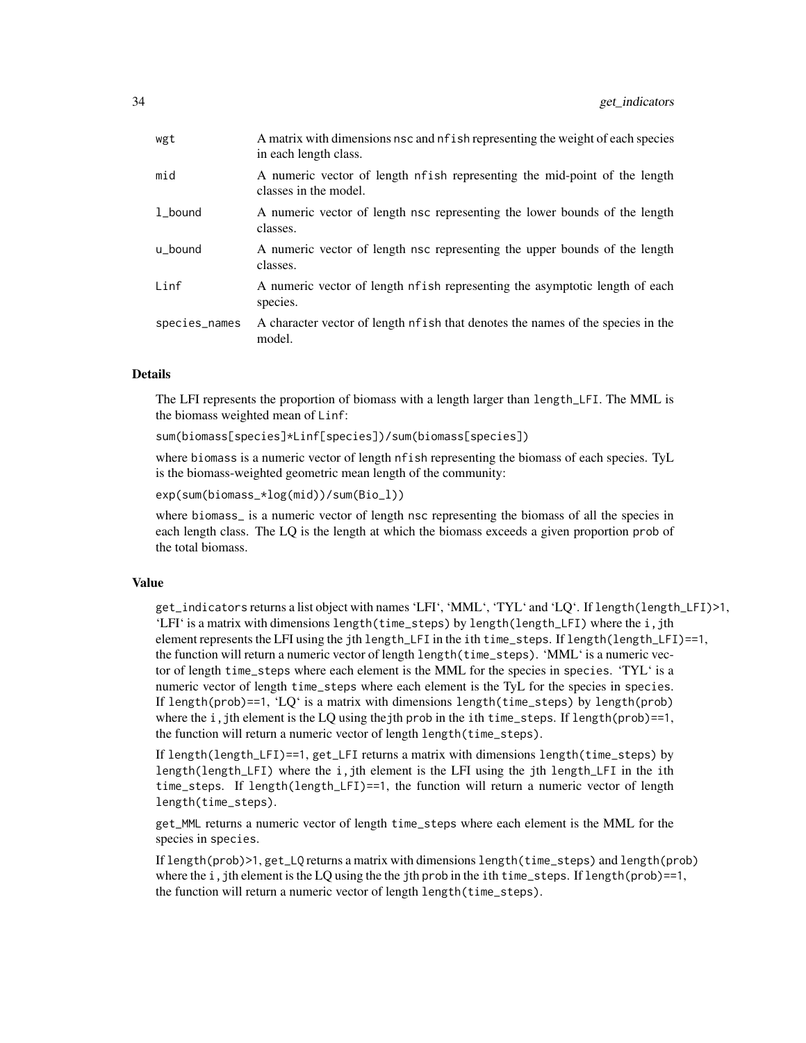| | |
|---|---|
| wgt | A matrix with dimensions nsc and nfish representing the weight of each species in each length class. |
| mid | A numeric vector of length nfish representing the mid-point of the length classes in the model. |
| l_bound | A numeric vector of length nsc representing the lower bounds of the length classes. |
| u_bound | A numeric vector of length nsc representing the upper bounds of the length classes. |
| Linf | A numeric vector of length nfish representing the asymptotic length of each species. |
| species_names | A character vector of length nfish that denotes the names of the species in the model. |

## Details

The LFI represents the proportion of biomass with a length larger than length_LFI. The MML is the biomass weighted mean of Linf:

```
sum(biomass[species]*Linf[species])/sum(biomass[species])
```

where biomass is a numeric vector of length nfish representing the biomass of each species. TyL is the biomass-weighted geometric mean length of the community:

```
exp(sum(biomass_*log(mid))/sum(Bio_l))
```

where biomass_ is a numeric vector of length nsc representing the biomass of all the species in each length class. The LQ is the length at which the biomass exceeds a given proportion prob of the total biomass.

## Value

get_indicators returns a list object with names 'LFI', 'MML', 'TYL' and 'LQ'. If length(length_LFI)>1, 'LFI' is a matrix with dimensions length(time_steps) by length(length_LFI) where the i,jth element represents the LFI using the jth length_LFI in the ith time_steps. If length(length_LFI)==1, the function will return a numeric vector of length length(time_steps). 'MML' is a numeric vector of length time_steps where each element is the MML for the species in species. 'TYL' is a numeric vector of length time_steps where each element is the TyL for the species in species. If length(prob)==1, 'LQ' is a matrix with dimensions length(time_steps) by length(prob) where the i,jth element is the LQ using thejth prob in the ith time_steps. If length(prob)==1, the function will return a numeric vector of length length(time_steps).

If length(length_LFI)==1, get_LFI returns a matrix with dimensions length(time_steps) by length(length_LFI) where the i,jth element is the LFI using the jth length_LFI in the ith time_steps. If length(length_LFI)==1, the function will return a numeric vector of length length(time_steps).

get_MML returns a numeric vector of length time_steps where each element is the MML for the species in species.

If length(prob)>1, get_LQ returns a matrix with dimensions length(time_steps) and length(prob) where the i,jth element is the LQ using the the jth prob in the ith time_steps. If length(prob)==1, the function will return a numeric vector of length length(time_steps).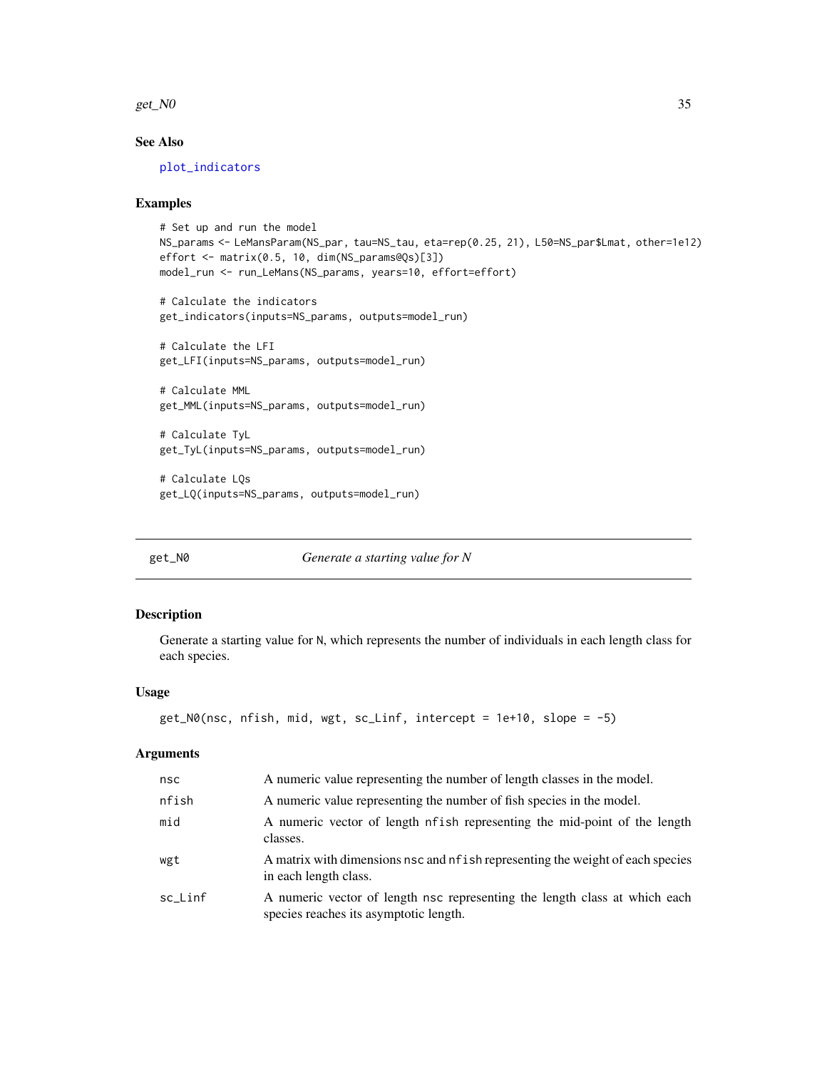### See Also

plot_indicators

### Examples

```
# Set up and run the model
NS_params <- LeMansParam(NS_par, tau=NS_tau, eta=rep(0.25, 21), L50=NS_par$Lmat, other=1e12)
effort <- matrix(0.5, 10, dim(NS_params@Qs)[3])
model_run <- run_LeMans(NS_params, years=10, effort=effort)

# Calculate the indicators
get_indicators(inputs=NS_params, outputs=model_run)

# Calculate the LFI
get_LFI(inputs=NS_params, outputs=model_run)

# Calculate MML
get_MML(inputs=NS_params, outputs=model_run)

# Calculate TyL
get_TyL(inputs=NS_params, outputs=model_run)

# Calculate LQs
get_LQ(inputs=NS_params, outputs=model_run)
```

---

## get_N0 — *Generate a starting value for N*

### Description

Generate a starting value for N, which represents the number of individuals in each length class for each species.

### Usage

```
get_N0(nsc, nfish, mid, wgt, sc_Linf, intercept = 1e+10, slope = -5)
```

### Arguments

| | |
|---|---|
| nsc | A numeric value representing the number of length classes in the model. |
| nfish | A numeric value representing the number of fish species in the model. |
| mid | A numeric vector of length nfish representing the mid-point of the length classes. |
| wgt | A matrix with dimensions nsc and nfish representing the weight of each species in each length class. |
| sc_Linf | A numeric vector of length nsc representing the length class at which each species reaches its asymptotic length. |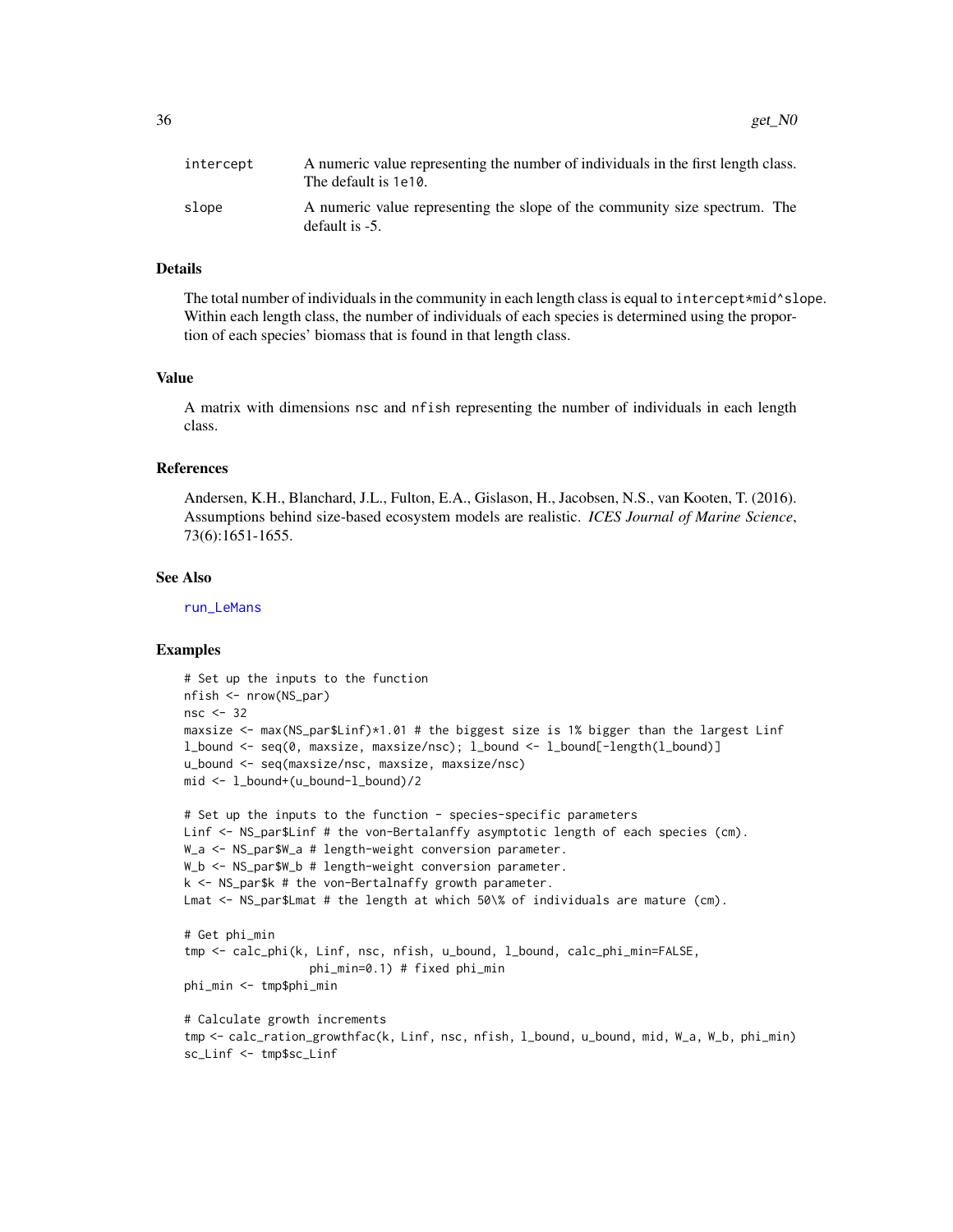| | |
|---|---|
| intercept | A numeric value representing the number of individuals in the first length class. The default is `1e10`. |
| slope | A numeric value representing the slope of the community size spectrum. The default is -5. |

### Details

The total number of individuals in the community in each length class is equal to `intercept*mid^slope`. Within each length class, the number of individuals of each species is determined using the proportion of each species' biomass that is found in that length class.

### Value

A matrix with dimensions `nsc` and `nfish` representing the number of individuals in each length class.

### References

Andersen, K.H., Blanchard, J.L., Fulton, E.A., Gislason, H., Jacobsen, N.S., van Kooten, T. (2016). Assumptions behind size-based ecosystem models are realistic. *ICES Journal of Marine Science*, 73(6):1651-1655.

### See Also

run_LeMans

### Examples

```
# Set up the inputs to the function
nfish <- nrow(NS_par)
nsc <- 32
maxsize <- max(NS_par$Linf)*1.01 # the biggest size is 1% bigger than the largest Linf
l_bound <- seq(0, maxsize, maxsize/nsc); l_bound <- l_bound[-length(l_bound)]
u_bound <- seq(maxsize/nsc, maxsize, maxsize/nsc)
mid <- l_bound+(u_bound-l_bound)/2

# Set up the inputs to the function - species-specific parameters
Linf <- NS_par$Linf # the von-Bertalanffy asymptotic length of each species (cm).
W_a <- NS_par$W_a # length-weight conversion parameter.
W_b <- NS_par$W_b # length-weight conversion parameter.
k <- NS_par$k # the von-Bertalnaffy growth parameter.
Lmat <- NS_par$Lmat # the length at which 50\% of individuals are mature (cm).

# Get phi_min
tmp <- calc_phi(k, Linf, nsc, nfish, u_bound, l_bound, calc_phi_min=FALSE,
                  phi_min=0.1) # fixed phi_min
phi_min <- tmp$phi_min

# Calculate growth increments
tmp <- calc_ration_growthfac(k, Linf, nsc, nfish, l_bound, u_bound, mid, W_a, W_b, phi_min)
sc_Linf <- tmp$sc_Linf
```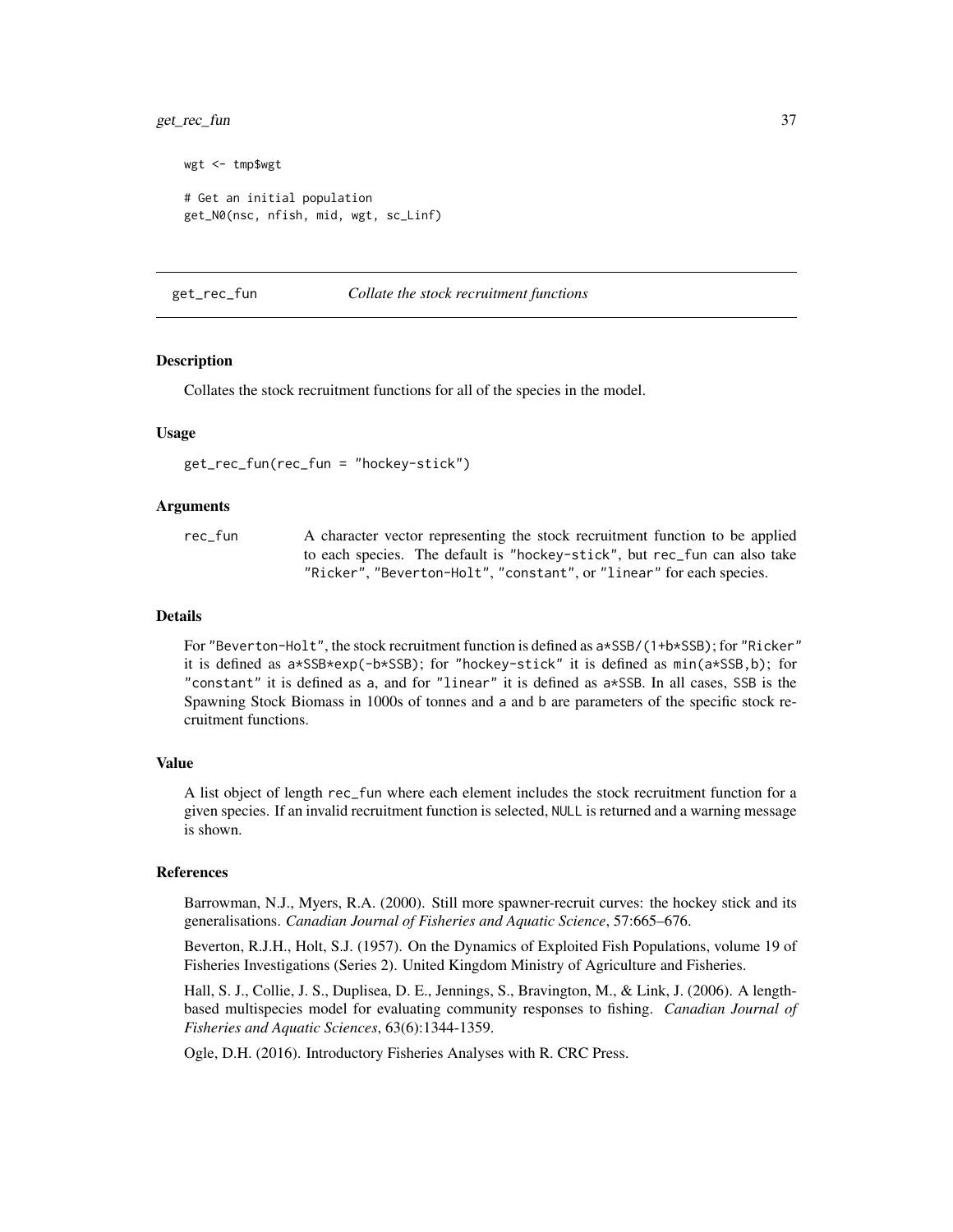```
wgt <- tmp$wgt

# Get an initial population
get_N0(nsc, nfish, mid, wgt, sc_Linf)
```

---

## get_rec_fun *Collate the stock recruitment functions*

### Description

Collates the stock recruitment functions for all of the species in the model.

### Usage

```
get_rec_fun(rec_fun = "hockey-stick")
```

### Arguments

| | |
|---|---|
| rec_fun | A character vector representing the stock recruitment function to be applied to each species. The default is "hockey-stick", but rec_fun can also take "Ricker", "Beverton-Holt", "constant", or "linear" for each species. |

### Details

For "Beverton-Holt", the stock recruitment function is defined as a*SSB/(1+b*SSB); for "Ricker" it is defined as a*SSB*exp(-b*SSB); for "hockey-stick" it is defined as min(a*SSB,b); for "constant" it is defined as a, and for "linear" it is defined as a*SSB. In all cases, SSB is the Spawning Stock Biomass in 1000s of tonnes and a and b are parameters of the specific stock recruitment functions.

### Value

A list object of length rec_fun where each element includes the stock recruitment function for a given species. If an invalid recruitment function is selected, NULL is returned and a warning message is shown.

### References

Barrowman, N.J., Myers, R.A. (2000). Still more spawner-recruit curves: the hockey stick and its generalisations. *Canadian Journal of Fisheries and Aquatic Science*, 57:665–676.

Beverton, R.J.H., Holt, S.J. (1957). On the Dynamics of Exploited Fish Populations, volume 19 of Fisheries Investigations (Series 2). United Kingdom Ministry of Agriculture and Fisheries.

Hall, S. J., Collie, J. S., Duplisea, D. E., Jennings, S., Bravington, M., & Link, J. (2006). A length-based multispecies model for evaluating community responses to fishing. *Canadian Journal of Fisheries and Aquatic Sciences*, 63(6):1344-1359.

Ogle, D.H. (2016). Introductory Fisheries Analyses with R. CRC Press.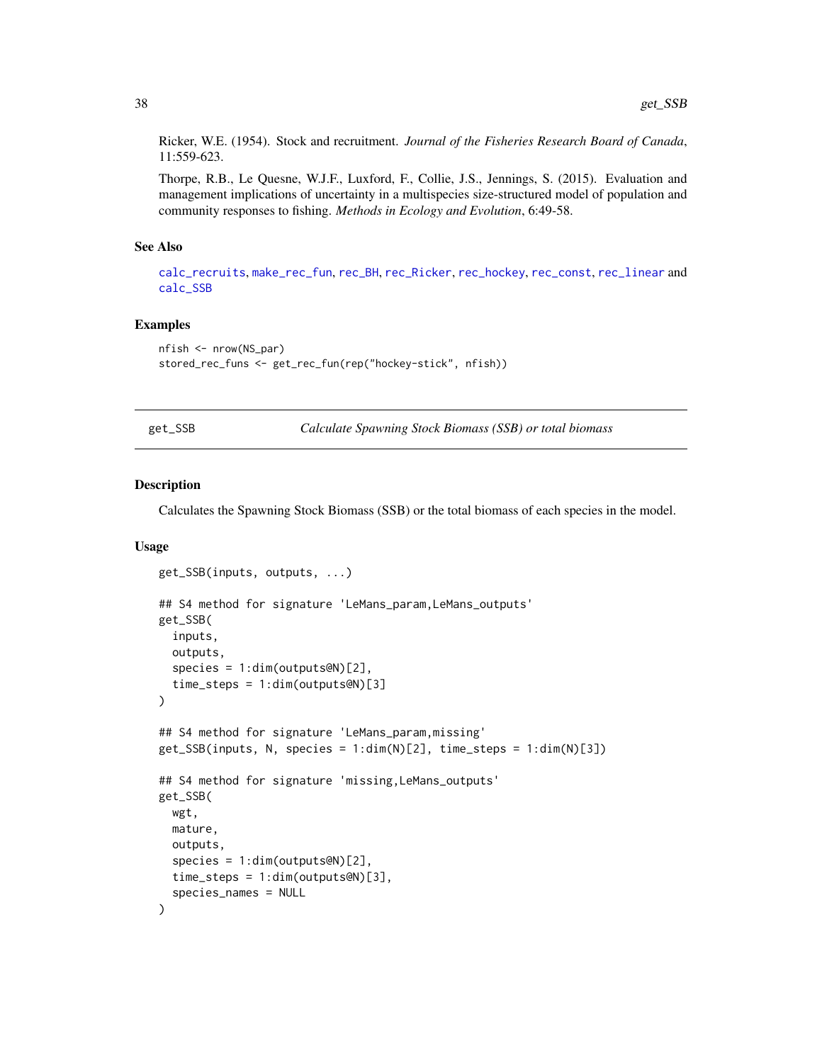Ricker, W.E. (1954). Stock and recruitment. *Journal of the Fisheries Research Board of Canada*, 11:559-623.

Thorpe, R.B., Le Quesne, W.J.F., Luxford, F., Collie, J.S., Jennings, S. (2015). Evaluation and management implications of uncertainty in a multispecies size-structured model of population and community responses to fishing. *Methods in Ecology and Evolution*, 6:49-58.

### See Also

calc_recruits, make_rec_fun, rec_BH, rec_Ricker, rec_hockey, rec_const, rec_linear and calc_SSB

### Examples

```
nfish <- nrow(NS_par)
stored_rec_funs <- get_rec_fun(rep("hockey-stick", nfish))
```

---

## get_SSB — *Calculate Spawning Stock Biomass (SSB) or total biomass*

### Description

Calculates the Spawning Stock Biomass (SSB) or the total biomass of each species in the model.

### Usage

```
get_SSB(inputs, outputs, ...)

## S4 method for signature 'LeMans_param,LeMans_outputs'
get_SSB(
  inputs,
  outputs,
  species = 1:dim(outputs@N)[2],
  time_steps = 1:dim(outputs@N)[3]
)

## S4 method for signature 'LeMans_param,missing'
get_SSB(inputs, N, species = 1:dim(N)[2], time_steps = 1:dim(N)[3])

## S4 method for signature 'missing,LeMans_outputs'
get_SSB(
  wgt,
  mature,
  outputs,
  species = 1:dim(outputs@N)[2],
  time_steps = 1:dim(outputs@N)[3],
  species_names = NULL
)
```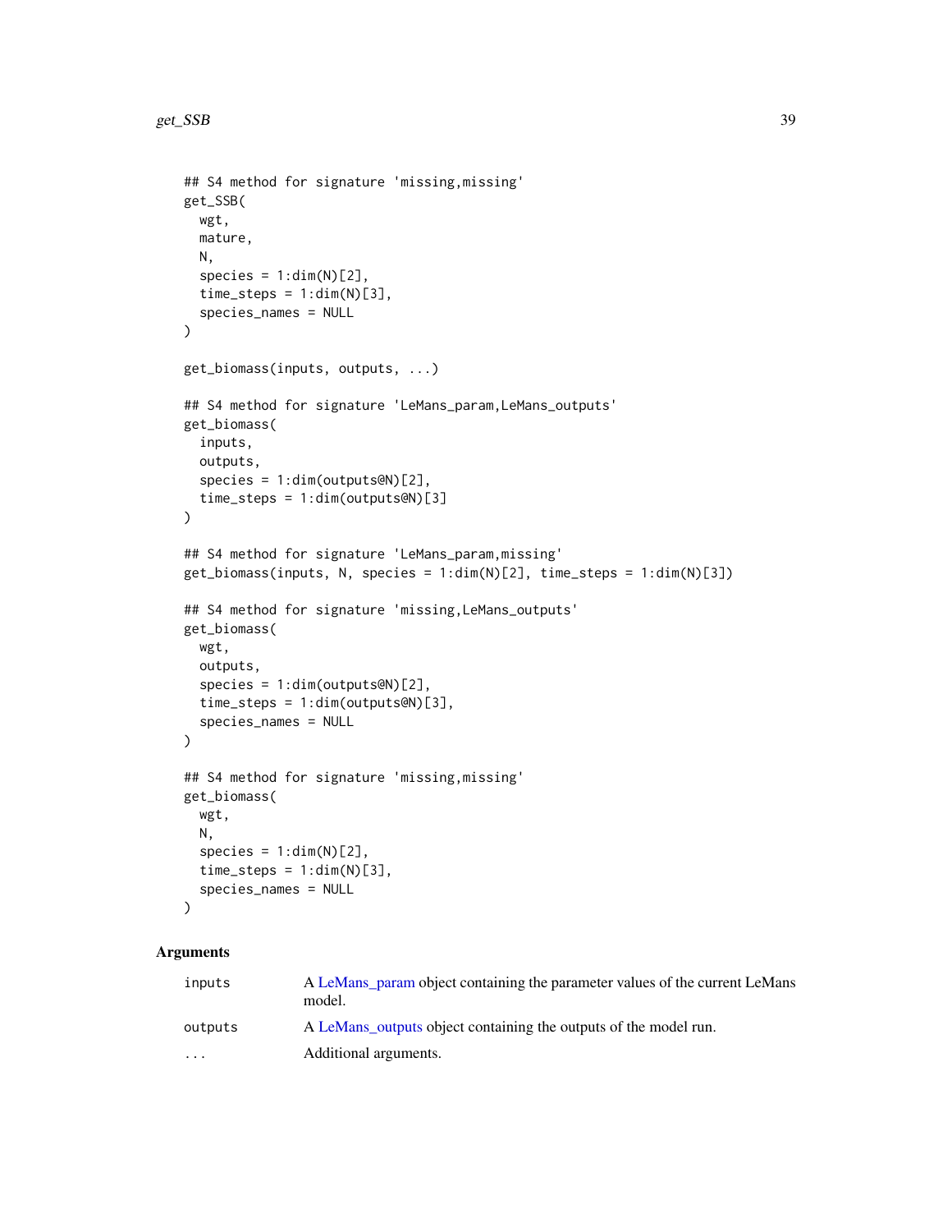```
## S4 method for signature 'missing,missing'
get_SSB(
  wgt,
  mature,
  N,
  species = 1:dim(N)[2],
  time_steps = 1:dim(N)[3],
  species_names = NULL
)

get_biomass(inputs, outputs, ...)

## S4 method for signature 'LeMans_param,LeMans_outputs'
get_biomass(
  inputs,
  outputs,
  species = 1:dim(outputs@N)[2],
  time_steps = 1:dim(outputs@N)[3]
)

## S4 method for signature 'LeMans_param,missing'
get_biomass(inputs, N, species = 1:dim(N)[2], time_steps = 1:dim(N)[3])

## S4 method for signature 'missing,LeMans_outputs'
get_biomass(
  wgt,
  outputs,
  species = 1:dim(outputs@N)[2],
  time_steps = 1:dim(outputs@N)[3],
  species_names = NULL
)

## S4 method for signature 'missing,missing'
get_biomass(
  wgt,
  N,
  species = 1:dim(N)[2],
  time_steps = 1:dim(N)[3],
  species_names = NULL
)
```

## Arguments

| | |
|---|---|
| `inputs` | A LeMans_param object containing the parameter values of the current LeMans model. |
| `outputs` | A LeMans_outputs object containing the outputs of the model run. |
| `...` | Additional arguments. |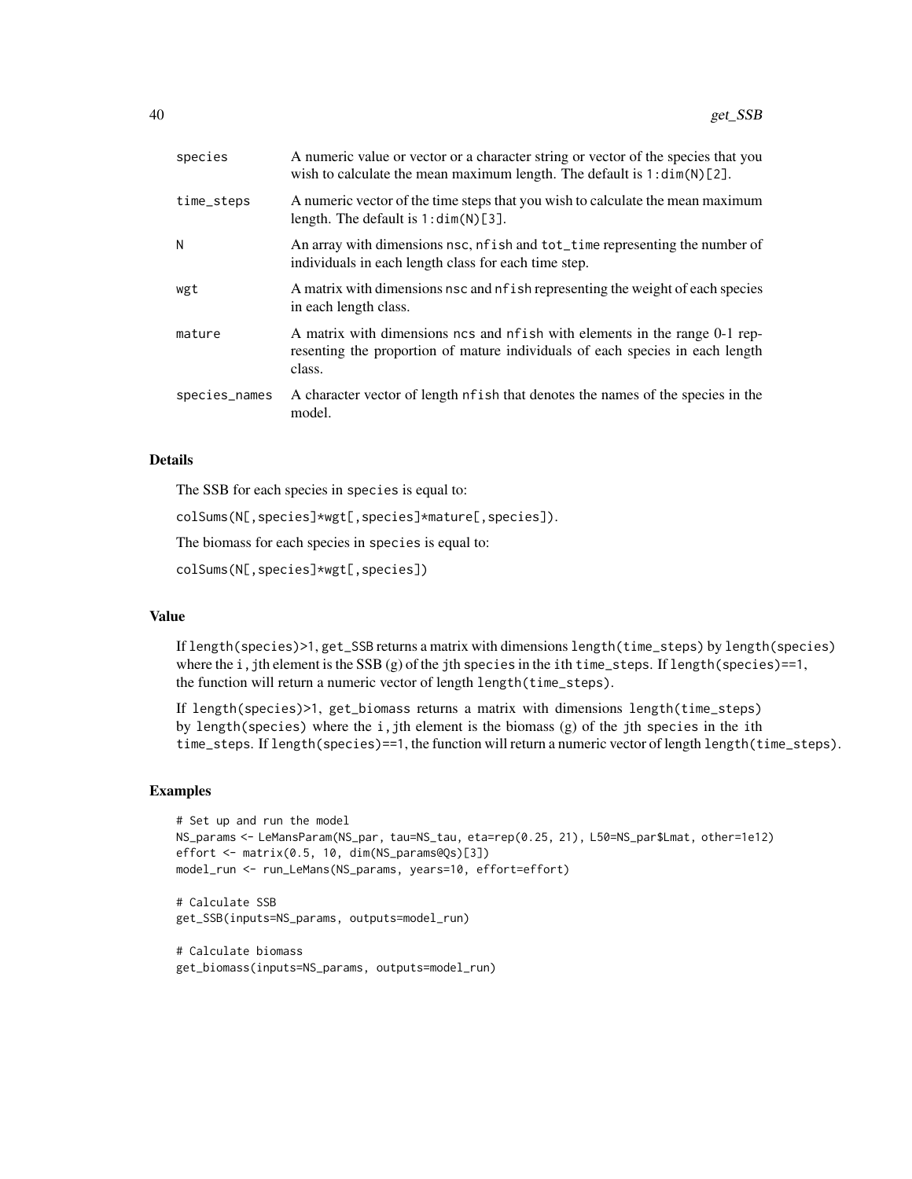| | |
|---|---|
| species | A numeric value or vector or a character string or vector of the species that you wish to calculate the mean maximum length. The default is `1:dim(N)[2]`. |
| time_steps | A numeric vector of the time steps that you wish to calculate the mean maximum length. The default is `1:dim(N)[3]`. |
| N | An array with dimensions nsc, nfish and tot_time representing the number of individuals in each length class for each time step. |
| wgt | A matrix with dimensions nsc and nfish representing the weight of each species in each length class. |
| mature | A matrix with dimensions ncs and nfish with elements in the range 0-1 representing the proportion of mature individuals of each species in each length class. |
| species_names | A character vector of length nfish that denotes the names of the species in the model. |

### Details

The SSB for each species in species is equal to:

`colSums(N[,species]*wgt[,species]*mature[,species])`.

The biomass for each species in species is equal to:

`colSums(N[,species]*wgt[,species])`

### Value

If `length(species)>1`, get_SSB returns a matrix with dimensions `length(time_steps)` by `length(species)` where the `i,j`th element is the SSB (g) of the `j`th species in the `i`th time_steps. If `length(species)==1`, the function will return a numeric vector of length `length(time_steps)`.

If `length(species)>1`, get_biomass returns a matrix with dimensions `length(time_steps)` by `length(species)` where the `i,j`th element is the biomass (g) of the `j`th species in the `i`th time_steps. If `length(species)==1`, the function will return a numeric vector of length `length(time_steps)`.

### Examples

```
# Set up and run the model
NS_params <- LeMansParam(NS_par, tau=NS_tau, eta=rep(0.25, 21), L50=NS_par$Lmat, other=1e12)
effort <- matrix(0.5, 10, dim(NS_params@Qs)[3])
model_run <- run_LeMans(NS_params, years=10, effort=effort)

# Calculate SSB
get_SSB(inputs=NS_params, outputs=model_run)

# Calculate biomass
get_biomass(inputs=NS_params, outputs=model_run)
```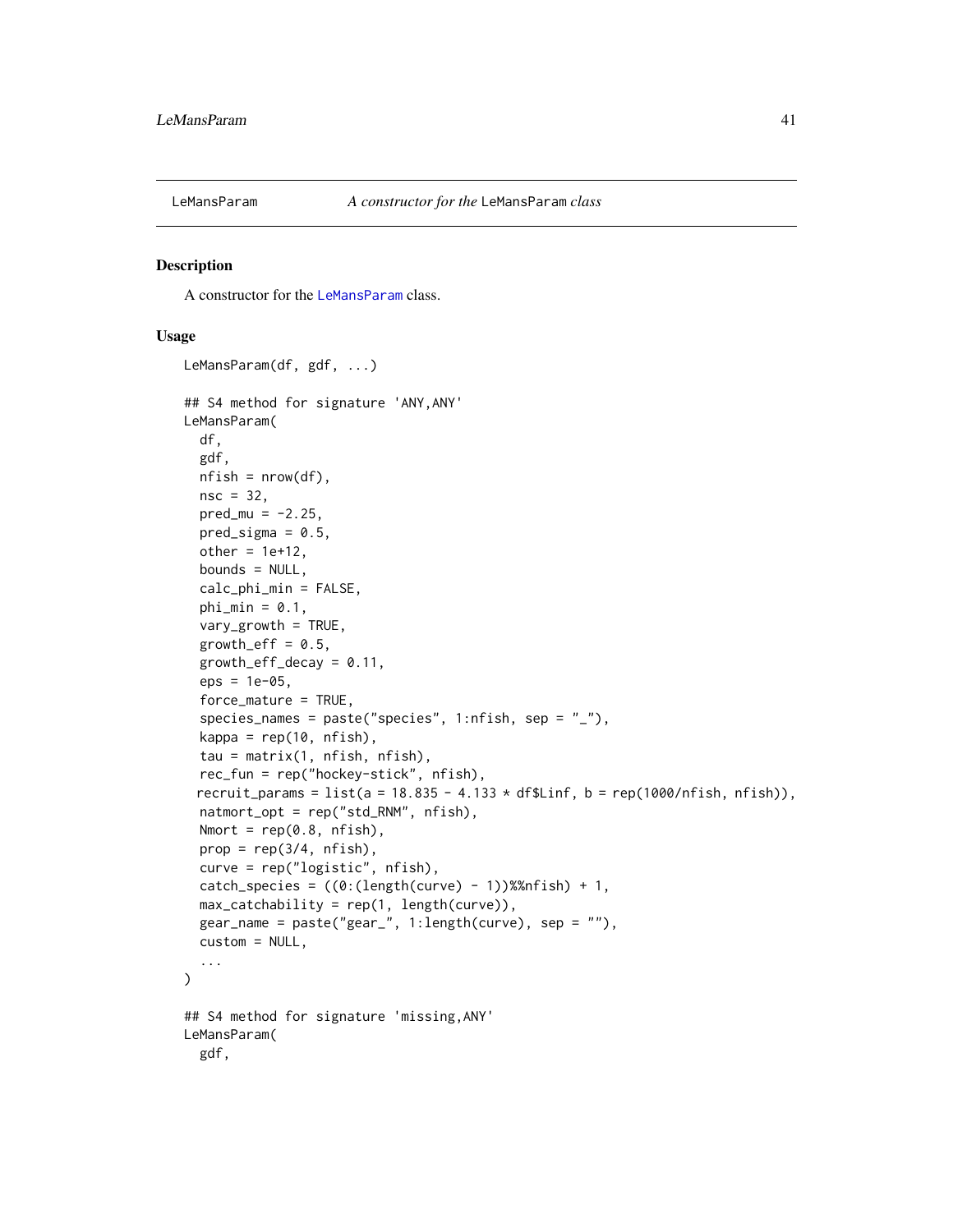## LeMansParam    *A constructor for the* `LeMansParam` *class*

### Description

A constructor for the LeMansParam class.

### Usage

```
LeMansParam(df, gdf, ...)

## S4 method for signature 'ANY,ANY'
LeMansParam(
  df,
  gdf,
  nfish = nrow(df),
  nsc = 32,
  pred_mu = -2.25,
  pred_sigma = 0.5,
  other = 1e+12,
  bounds = NULL,
  calc_phi_min = FALSE,
  phi_min = 0.1,
  vary_growth = TRUE,
  growth_eff = 0.5,
  growth_eff_decay = 0.11,
  eps = 1e-05,
  force_mature = TRUE,
  species_names = paste("species", 1:nfish, sep = "_"),
  kappa = rep(10, nfish),
  tau = matrix(1, nfish, nfish),
  rec_fun = rep("hockey-stick", nfish),
 recruit_params = list(a = 18.835 - 4.133 * df$Linf, b = rep(1000/nfish, nfish)),
  natmort_opt = rep("std_RNM", nfish),
  Nmort = rep(0.8, nfish),
  prop = rep(3/4, nfish),
  curve = rep("logistic", nfish),
  catch_species = ((0:(length(curve) - 1))%%nfish) + 1,
  max_catchability = rep(1, length(curve)),
  gear_name = paste("gear_", 1:length(curve), sep = ""),
  custom = NULL,
  ...
)

## S4 method for signature 'missing,ANY'
LeMansParam(
  gdf,
```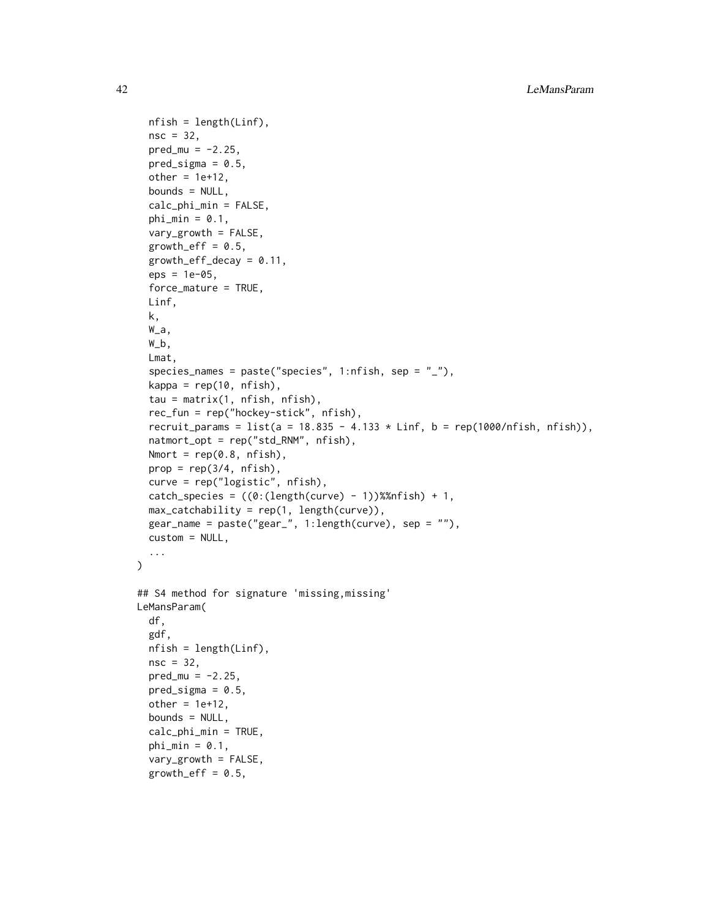```
  nfish = length(Linf),
  nsc = 32,
  pred_mu = -2.25,
  pred_sigma = 0.5,
  other = 1e+12,
  bounds = NULL,
  calc_phi_min = FALSE,
  phi_min = 0.1,
  vary_growth = FALSE,
  growth_eff = 0.5,
  growth_eff_decay = 0.11,
  eps = 1e-05,
  force_mature = TRUE,
  Linf,
  k,
  W_a,
  W_b,
  Lmat,
  species_names = paste("species", 1:nfish, sep = "_"),
  kappa = rep(10, nfish),
  tau = matrix(1, nfish, nfish),
  rec_fun = rep("hockey-stick", nfish),
  recruit_params = list(a = 18.835 - 4.133 * Linf, b = rep(1000/nfish, nfish)),
  natmort_opt = rep("std_RNM", nfish),
  Nmort = rep(0.8, nfish),
  prop = rep(3/4, nfish),
  curve = rep("logistic", nfish),
  catch_species = ((0:(length(curve) - 1))%%nfish) + 1,
  max_catchability = rep(1, length(curve)),
  gear_name = paste("gear_", 1:length(curve), sep = ""),
  custom = NULL,
  ...
)

## S4 method for signature 'missing,missing'
LeMansParam(
  df,
  gdf,
  nfish = length(Linf),
  nsc = 32,
  pred_mu = -2.25,
  pred_sigma = 0.5,
  other = 1e+12,
  bounds = NULL,
  calc_phi_min = TRUE,
  phi_min = 0.1,
  vary_growth = FALSE,
  growth_eff = 0.5,
```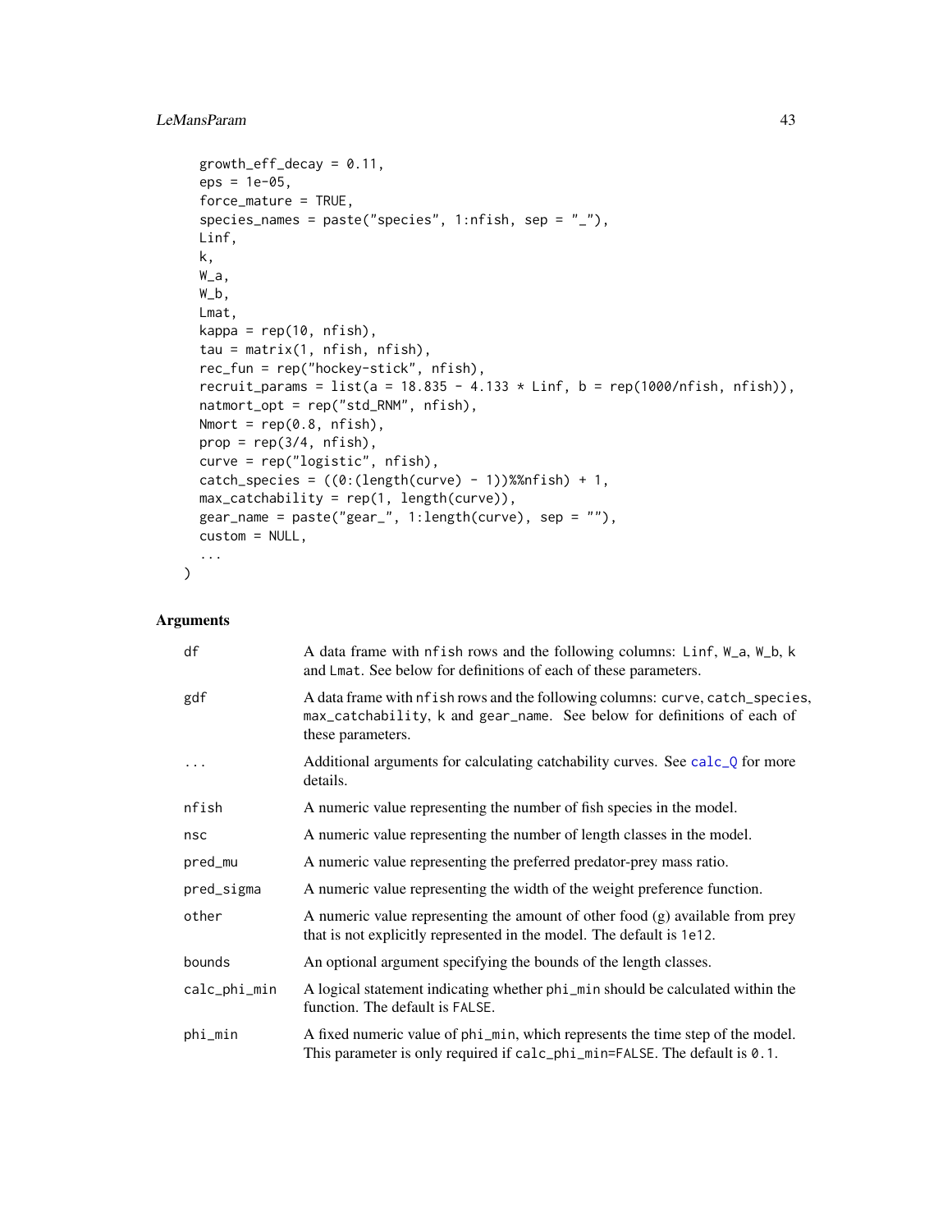```
  growth_eff_decay = 0.11,
  eps = 1e-05,
  force_mature = TRUE,
  species_names = paste("species", 1:nfish, sep = "_"),
  Linf,
  k,
  W_a,
  W_b,
  Lmat,
  kappa = rep(10, nfish),
  tau = matrix(1, nfish, nfish),
  rec_fun = rep("hockey-stick", nfish),
  recruit_params = list(a = 18.835 - 4.133 * Linf, b = rep(1000/nfish, nfish)),
  natmort_opt = rep("std_RNM", nfish),
  Nmort = rep(0.8, nfish),
  prop = rep(3/4, nfish),
  curve = rep("logistic", nfish),
  catch_species = ((0:(length(curve) - 1))%%nfish) + 1,
  max_catchability = rep(1, length(curve)),
  gear_name = paste("gear_", 1:length(curve), sep = ""),
  custom = NULL,
  ...
)
```

## Arguments

| | |
|---|---|
| df | A data frame with nfish rows and the following columns: Linf, W_a, W_b, k and Lmat. See below for definitions of each of these parameters. |
| gdf | A data frame with nfish rows and the following columns: curve, catch_species, max_catchability, k and gear_name. See below for definitions of each of these parameters. |
| ... | Additional arguments for calculating catchability curves. See calc_Q for more details. |
| nfish | A numeric value representing the number of fish species in the model. |
| nsc | A numeric value representing the number of length classes in the model. |
| pred_mu | A numeric value representing the preferred predator-prey mass ratio. |
| pred_sigma | A numeric value representing the width of the weight preference function. |
| other | A numeric value representing the amount of other food (g) available from prey that is not explicitly represented in the model. The default is 1e12. |
| bounds | An optional argument specifying the bounds of the length classes. |
| calc_phi_min | A logical statement indicating whether phi_min should be calculated within the function. The default is FALSE. |
| phi_min | A fixed numeric value of phi_min, which represents the time step of the model. This parameter is only required if calc_phi_min=FALSE. The default is 0.1. |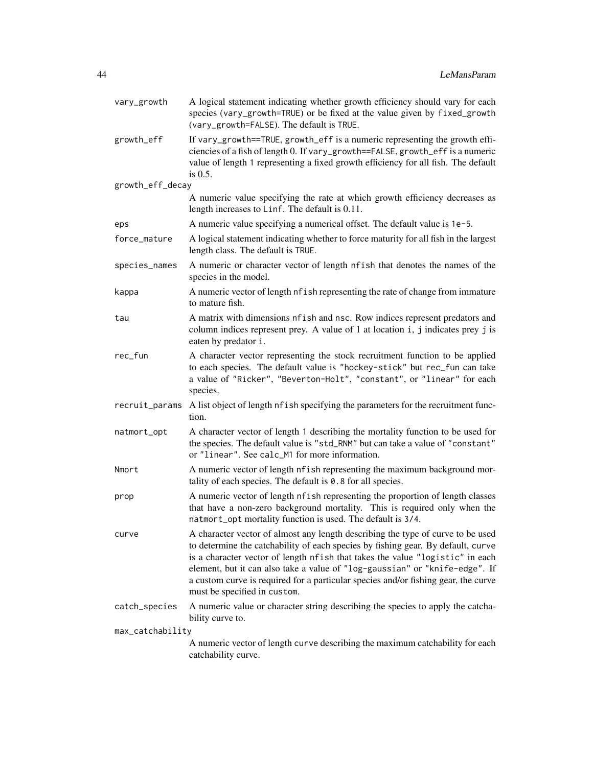| | |
|---|---|
| vary_growth | A logical statement indicating whether growth efficiency should vary for each species (vary_growth=TRUE) or be fixed at the value given by fixed_growth (vary_growth=FALSE). The default is TRUE. |
| growth_eff | If vary_growth==TRUE, growth_eff is a numeric representing the growth efficiencies of a fish of length 0. If vary_growth==FALSE, growth_eff is a numeric value of length 1 representing a fixed growth efficiency for all fish. The default is 0.5. |
| growth_eff_decay | A numeric value specifying the rate at which growth efficiency decreases as length increases to Linf. The default is 0.11. |
| eps | A numeric value specifying a numerical offset. The default value is 1e-5. |
| force_mature | A logical statement indicating whether to force maturity for all fish in the largest length class. The default is TRUE. |
| species_names | A numeric or character vector of length nfish that denotes the names of the species in the model. |
| kappa | A numeric vector of length nfish representing the rate of change from immature to mature fish. |
| tau | A matrix with dimensions nfish and nsc. Row indices represent predators and column indices represent prey. A value of 1 at location i, j indicates prey j is eaten by predator i. |
| rec_fun | A character vector representing the stock recruitment function to be applied to each species. The default value is "hockey-stick" but rec_fun can take a value of "Ricker", "Beverton-Holt", "constant", or "linear" for each species. |
| recruit_params | A list object of length nfish specifying the parameters for the recruitment function. |
| natmort_opt | A character vector of length 1 describing the mortality function to be used for the species. The default value is "std_RNM" but can take a value of "constant" or "linear". See calc_M1 for more information. |
| Nmort | A numeric vector of length nfish representing the maximum background mortality of each species. The default is 0.8 for all species. |
| prop | A numeric vector of length nfish representing the proportion of length classes that have a non-zero background mortality. This is required only when the natmort_opt mortality function is used. The default is 3/4. |
| curve | A character vector of almost any length describing the type of curve to be used to determine the catchability of each species by fishing gear. By default, curve is a character vector of length nfish that takes the value "logistic" in each element, but it can also take a value of "log-gaussian" or "knife-edge". If a custom curve is required for a particular species and/or fishing gear, the curve must be specified in custom. |
| catch_species | A numeric value or character string describing the species to apply the catchability curve to. |
| max_catchability | A numeric vector of length curve describing the maximum catchability for each catchability curve. |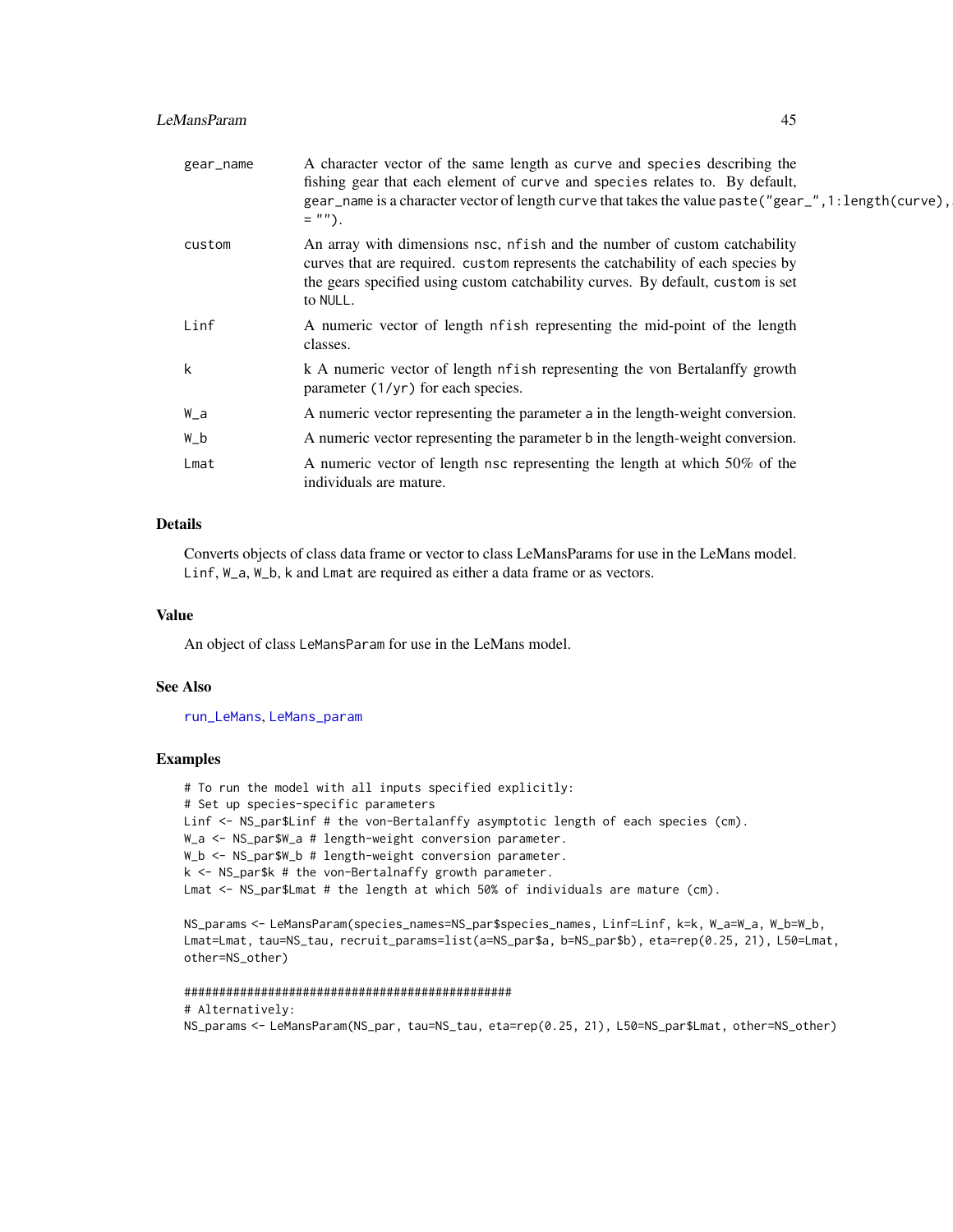| | |
|---|---|
| gear_name | A character vector of the same length as curve and species describing the fishing gear that each element of curve and species relates to. By default, gear_name is a character vector of length curve that takes the value paste("gear_",1:length(curve), = ""). |
| custom | An array with dimensions nsc, nfish and the number of custom catchability curves that are required. custom represents the catchability of each species by the gears specified using custom catchability curves. By default, custom is set to NULL. |
| Linf | A numeric vector of length nfish representing the mid-point of the length classes. |
| k | k A numeric vector of length nfish representing the von Bertalanffy growth parameter (1/yr) for each species. |
| W_a | A numeric vector representing the parameter a in the length-weight conversion. |
| W_b | A numeric vector representing the parameter b in the length-weight conversion. |
| Lmat | A numeric vector of length nsc representing the length at which 50% of the individuals are mature. |

## Details

Converts objects of class data frame or vector to class LeMansParams for use in the LeMans model. Linf, W_a, W_b, k and Lmat are required as either a data frame or as vectors.

## Value

An object of class LeMansParam for use in the LeMans model.

## See Also

run_LeMans, LeMans_param

## Examples

```
# To run the model with all inputs specified explicitly:
# Set up species-specific parameters
Linf <- NS_par$Linf # the von-Bertalanffy asymptotic length of each species (cm).
W_a <- NS_par$W_a # length-weight conversion parameter.
W_b <- NS_par$W_b # length-weight conversion parameter.
k <- NS_par$k # the von-Bertalnaffy growth parameter.
Lmat <- NS_par$Lmat # the length at which 50% of individuals are mature (cm).

NS_params <- LeMansParam(species_names=NS_par$species_names, Linf=Linf, k=k, W_a=W_a, W_b=W_b,
Lmat=Lmat, tau=NS_tau, recruit_params=list(a=NS_par$a, b=NS_par$b), eta=rep(0.25, 21), L50=Lmat,
other=NS_other)

###############################################
# Alternatively:
NS_params <- LeMansParam(NS_par, tau=NS_tau, eta=rep(0.25, 21), L50=NS_par$Lmat, other=NS_other)
```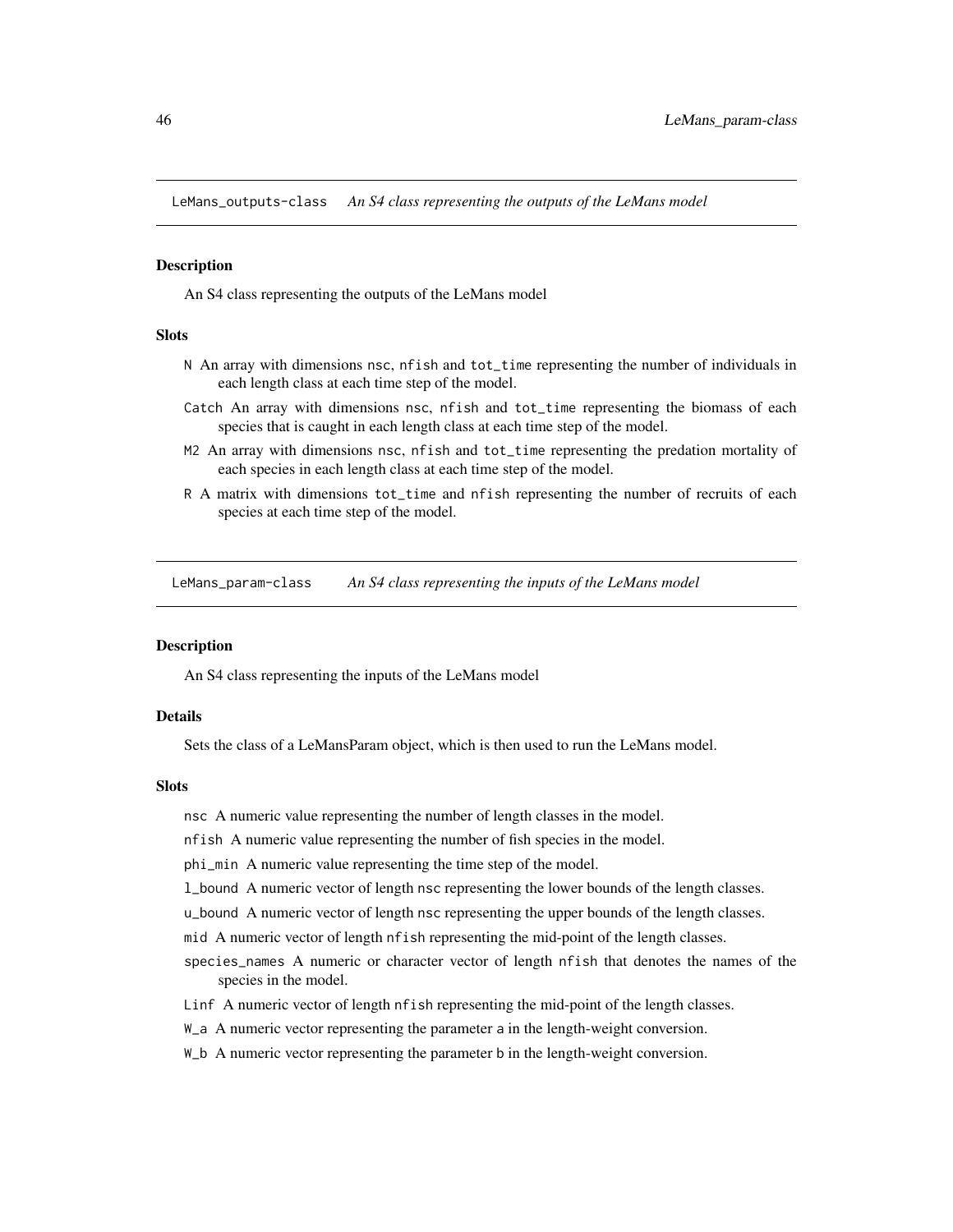## LeMans_outputs-class *An S4 class representing the outputs of the LeMans model*

### Description

An S4 class representing the outputs of the LeMans model

### Slots

- `N` An array with dimensions `nsc`, `nfish` and `tot_time` representing the number of individuals in each length class at each time step of the model.
- `Catch` An array with dimensions `nsc`, `nfish` and `tot_time` representing the biomass of each species that is caught in each length class at each time step of the model.
- `M2` An array with dimensions `nsc`, `nfish` and `tot_time` representing the predation mortality of each species in each length class at each time step of the model.
- `R` A matrix with dimensions `tot_time` and `nfish` representing the number of recruits of each species at each time step of the model.

## LeMans_param-class *An S4 class representing the inputs of the LeMans model*

### Description

An S4 class representing the inputs of the LeMans model

### Details

Sets the class of a LeMansParam object, which is then used to run the LeMans model.

### Slots

- `nsc` A numeric value representing the number of length classes in the model.
- `nfish` A numeric value representing the number of fish species in the model.
- `phi_min` A numeric value representing the time step of the model.
- `l_bound` A numeric vector of length `nsc` representing the lower bounds of the length classes.
- `u_bound` A numeric vector of length `nsc` representing the upper bounds of the length classes.
- `mid` A numeric vector of length `nfish` representing the mid-point of the length classes.
- `species_names` A numeric or character vector of length `nfish` that denotes the names of the species in the model.
- `Linf` A numeric vector of length `nfish` representing the mid-point of the length classes.
- `W_a` A numeric vector representing the parameter `a` in the length-weight conversion.
- `W_b` A numeric vector representing the parameter `b` in the length-weight conversion.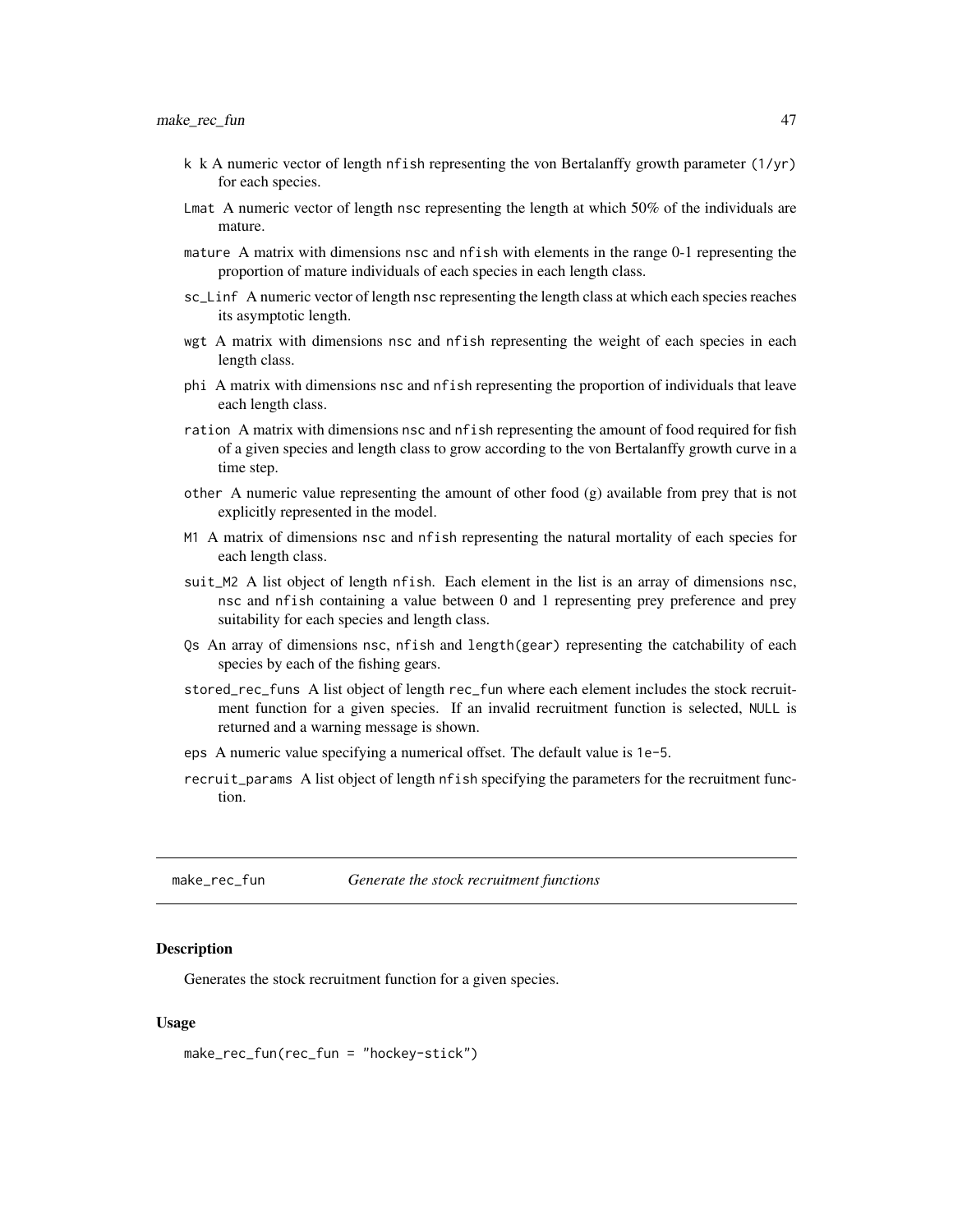- `k` k A numeric vector of length `nfish` representing the von Bertalanffy growth parameter (`1/yr`) for each species.
- `Lmat` A numeric vector of length `nsc` representing the length at which 50% of the individuals are mature.
- `mature` A matrix with dimensions `nsc` and `nfish` with elements in the range 0-1 representing the proportion of mature individuals of each species in each length class.
- `sc_Linf` A numeric vector of length `nsc` representing the length class at which each species reaches its asymptotic length.
- `wgt` A matrix with dimensions `nsc` and `nfish` representing the weight of each species in each length class.
- `phi` A matrix with dimensions `nsc` and `nfish` representing the proportion of individuals that leave each length class.
- `ration` A matrix with dimensions `nsc` and `nfish` representing the amount of food required for fish of a given species and length class to grow according to the von Bertalanffy growth curve in a time step.
- `other` A numeric value representing the amount of other food (g) available from prey that is not explicitly represented in the model.
- `M1` A matrix of dimensions `nsc` and `nfish` representing the natural mortality of each species for each length class.
- `suit_M2` A list object of length `nfish`. Each element in the list is an array of dimensions `nsc`, `nsc` and `nfish` containing a value between 0 and 1 representing prey preference and prey suitability for each species and length class.
- `Qs` An array of dimensions `nsc`, `nfish` and `length(gear)` representing the catchability of each species by each of the fishing gears.
- `stored_rec_funs` A list object of length `rec_fun` where each element includes the stock recruitment function for a given species. If an invalid recruitment function is selected, `NULL` is returned and a warning message is shown.
- `eps` A numeric value specifying a numerical offset. The default value is `1e-5`.
- `recruit_params` A list object of length `nfish` specifying the parameters for the recruitment function.

## make_rec_fun — *Generate the stock recruitment functions*

### Description

Generates the stock recruitment function for a given species.

### Usage

```
make_rec_fun(rec_fun = "hockey-stick")
```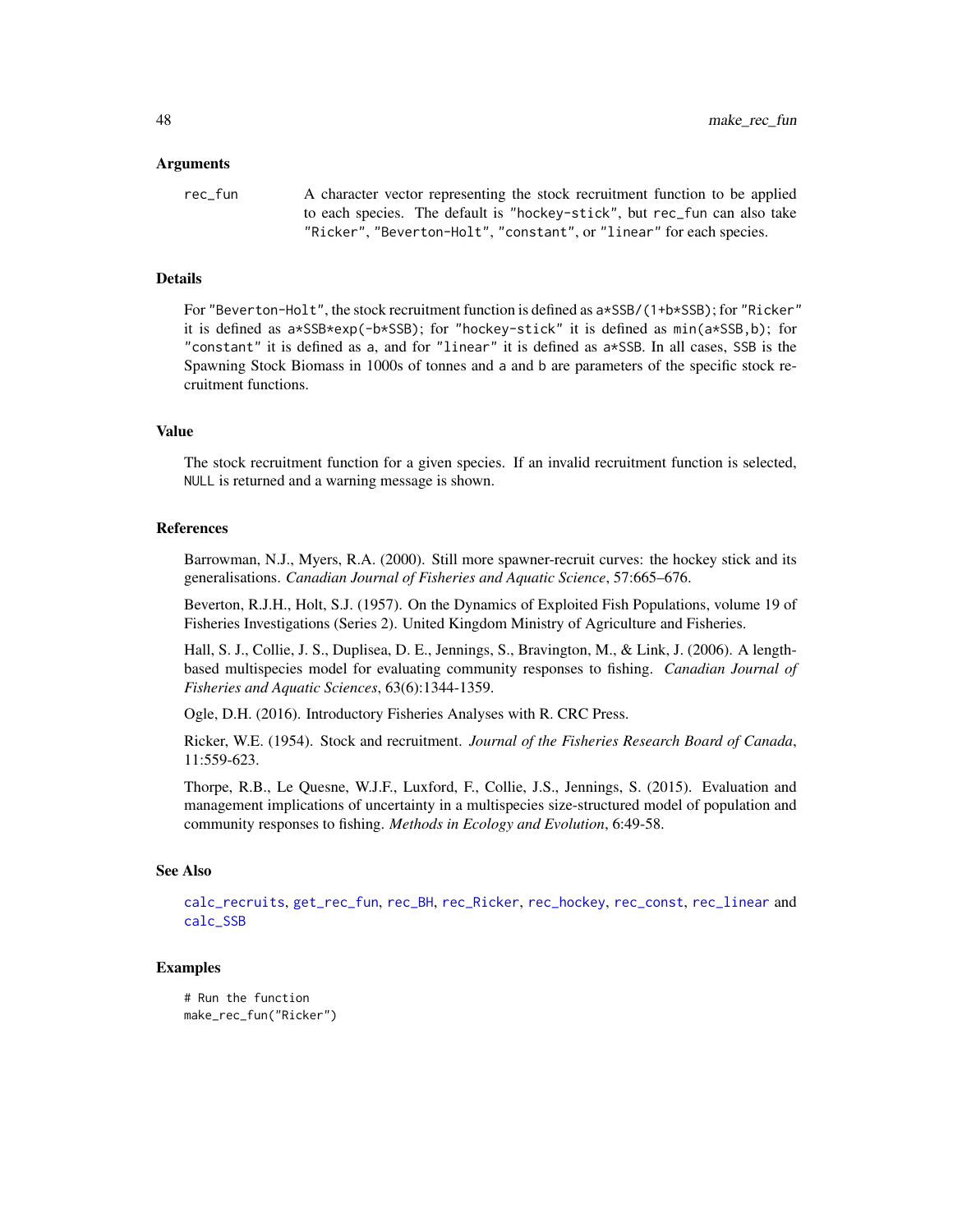### Arguments

`rec_fun` A character vector representing the stock recruitment function to be applied to each species. The default is `"hockey-stick"`, but `rec_fun` can also take `"Ricker"`, `"Beverton-Holt"`, `"constant"`, or `"linear"` for each species.

### Details

For `"Beverton-Holt"`, the stock recruitment function is defined as `a*SSB/(1+b*SSB)`; for `"Ricker"` it is defined as `a*SSB*exp(-b*SSB)`; for `"hockey-stick"` it is defined as `min(a*SSB,b)`; for `"constant"` it is defined as `a`, and for `"linear"` it is defined as `a*SSB`. In all cases, `SSB` is the Spawning Stock Biomass in 1000s of tonnes and `a` and `b` are parameters of the specific stock recruitment functions.

### Value

The stock recruitment function for a given species. If an invalid recruitment function is selected, `NULL` is returned and a warning message is shown.

### References

Barrowman, N.J., Myers, R.A. (2000). Still more spawner-recruit curves: the hockey stick and its generalisations. *Canadian Journal of Fisheries and Aquatic Science*, 57:665–676.

Beverton, R.J.H., Holt, S.J. (1957). On the Dynamics of Exploited Fish Populations, volume 19 of Fisheries Investigations (Series 2). United Kingdom Ministry of Agriculture and Fisheries.

Hall, S. J., Collie, J. S., Duplisea, D. E., Jennings, S., Bravington, M., & Link, J. (2006). A length-based multispecies model for evaluating community responses to fishing. *Canadian Journal of Fisheries and Aquatic Sciences*, 63(6):1344-1359.

Ogle, D.H. (2016). Introductory Fisheries Analyses with R. CRC Press.

Ricker, W.E. (1954). Stock and recruitment. *Journal of the Fisheries Research Board of Canada*, 11:559-623.

Thorpe, R.B., Le Quesne, W.J.F., Luxford, F., Collie, J.S., Jennings, S. (2015). Evaluation and management implications of uncertainty in a multispecies size-structured model of population and community responses to fishing. *Methods in Ecology and Evolution*, 6:49-58.

### See Also

`calc_recruits`, `get_rec_fun`, `rec_BH`, `rec_Ricker`, `rec_hockey`, `rec_const`, `rec_linear` and `calc_SSB`

### Examples

```
# Run the function
make_rec_fun("Ricker")
```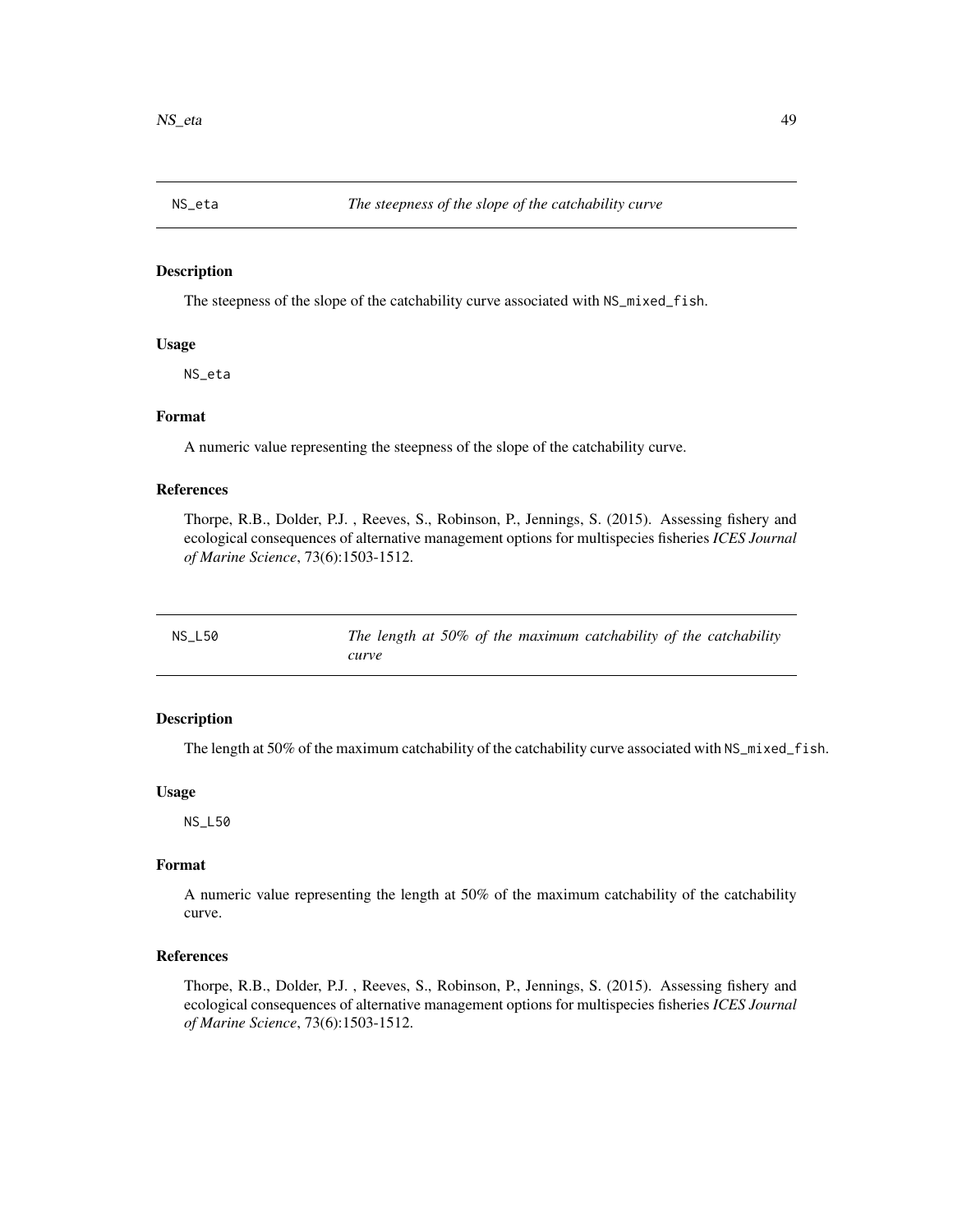## NS_eta — *The steepness of the slope of the catchability curve*

### Description

The steepness of the slope of the catchability curve associated with `NS_mixed_fish`.

### Usage

```
NS_eta
```

### Format

A numeric value representing the steepness of the slope of the catchability curve.

### References

Thorpe, R.B., Dolder, P.J. , Reeves, S., Robinson, P., Jennings, S. (2015). Assessing fishery and ecological consequences of alternative management options for multispecies fisheries *ICES Journal of Marine Science*, 73(6):1503-1512.

## NS_L50 — *The length at 50% of the maximum catchability of the catchability curve*

### Description

The length at 50% of the maximum catchability of the catchability curve associated with `NS_mixed_fish`.

### Usage

```
NS_L50
```

### Format

A numeric value representing the length at 50% of the maximum catchability of the catchability curve.

### References

Thorpe, R.B., Dolder, P.J. , Reeves, S., Robinson, P., Jennings, S. (2015). Assessing fishery and ecological consequences of alternative management options for multispecies fisheries *ICES Journal of Marine Science*, 73(6):1503-1512.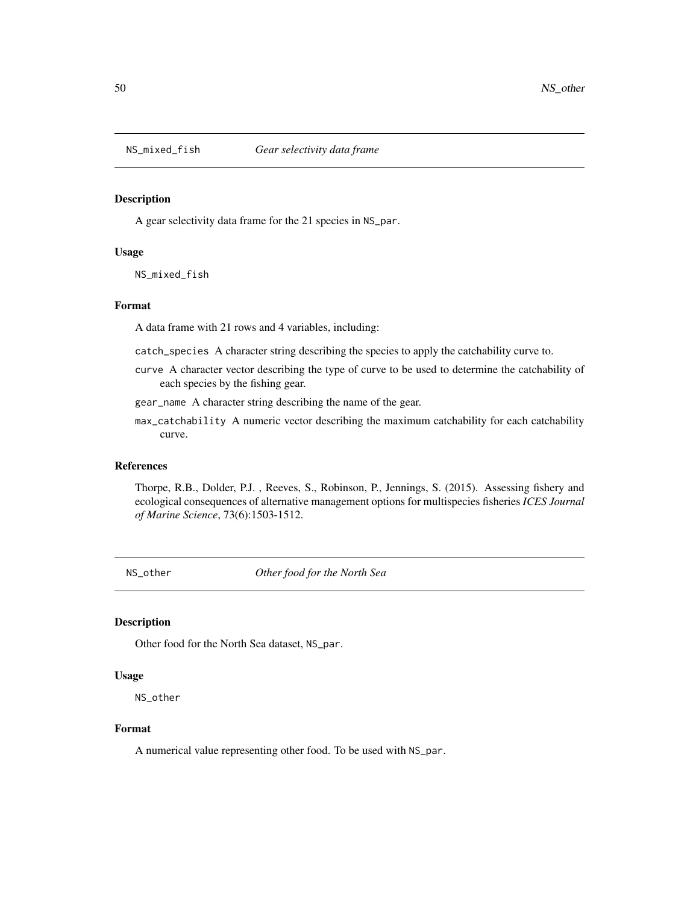## NS_mixed_fish — *Gear selectivity data frame*

### Description

A gear selectivity data frame for the 21 species in `NS_par`.

### Usage

```
NS_mixed_fish
```

### Format

A data frame with 21 rows and 4 variables, including:

- `catch_species` A character string describing the species to apply the catchability curve to.
- `curve` A character vector describing the type of curve to be used to determine the catchability of each species by the fishing gear.
- `gear_name` A character string describing the name of the gear.
- `max_catchability` A numeric vector describing the maximum catchability for each catchability curve.

### References

Thorpe, R.B., Dolder, P.J. , Reeves, S., Robinson, P., Jennings, S. (2015). Assessing fishery and ecological consequences of alternative management options for multispecies fisheries *ICES Journal of Marine Science*, 73(6):1503-1512.

## NS_other — *Other food for the North Sea*

### Description

Other food for the North Sea dataset, `NS_par`.

### Usage

```
NS_other
```

### Format

A numerical value representing other food. To be used with `NS_par`.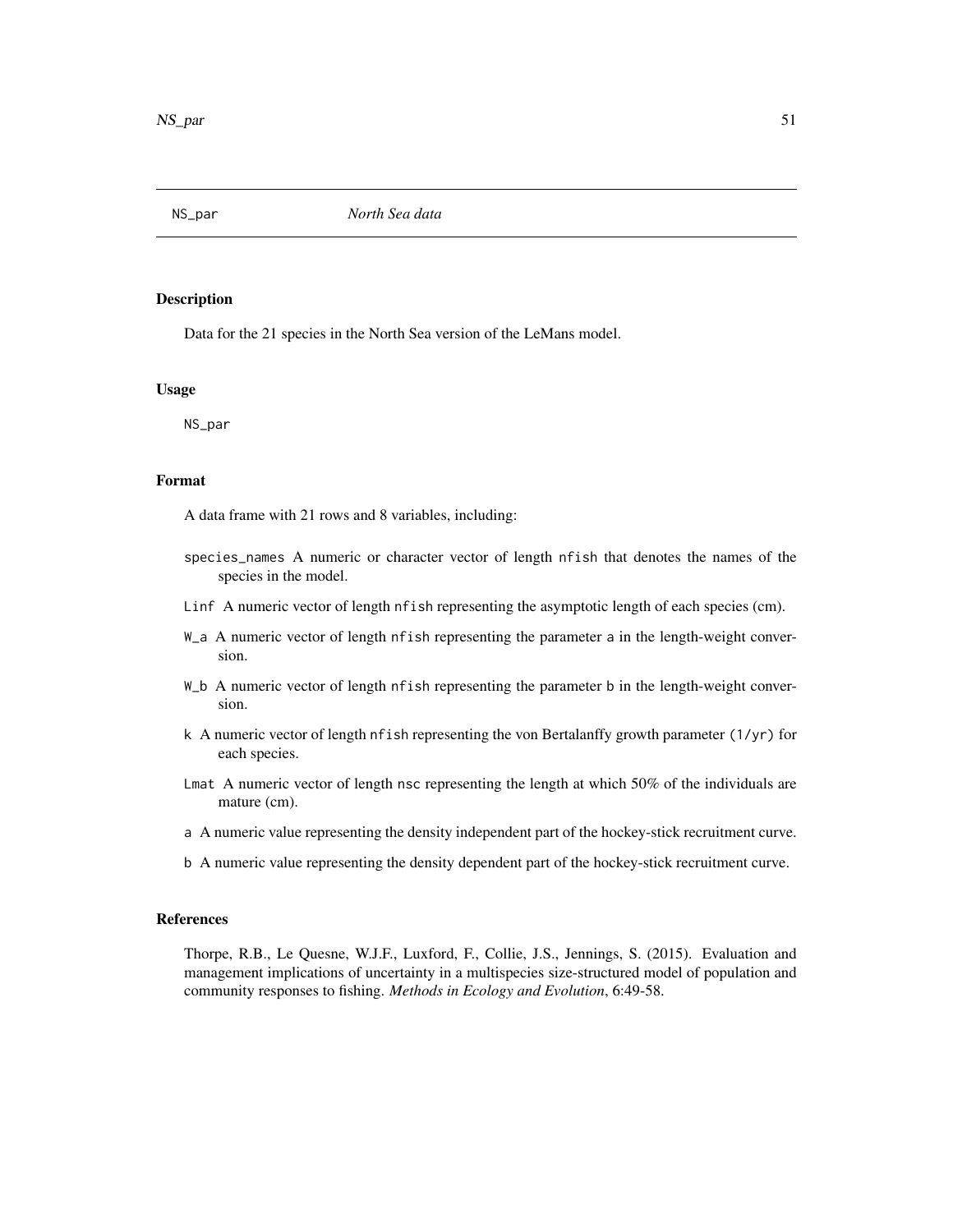NS_par *North Sea data*

## Description

Data for the 21 species in the North Sea version of the LeMans model.

## Usage

```
NS_par
```

## Format

A data frame with 21 rows and 8 variables, including:

- `species_names` A numeric or character vector of length `nfish` that denotes the names of the species in the model.
- `Linf` A numeric vector of length `nfish` representing the asymptotic length of each species (cm).
- `W_a` A numeric vector of length `nfish` representing the parameter `a` in the length-weight conversion.
- `W_b` A numeric vector of length `nfish` representing the parameter `b` in the length-weight conversion.
- `k` A numeric vector of length `nfish` representing the von Bertalanffy growth parameter `(1/yr)` for each species.
- `Lmat` A numeric vector of length `nsc` representing the length at which 50% of the individuals are mature (cm).
- `a` A numeric value representing the density independent part of the hockey-stick recruitment curve.
- `b` A numeric value representing the density dependent part of the hockey-stick recruitment curve.

## References

Thorpe, R.B., Le Quesne, W.J.F., Luxford, F., Collie, J.S., Jennings, S. (2015). Evaluation and management implications of uncertainty in a multispecies size-structured model of population and community responses to fishing. *Methods in Ecology and Evolution*, 6:49-58.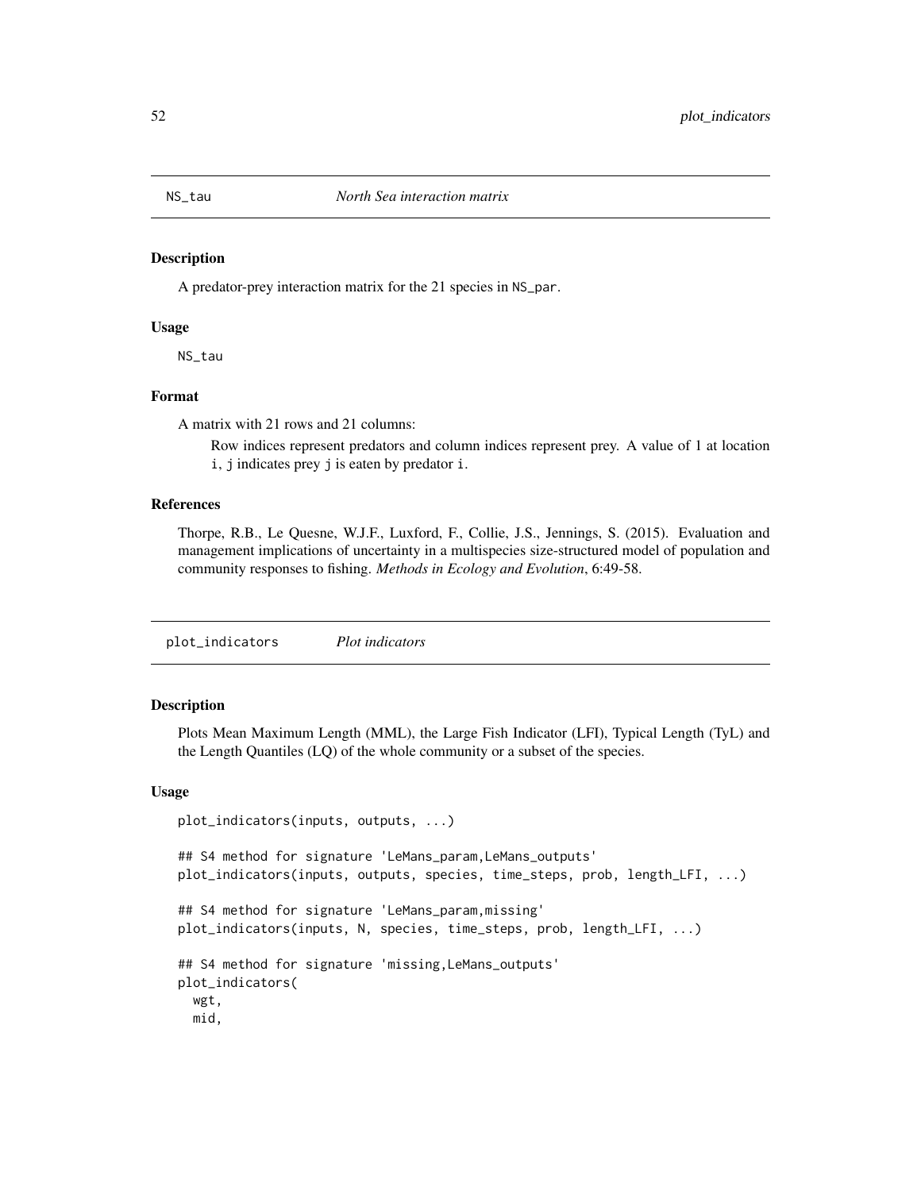## NS_tau — *North Sea interaction matrix*

### Description

A predator-prey interaction matrix for the 21 species in `NS_par`.

### Usage

```
NS_tau
```

### Format

A matrix with 21 rows and 21 columns:

Row indices represent predators and column indices represent prey. A value of 1 at location `i, j` indicates prey `j` is eaten by predator `i`.

### References

Thorpe, R.B., Le Quesne, W.J.F., Luxford, F., Collie, J.S., Jennings, S. (2015). Evaluation and management implications of uncertainty in a multispecies size-structured model of population and community responses to fishing. *Methods in Ecology and Evolution*, 6:49-58.

## plot_indicators — *Plot indicators*

### Description

Plots Mean Maximum Length (MML), the Large Fish Indicator (LFI), Typical Length (TyL) and the Length Quantiles (LQ) of the whole community or a subset of the species.

### Usage

```
plot_indicators(inputs, outputs, ...)

## S4 method for signature 'LeMans_param,LeMans_outputs'
plot_indicators(inputs, outputs, species, time_steps, prob, length_LFI, ...)

## S4 method for signature 'LeMans_param,missing'
plot_indicators(inputs, N, species, time_steps, prob, length_LFI, ...)

## S4 method for signature 'missing,LeMans_outputs'
plot_indicators(
  wgt,
  mid,
```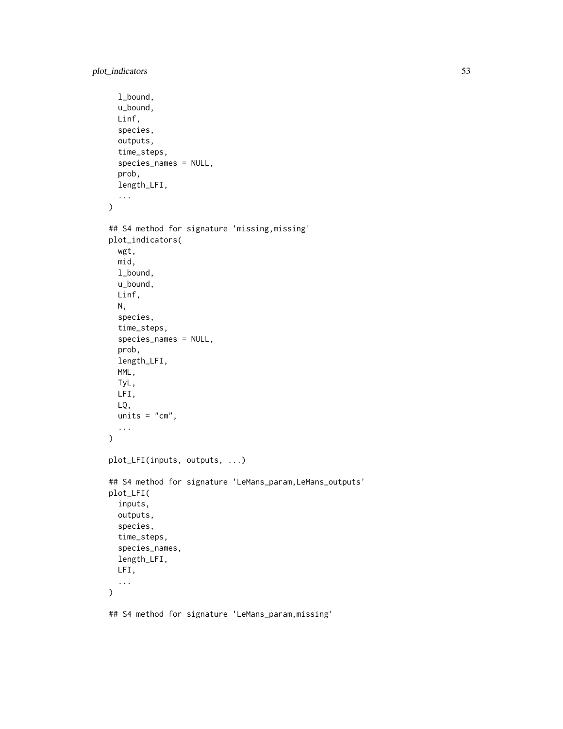```
  l_bound,
  u_bound,
  Linf,
  species,
  outputs,
  time_steps,
  species_names = NULL,
  prob,
  length_LFI,
  ...
)

## S4 method for signature 'missing,missing'
plot_indicators(
  wgt,
  mid,
  l_bound,
  u_bound,
  Linf,
  N,
  species,
  time_steps,
  species_names = NULL,
  prob,
  length_LFI,
  MML,
  TyL,
  LFI,
  LQ,
  units = "cm",
  ...
)

plot_LFI(inputs, outputs, ...)

## S4 method for signature 'LeMans_param,LeMans_outputs'
plot_LFI(
  inputs,
  outputs,
  species,
  time_steps,
  species_names,
  length_LFI,
  LFI,
  ...
)

## S4 method for signature 'LeMans_param,missing'
```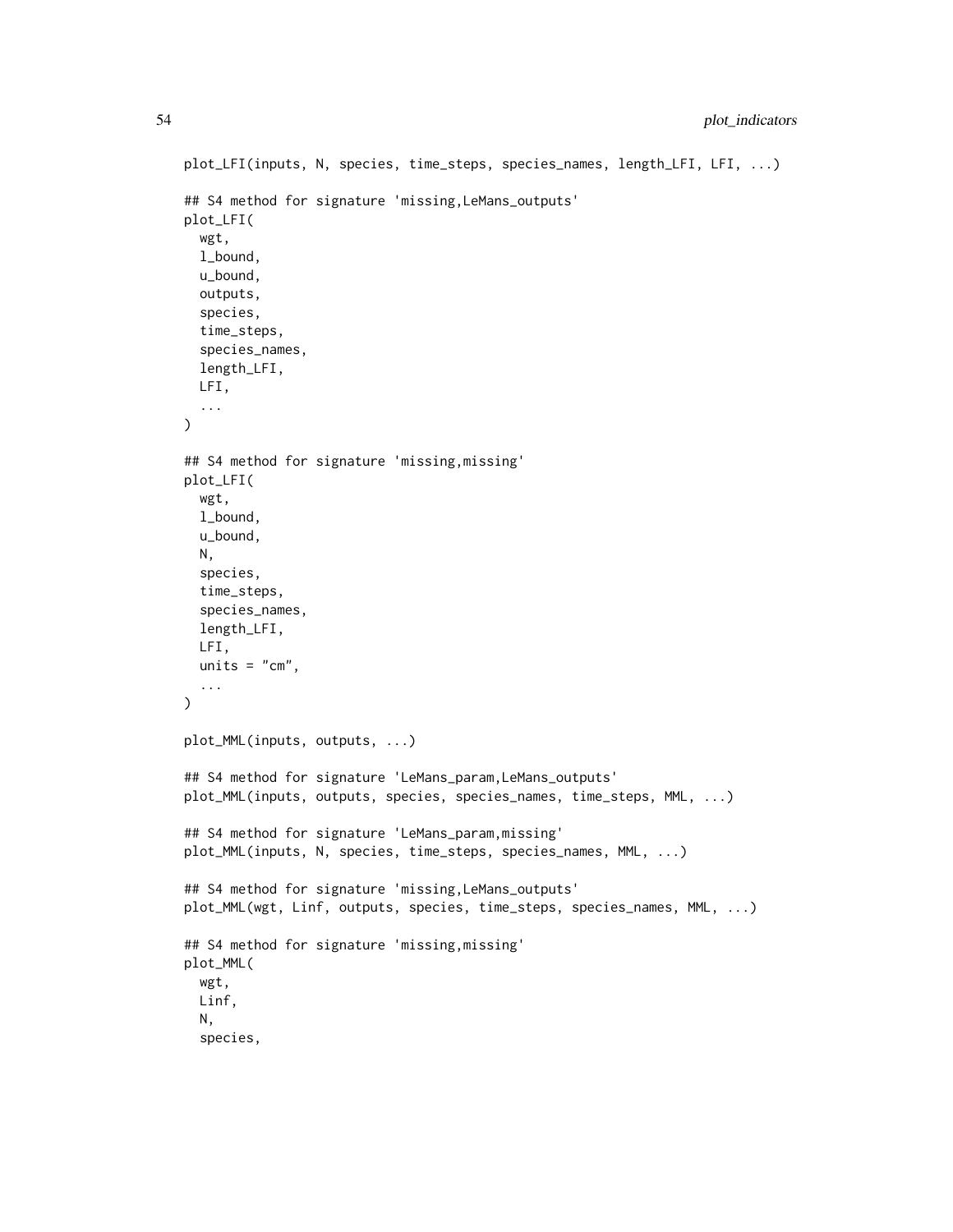```
plot_LFI(inputs, N, species, time_steps, species_names, length_LFI, LFI, ...)

## S4 method for signature 'missing,LeMans_outputs'
plot_LFI(
  wgt,
  l_bound,
  u_bound,
  outputs,
  species,
  time_steps,
  species_names,
  length_LFI,
  LFI,
  ...
)

## S4 method for signature 'missing,missing'
plot_LFI(
  wgt,
  l_bound,
  u_bound,
  N,
  species,
  time_steps,
  species_names,
  length_LFI,
  LFI,
  units = "cm",
  ...
)

plot_MML(inputs, outputs, ...)

## S4 method for signature 'LeMans_param,LeMans_outputs'
plot_MML(inputs, outputs, species, species_names, time_steps, MML, ...)

## S4 method for signature 'LeMans_param,missing'
plot_MML(inputs, N, species, time_steps, species_names, MML, ...)

## S4 method for signature 'missing,LeMans_outputs'
plot_MML(wgt, Linf, outputs, species, time_steps, species_names, MML, ...)

## S4 method for signature 'missing,missing'
plot_MML(
  wgt,
  Linf,
  N,
  species,
```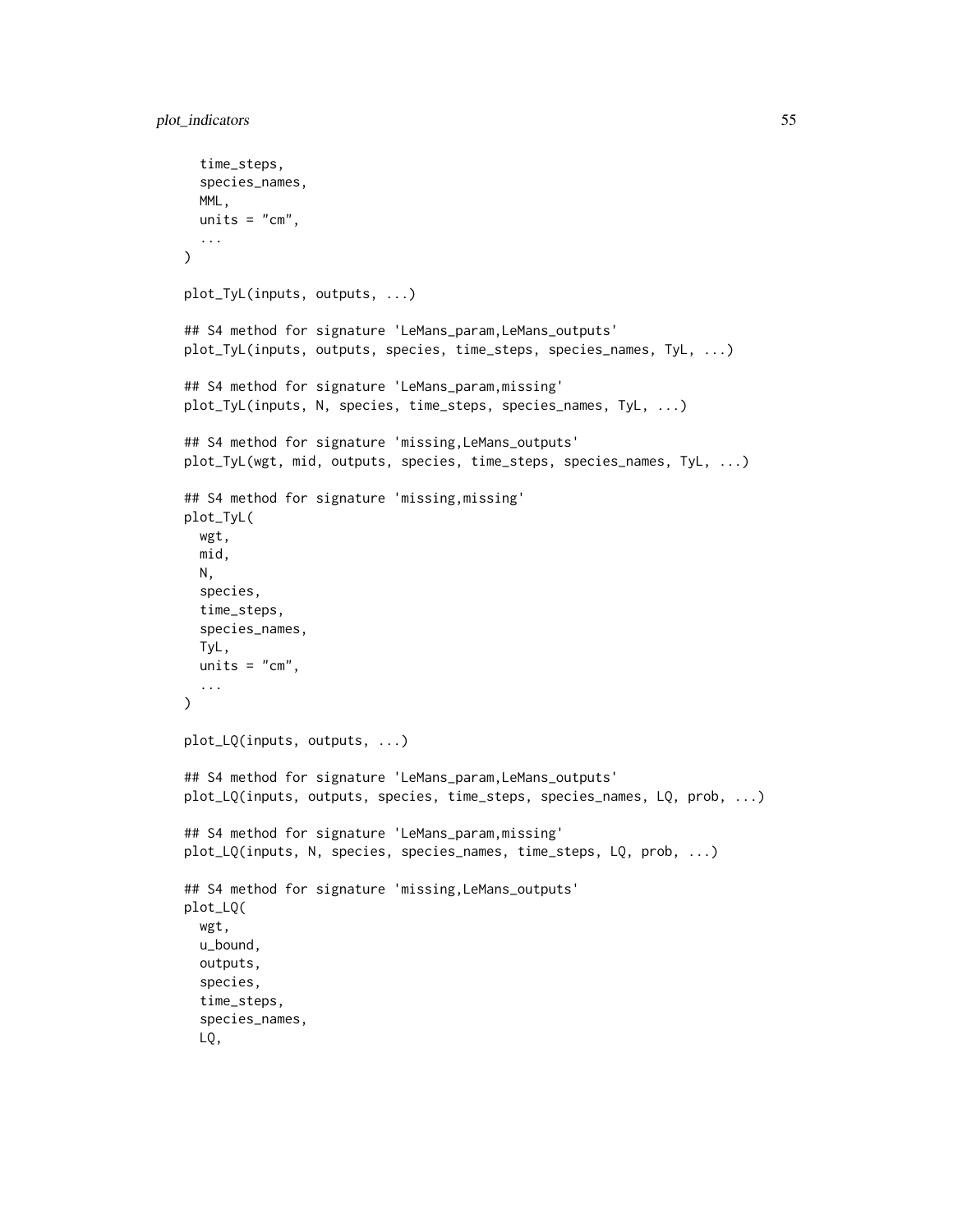```
  time_steps,
  species_names,
  MML,
  units = "cm",
  ...
)

plot_TyL(inputs, outputs, ...)

## S4 method for signature 'LeMans_param,LeMans_outputs'
plot_TyL(inputs, outputs, species, time_steps, species_names, TyL, ...)

## S4 method for signature 'LeMans_param,missing'
plot_TyL(inputs, N, species, time_steps, species_names, TyL, ...)

## S4 method for signature 'missing,LeMans_outputs'
plot_TyL(wgt, mid, outputs, species, time_steps, species_names, TyL, ...)

## S4 method for signature 'missing,missing'
plot_TyL(
  wgt,
  mid,
  N,
  species,
  time_steps,
  species_names,
  TyL,
  units = "cm",
  ...
)

plot_LQ(inputs, outputs, ...)

## S4 method for signature 'LeMans_param,LeMans_outputs'
plot_LQ(inputs, outputs, species, time_steps, species_names, LQ, prob, ...)

## S4 method for signature 'LeMans_param,missing'
plot_LQ(inputs, N, species, species_names, time_steps, LQ, prob, ...)

## S4 method for signature 'missing,LeMans_outputs'
plot_LQ(
  wgt,
  u_bound,
  outputs,
  species,
  time_steps,
  species_names,
  LQ,
```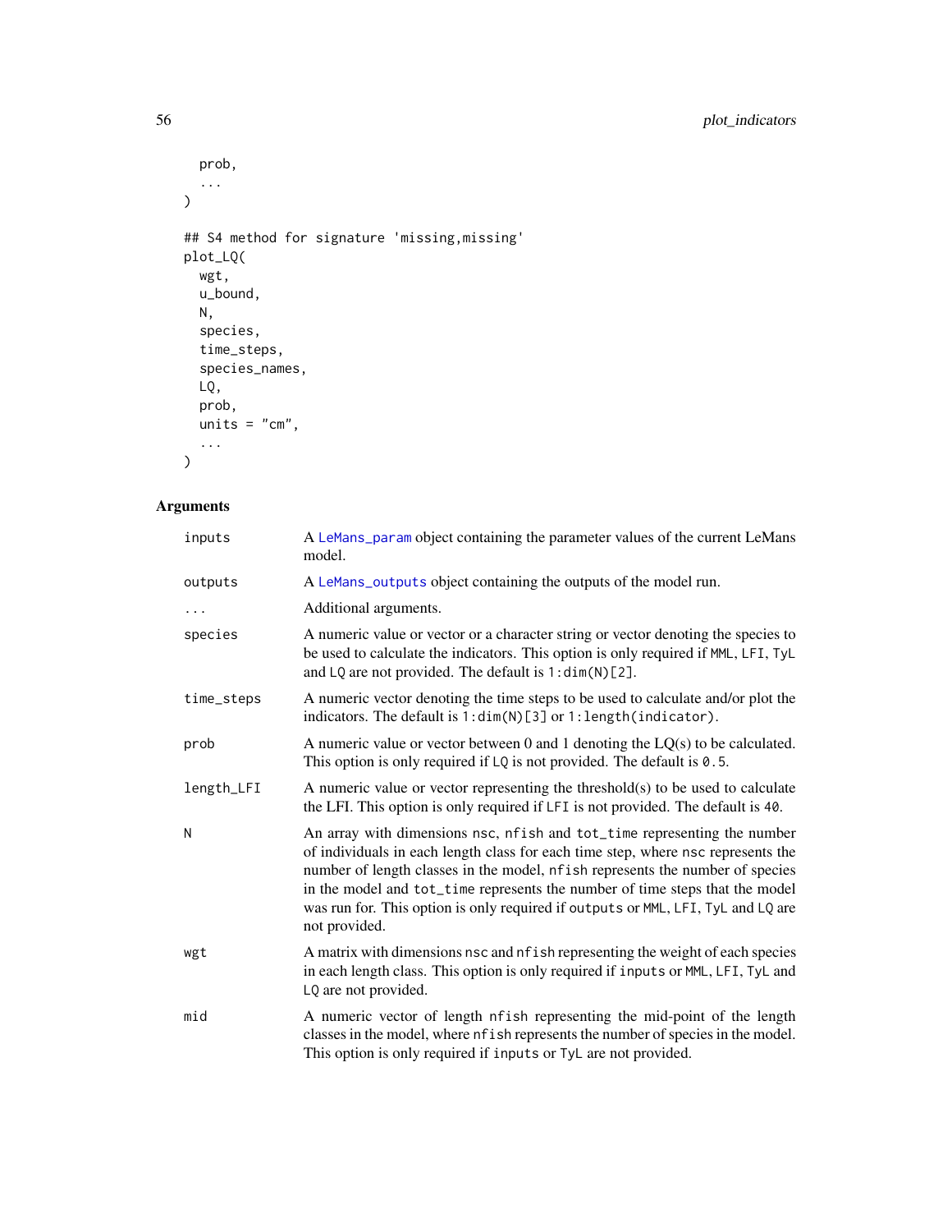```
  prob,
  ...
)

## S4 method for signature 'missing,missing'
plot_LQ(
  wgt,
  u_bound,
  N,
  species,
  time_steps,
  species_names,
  LQ,
  prob,
  units = "cm",
  ...
)
```

## Arguments

| | |
|---|---|
| `inputs` | A `LeMans_param` object containing the parameter values of the current LeMans model. |
| `outputs` | A `LeMans_outputs` object containing the outputs of the model run. |
| `...` | Additional arguments. |
| `species` | A numeric value or vector or a character string or vector denoting the species to be used to calculate the indicators. This option is only required if `MML`, `LFI`, `TyL` and `LQ` are not provided. The default is `1:dim(N)[2]`. |
| `time_steps` | A numeric vector denoting the time steps to be used to calculate and/or plot the indicators. The default is `1:dim(N)[3]` or `1:length(indicator)`. |
| `prob` | A numeric value or vector between 0 and 1 denoting the LQ(s) to be calculated. This option is only required if `LQ` is not provided. The default is `0.5`. |
| `length_LFI` | A numeric value or vector representing the threshold(s) to be used to calculate the LFI. This option is only required if `LFI` is not provided. The default is `40`. |
| `N` | An array with dimensions `nsc`, `nfish` and `tot_time` representing the number of individuals in each length class for each time step, where `nsc` represents the number of length classes in the model, `nfish` represents the number of species in the model and `tot_time` represents the number of time steps that the model was run for. This option is only required if `outputs` or `MML`, `LFI`, `TyL` and `LQ` are not provided. |
| `wgt` | A matrix with dimensions `nsc` and `nfish` representing the weight of each species in each length class. This option is only required if `inputs` or `MML`, `LFI`, `TyL` and `LQ` are not provided. |
| `mid` | A numeric vector of length `nfish` representing the mid-point of the length classes in the model, where `nfish` represents the number of species in the model. This option is only required if `inputs` or `TyL` are not provided. |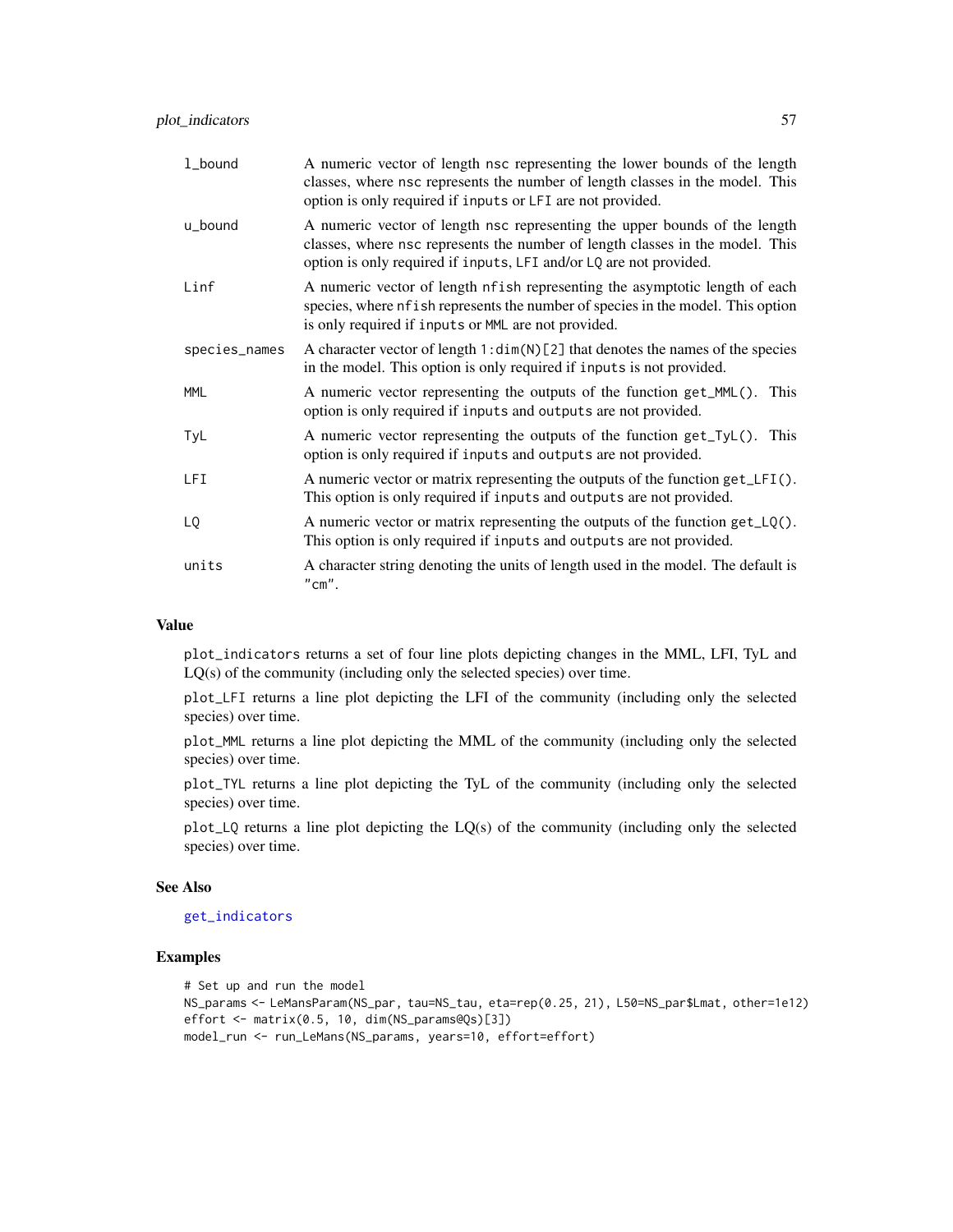| | |
|---|---|
| l_bound | A numeric vector of length nsc representing the lower bounds of the length classes, where nsc represents the number of length classes in the model. This option is only required if inputs or LFI are not provided. |
| u_bound | A numeric vector of length nsc representing the upper bounds of the length classes, where nsc represents the number of length classes in the model. This option is only required if inputs, LFI and/or LQ are not provided. |
| Linf | A numeric vector of length nfish representing the asymptotic length of each species, where nfish represents the number of species in the model. This option is only required if inputs or MML are not provided. |
| species_names | A character vector of length 1:dim(N)[2] that denotes the names of the species in the model. This option is only required if inputs is not provided. |
| MML | A numeric vector representing the outputs of the function get_MML(). This option is only required if inputs and outputs are not provided. |
| TyL | A numeric vector representing the outputs of the function get_TyL(). This option is only required if inputs and outputs are not provided. |
| LFI | A numeric vector or matrix representing the outputs of the function get_LFI(). This option is only required if inputs and outputs are not provided. |
| LQ | A numeric vector or matrix representing the outputs of the function get_LQ(). This option is only required if inputs and outputs are not provided. |
| units | A character string denoting the units of length used in the model. The default is "cm". |

### Value

plot_indicators returns a set of four line plots depicting changes in the MML, LFI, TyL and LQ(s) of the community (including only the selected species) over time.

plot_LFI returns a line plot depicting the LFI of the community (including only the selected species) over time.

plot_MML returns a line plot depicting the MML of the community (including only the selected species) over time.

plot_TYL returns a line plot depicting the TyL of the community (including only the selected species) over time.

plot_LQ returns a line plot depicting the LQ(s) of the community (including only the selected species) over time.

### See Also

get_indicators

### Examples

```
# Set up and run the model
NS_params <- LeMansParam(NS_par, tau=NS_tau, eta=rep(0.25, 21), L50=NS_par$Lmat, other=1e12)
effort <- matrix(0.5, 10, dim(NS_params@Qs)[3])
model_run <- run_LeMans(NS_params, years=10, effort=effort)
```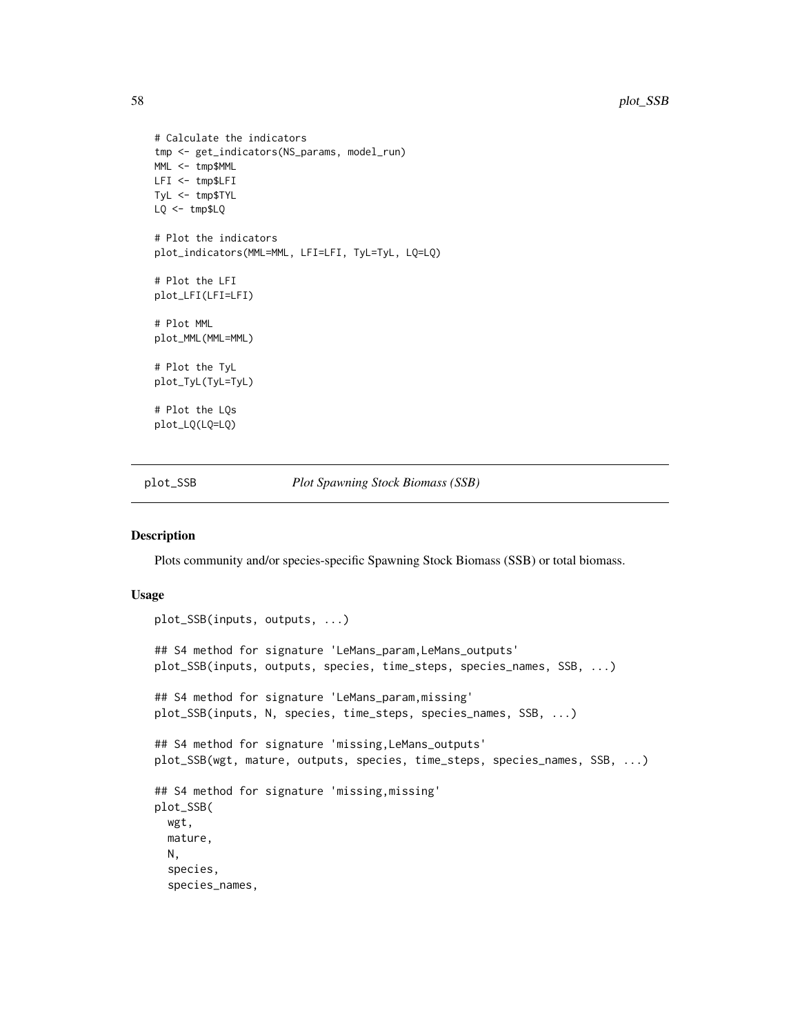```
# Calculate the indicators
tmp <- get_indicators(NS_params, model_run)
MML <- tmp$MML
LFI <- tmp$LFI
TyL <- tmp$TYL
LQ <- tmp$LQ

# Plot the indicators
plot_indicators(MML=MML, LFI=LFI, TyL=TyL, LQ=LQ)

# Plot the LFI
plot_LFI(LFI=LFI)

# Plot MML
plot_MML(MML=MML)

# Plot the TyL
plot_TyL(TyL=TyL)

# Plot the LQs
plot_LQ(LQ=LQ)
```

---

## plot_SSB — *Plot Spawning Stock Biomass (SSB)*

---

### Description

Plots community and/or species-specific Spawning Stock Biomass (SSB) or total biomass.

### Usage

```
plot_SSB(inputs, outputs, ...)

## S4 method for signature 'LeMans_param,LeMans_outputs'
plot_SSB(inputs, outputs, species, time_steps, species_names, SSB, ...)

## S4 method for signature 'LeMans_param,missing'
plot_SSB(inputs, N, species, time_steps, species_names, SSB, ...)

## S4 method for signature 'missing,LeMans_outputs'
plot_SSB(wgt, mature, outputs, species, time_steps, species_names, SSB, ...)

## S4 method for signature 'missing,missing'
plot_SSB(
  wgt,
  mature,
  N,
  species,
  species_names,
```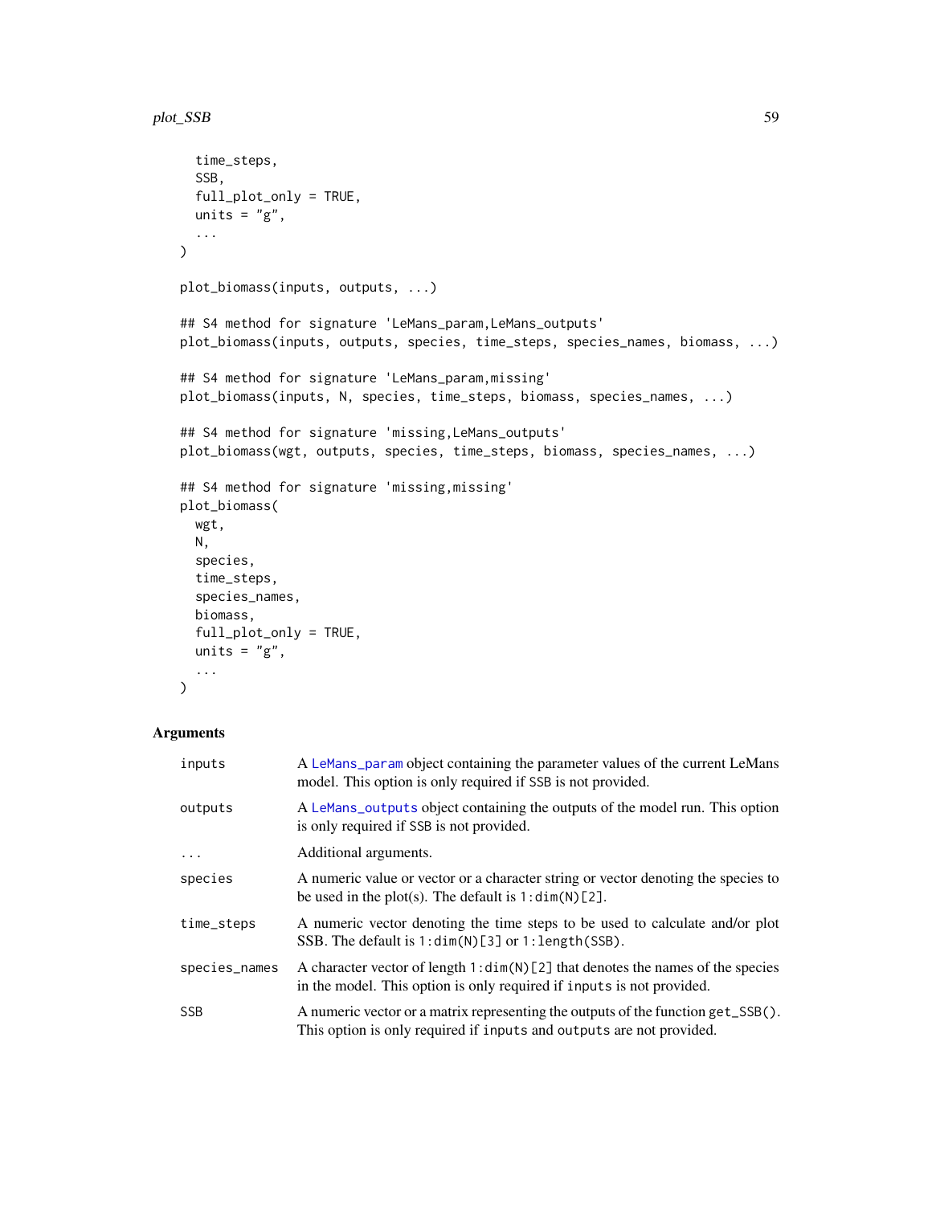```
  time_steps,
  SSB,
  full_plot_only = TRUE,
  units = "g",
  ...
)

plot_biomass(inputs, outputs, ...)

## S4 method for signature 'LeMans_param,LeMans_outputs'
plot_biomass(inputs, outputs, species, time_steps, species_names, biomass, ...)

## S4 method for signature 'LeMans_param,missing'
plot_biomass(inputs, N, species, time_steps, biomass, species_names, ...)

## S4 method for signature 'missing,LeMans_outputs'
plot_biomass(wgt, outputs, species, time_steps, biomass, species_names, ...)

## S4 method for signature 'missing,missing'
plot_biomass(
  wgt,
  N,
  species,
  time_steps,
  species_names,
  biomass,
  full_plot_only = TRUE,
  units = "g",
  ...
)
```

## Arguments

| | |
|---|---|
| inputs | A LeMans_param object containing the parameter values of the current LeMans model. This option is only required if SSB is not provided. |
| outputs | A LeMans_outputs object containing the outputs of the model run. This option is only required if SSB is not provided. |
| ... | Additional arguments. |
| species | A numeric value or vector or a character string or vector denoting the species to be used in the plot(s). The default is 1:dim(N)[2]. |
| time_steps | A numeric vector denoting the time steps to be used to calculate and/or plot SSB. The default is 1:dim(N)[3] or 1:length(SSB). |
| species_names | A character vector of length 1:dim(N)[2] that denotes the names of the species in the model. This option is only required if inputs is not provided. |
| SSB | A numeric vector or a matrix representing the outputs of the function get_SSB(). This option is only required if inputs and outputs are not provided. |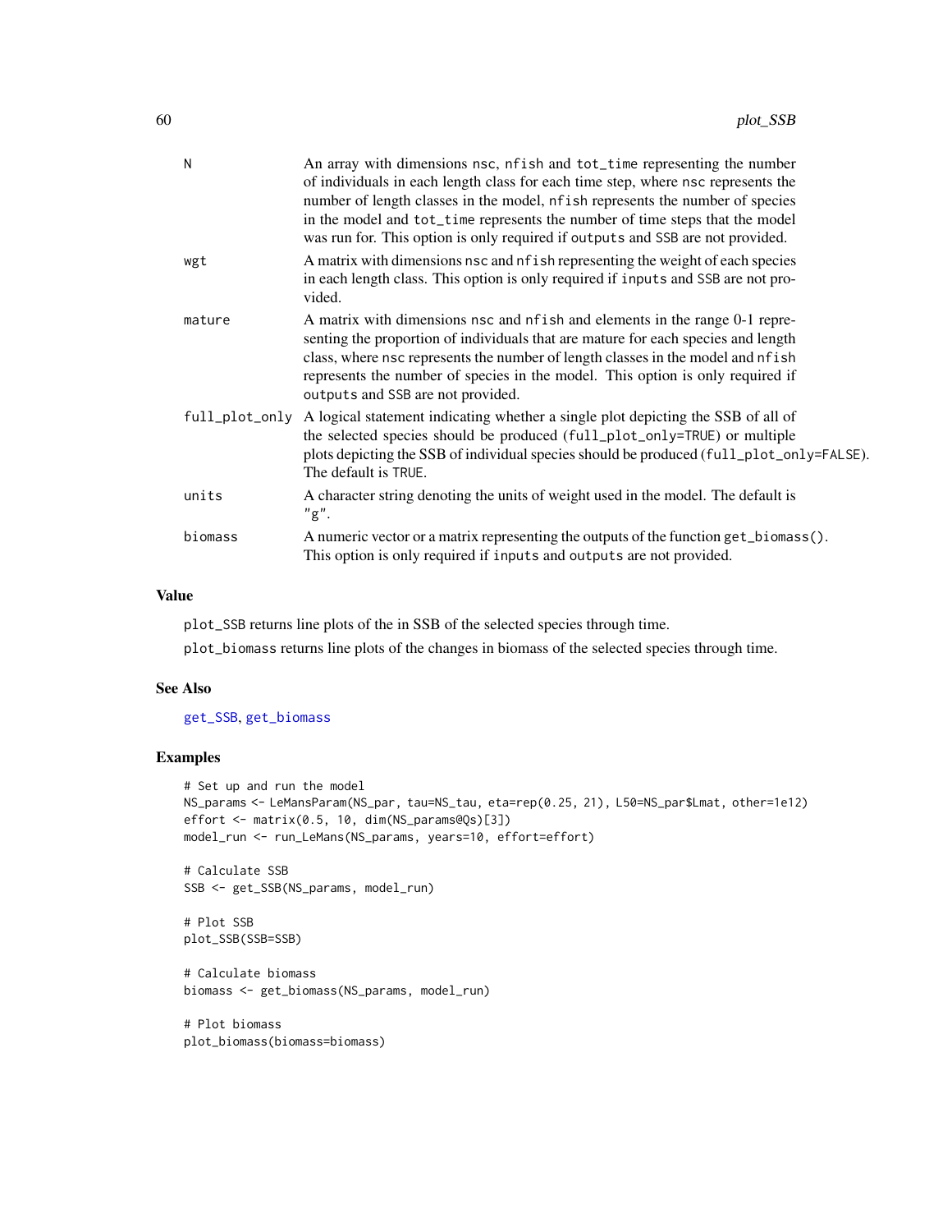| | |
|---|---|
| N | An array with dimensions nsc, nfish and tot_time representing the number of individuals in each length class for each time step, where nsc represents the number of length classes in the model, nfish represents the number of species in the model and tot_time represents the number of time steps that the model was run for. This option is only required if outputs and SSB are not provided. |
| wgt | A matrix with dimensions nsc and nfish representing the weight of each species in each length class. This option is only required if inputs and SSB are not provided. |
| mature | A matrix with dimensions nsc and nfish and elements in the range 0-1 representing the proportion of individuals that are mature for each species and length class, where nsc represents the number of length classes in the model and nfish represents the number of species in the model. This option is only required if outputs and SSB are not provided. |
| full_plot_only | A logical statement indicating whether a single plot depicting the SSB of all of the selected species should be produced (full_plot_only=TRUE) or multiple plots depicting the SSB of individual species should be produced (full_plot_only=FALSE). The default is TRUE. |
| units | A character string denoting the units of weight used in the model. The default is "g". |
| biomass | A numeric vector or a matrix representing the outputs of the function get_biomass(). This option is only required if inputs and outputs are not provided. |

## Value

plot_SSB returns line plots of the in SSB of the selected species through time.

plot_biomass returns line plots of the changes in biomass of the selected species through time.

## See Also

get_SSB, get_biomass

## Examples

```
# Set up and run the model
NS_params <- LeMansParam(NS_par, tau=NS_tau, eta=rep(0.25, 21), L50=NS_par$Lmat, other=1e12)
effort <- matrix(0.5, 10, dim(NS_params@Qs)[3])
model_run <- run_LeMans(NS_params, years=10, effort=effort)

# Calculate SSB
SSB <- get_SSB(NS_params, model_run)

# Plot SSB
plot_SSB(SSB=SSB)

# Calculate biomass
biomass <- get_biomass(NS_params, model_run)

# Plot biomass
plot_biomass(biomass=biomass)
```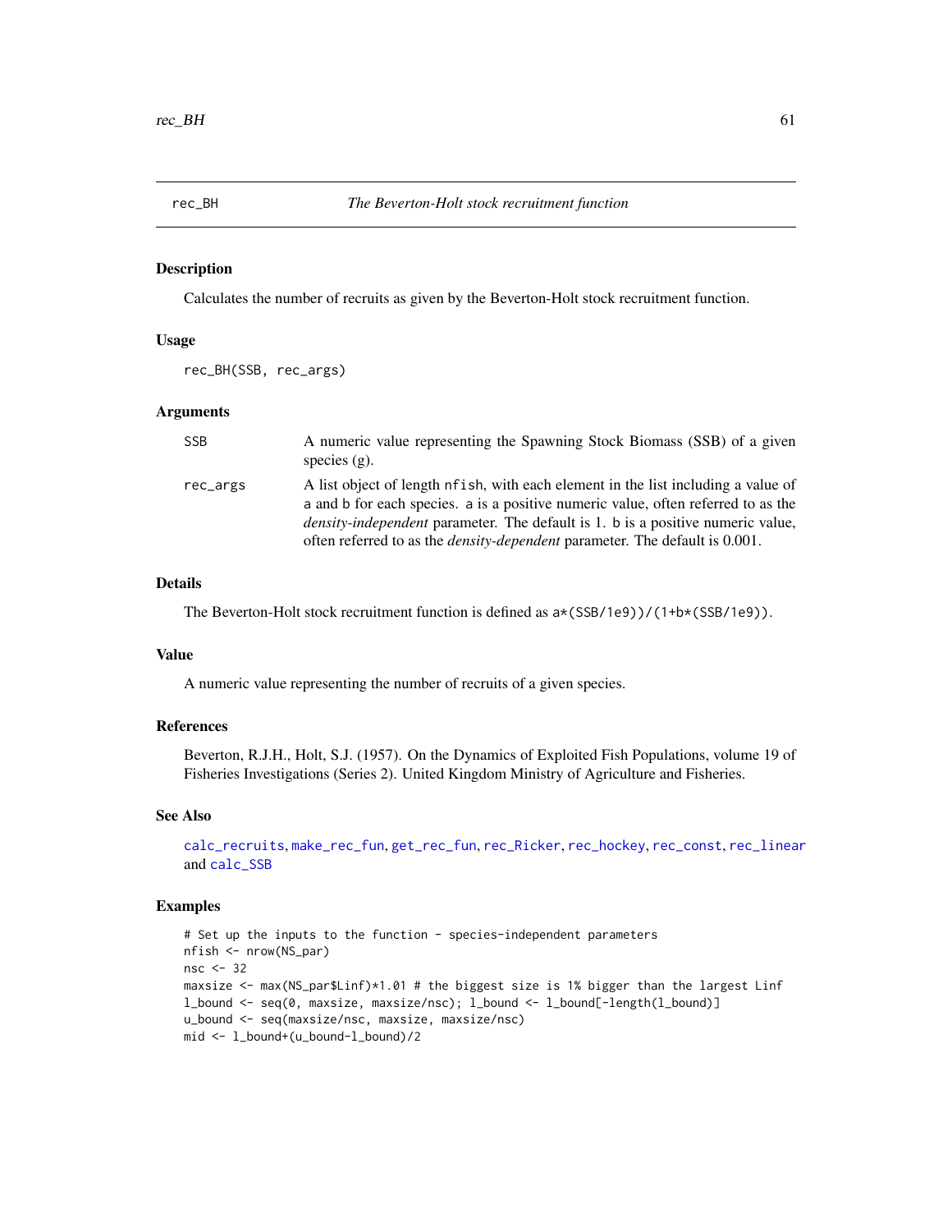## rec_BH — The Beverton-Holt stock recruitment function

### Description

Calculates the number of recruits as given by the Beverton-Holt stock recruitment function.

### Usage

```
rec_BH(SSB, rec_args)
```

### Arguments

| | |
|---|---|
| SSB | A numeric value representing the Spawning Stock Biomass (SSB) of a given species (g). |
| rec_args | A list object of length nfish, with each element in the list including a value of a and b for each species. a is a positive numeric value, often referred to as the *density-independent* parameter. The default is 1. b is a positive numeric value, often referred to as the *density-dependent* parameter. The default is 0.001. |

### Details

The Beverton-Holt stock recruitment function is defined as `a*(SSB/1e9))/(1+b*(SSB/1e9))`.

### Value

A numeric value representing the number of recruits of a given species.

### References

Beverton, R.J.H., Holt, S.J. (1957). On the Dynamics of Exploited Fish Populations, volume 19 of Fisheries Investigations (Series 2). United Kingdom Ministry of Agriculture and Fisheries.

### See Also

calc_recruits, make_rec_fun, get_rec_fun, rec_Ricker, rec_hockey, rec_const, rec_linear and calc_SSB

### Examples

```
# Set up the inputs to the function - species-independent parameters
nfish <- nrow(NS_par)
nsc <- 32
maxsize <- max(NS_par$Linf)*1.01 # the biggest size is 1% bigger than the largest Linf
l_bound <- seq(0, maxsize, maxsize/nsc); l_bound <- l_bound[-length(l_bound)]
u_bound <- seq(maxsize/nsc, maxsize, maxsize/nsc)
mid <- l_bound+(u_bound-l_bound)/2
```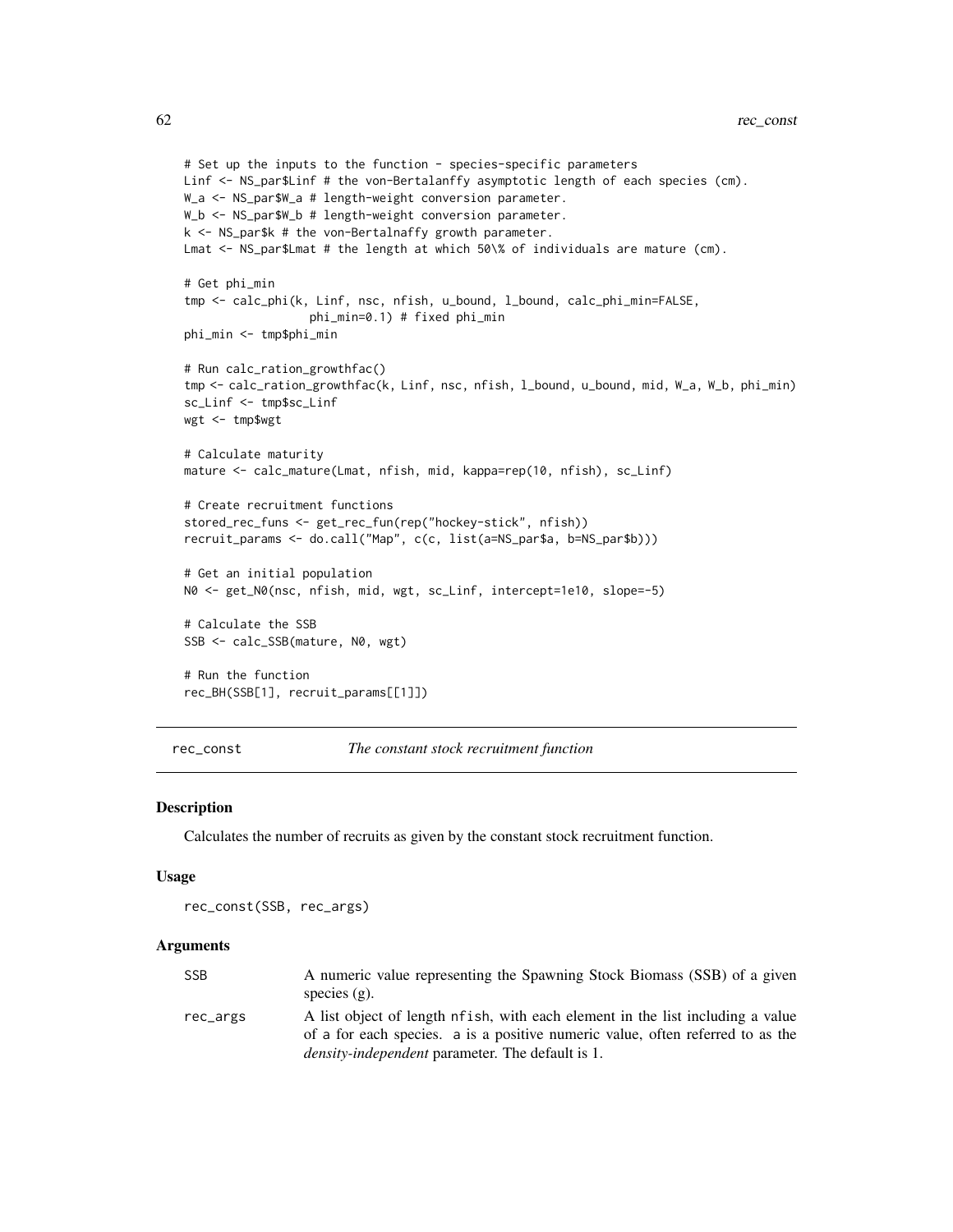```
# Set up the inputs to the function - species-specific parameters
Linf <- NS_par$Linf # the von-Bertalanffy asymptotic length of each species (cm).
W_a <- NS_par$W_a # length-weight conversion parameter.
W_b <- NS_par$W_b # length-weight conversion parameter.
k <- NS_par$k # the von-Bertalnaffy growth parameter.
Lmat <- NS_par$Lmat # the length at which 50\% of individuals are mature (cm).

# Get phi_min
tmp <- calc_phi(k, Linf, nsc, nfish, u_bound, l_bound, calc_phi_min=FALSE,
                phi_min=0.1) # fixed phi_min
phi_min <- tmp$phi_min

# Run calc_ration_growthfac()
tmp <- calc_ration_growthfac(k, Linf, nsc, nfish, l_bound, u_bound, mid, W_a, W_b, phi_min)
sc_Linf <- tmp$sc_Linf
wgt <- tmp$wgt

# Calculate maturity
mature <- calc_mature(Lmat, nfish, mid, kappa=rep(10, nfish), sc_Linf)

# Create recruitment functions
stored_rec_funs <- get_rec_fun(rep("hockey-stick", nfish))
recruit_params <- do.call("Map", c(c, list(a=NS_par$a, b=NS_par$b)))

# Get an initial population
N0 <- get_N0(nsc, nfish, mid, wgt, sc_Linf, intercept=1e10, slope=-5)

# Calculate the SSB
SSB <- calc_SSB(mature, N0, wgt)

# Run the function
rec_BH(SSB[1], recruit_params[[1]])
```

## rec_const — *The constant stock recruitment function*

### Description

Calculates the number of recruits as given by the constant stock recruitment function.

### Usage

```
rec_const(SSB, rec_args)
```

### Arguments

| | |
|---|---|
| `SSB` | A numeric value representing the Spawning Stock Biomass (SSB) of a given species (g). |
| `rec_args` | A list object of length `nfish`, with each element in the list including a value of `a` for each species. `a` is a positive numeric value, often referred to as the *density-independent* parameter. The default is 1. |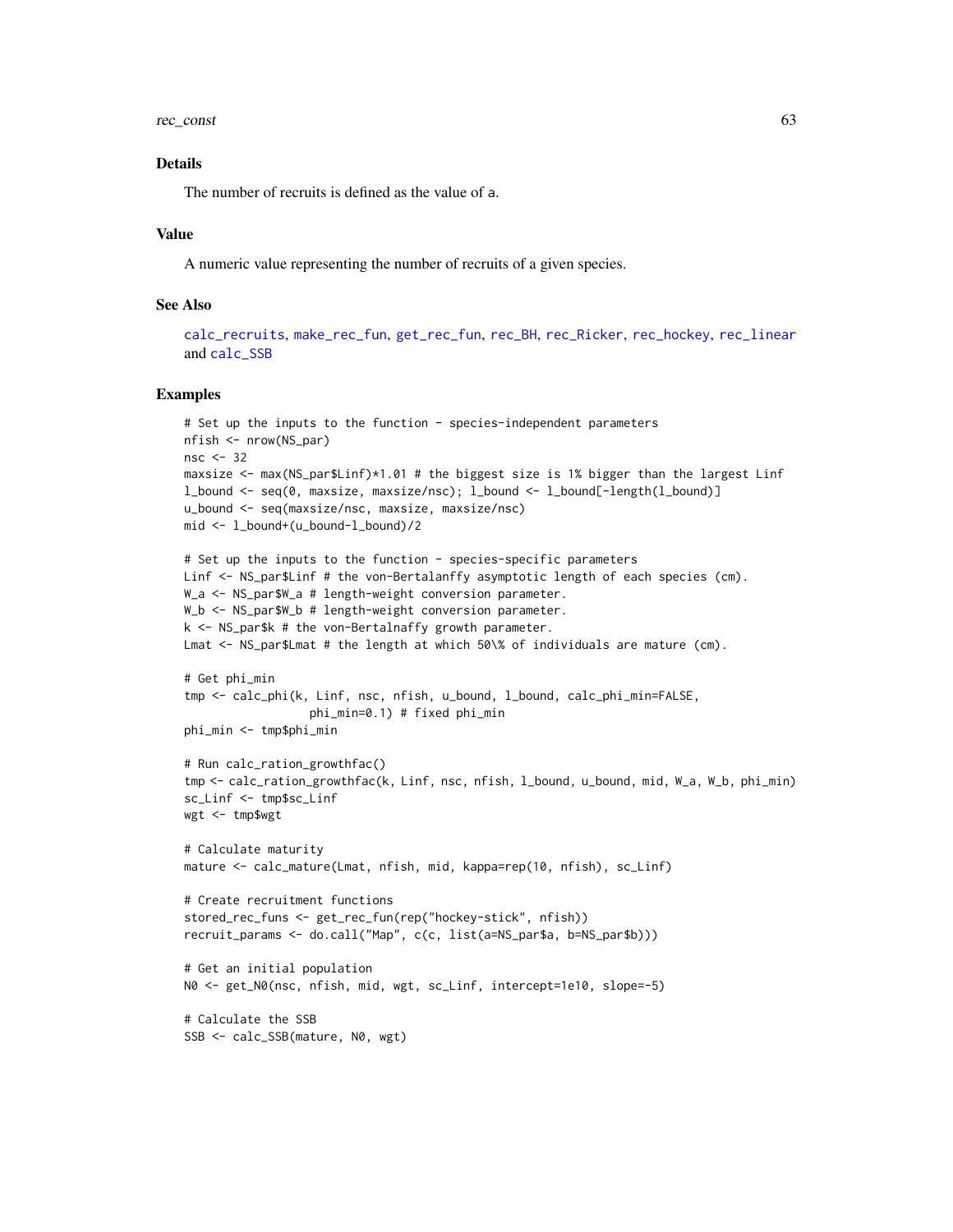### Details

The number of recruits is defined as the value of a.

### Value

A numeric value representing the number of recruits of a given species.

### See Also

calc_recruits, make_rec_fun, get_rec_fun, rec_BH, rec_Ricker, rec_hockey, rec_linear and calc_SSB

### Examples

```
# Set up the inputs to the function - species-independent parameters
nfish <- nrow(NS_par)
nsc <- 32
maxsize <- max(NS_par$Linf)*1.01 # the biggest size is 1% bigger than the largest Linf
l_bound <- seq(0, maxsize, maxsize/nsc); l_bound <- l_bound[-length(l_bound)]
u_bound <- seq(maxsize/nsc, maxsize, maxsize/nsc)
mid <- l_bound+(u_bound-l_bound)/2

# Set up the inputs to the function - species-specific parameters
Linf <- NS_par$Linf # the von-Bertalanffy asymptotic length of each species (cm).
W_a <- NS_par$W_a # length-weight conversion parameter.
W_b <- NS_par$W_b # length-weight conversion parameter.
k <- NS_par$k # the von-Bertalnaffy growth parameter.
Lmat <- NS_par$Lmat # the length at which 50\% of individuals are mature (cm).

# Get phi_min
tmp <- calc_phi(k, Linf, nsc, nfish, u_bound, l_bound, calc_phi_min=FALSE,
                  phi_min=0.1) # fixed phi_min
phi_min <- tmp$phi_min

# Run calc_ration_growthfac()
tmp <- calc_ration_growthfac(k, Linf, nsc, nfish, l_bound, u_bound, mid, W_a, W_b, phi_min)
sc_Linf <- tmp$sc_Linf
wgt <- tmp$wgt

# Calculate maturity
mature <- calc_mature(Lmat, nfish, mid, kappa=rep(10, nfish), sc_Linf)

# Create recruitment functions
stored_rec_funs <- get_rec_fun(rep("hockey-stick", nfish))
recruit_params <- do.call("Map", c(c, list(a=NS_par$a, b=NS_par$b)))

# Get an initial population
N0 <- get_N0(nsc, nfish, mid, wgt, sc_Linf, intercept=1e10, slope=-5)

# Calculate the SSB
SSB <- calc_SSB(mature, N0, wgt)
```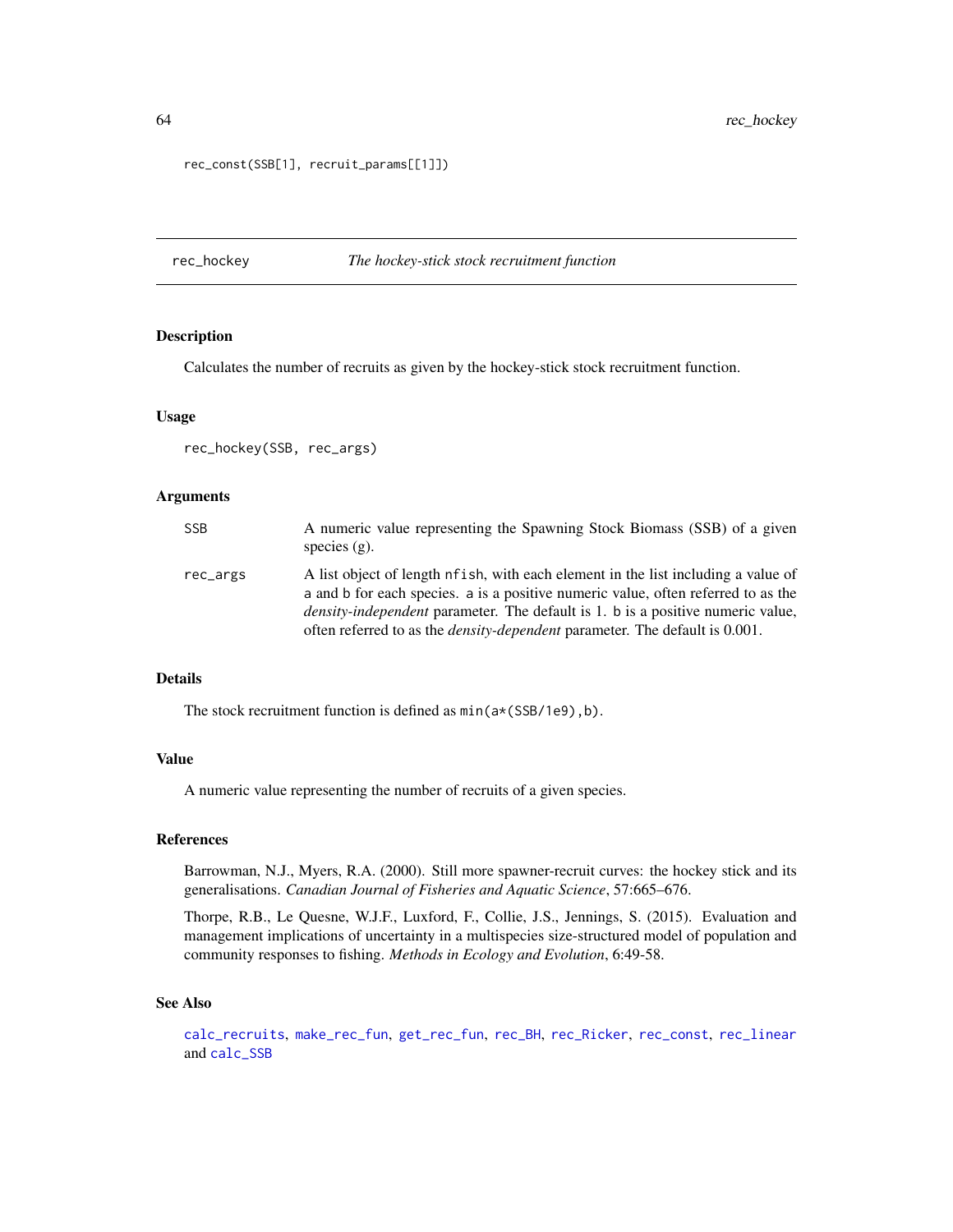```
rec_const(SSB[1], recruit_params[[1]])
```

## rec_hockey *The hockey-stick stock recruitment function*

### Description

Calculates the number of recruits as given by the hockey-stick stock recruitment function.

### Usage

```
rec_hockey(SSB, rec_args)
```

### Arguments

| | |
|---|---|
| SSB | A numeric value representing the Spawning Stock Biomass (SSB) of a given species (g). |
| rec_args | A list object of length `nfish`, with each element in the list including a value of `a` and `b` for each species. `a` is a positive numeric value, often referred to as the *density-independent* parameter. The default is 1. `b` is a positive numeric value, often referred to as the *density-dependent* parameter. The default is 0.001. |

### Details

The stock recruitment function is defined as `min(a*(SSB/1e9),b)`.

### Value

A numeric value representing the number of recruits of a given species.

### References

Barrowman, N.J., Myers, R.A. (2000). Still more spawner-recruit curves: the hockey stick and its generalisations. *Canadian Journal of Fisheries and Aquatic Science*, 57:665–676.

Thorpe, R.B., Le Quesne, W.J.F., Luxford, F., Collie, J.S., Jennings, S. (2015). Evaluation and management implications of uncertainty in a multispecies size-structured model of population and community responses to fishing. *Methods in Ecology and Evolution*, 6:49-58.

### See Also

`calc_recruits`, `make_rec_fun`, `get_rec_fun`, `rec_BH`, `rec_Ricker`, `rec_const`, `rec_linear` and `calc_SSB`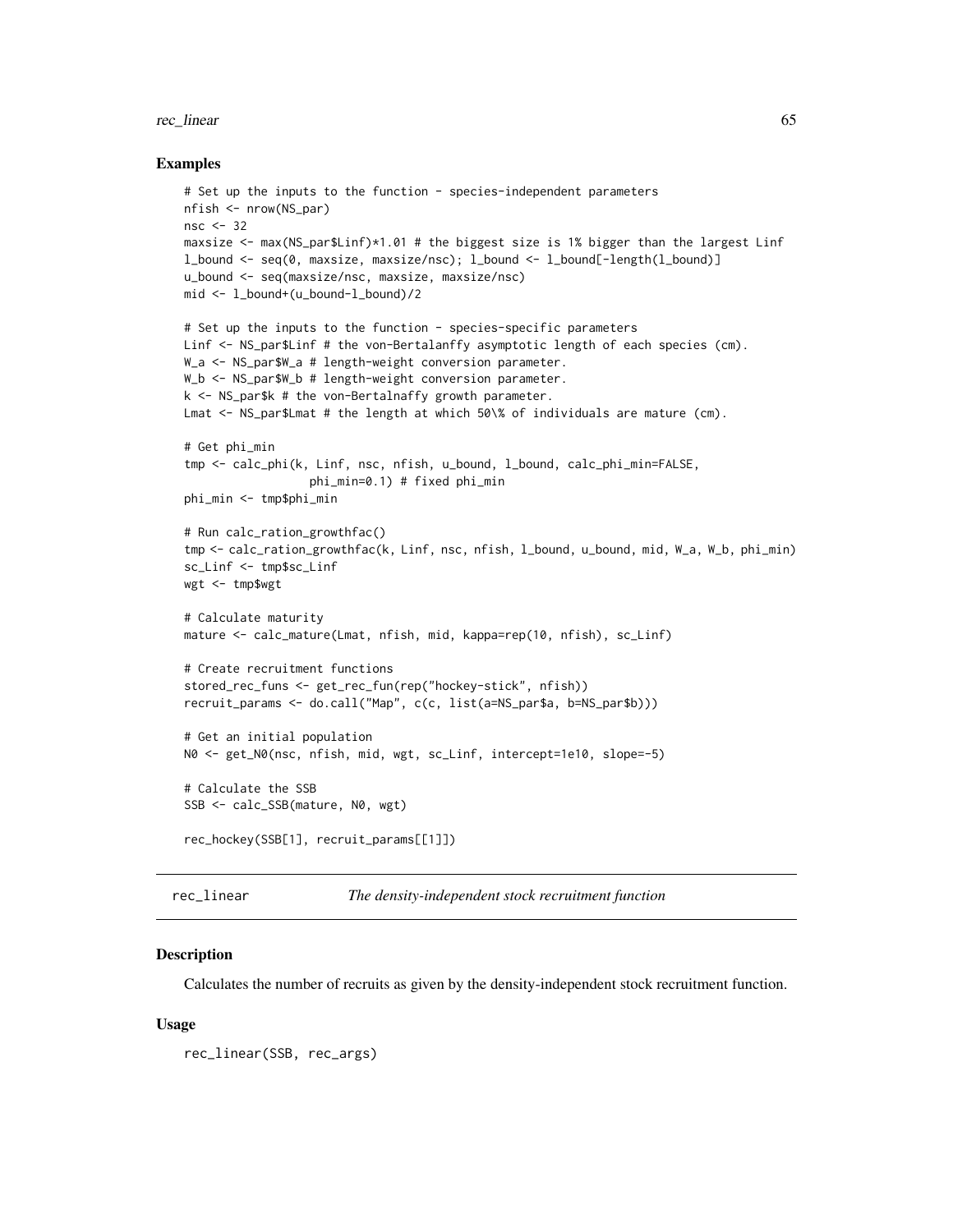### Examples

```
# Set up the inputs to the function - species-independent parameters
nfish <- nrow(NS_par)
nsc <- 32
maxsize <- max(NS_par$Linf)*1.01 # the biggest size is 1% bigger than the largest Linf
l_bound <- seq(0, maxsize, maxsize/nsc); l_bound <- l_bound[-length(l_bound)]
u_bound <- seq(maxsize/nsc, maxsize, maxsize/nsc)
mid <- l_bound+(u_bound-l_bound)/2

# Set up the inputs to the function - species-specific parameters
Linf <- NS_par$Linf # the von-Bertalanffy asymptotic length of each species (cm).
W_a <- NS_par$W_a # length-weight conversion parameter.
W_b <- NS_par$W_b # length-weight conversion parameter.
k <- NS_par$k # the von-Bertalnaffy growth parameter.
Lmat <- NS_par$Lmat # the length at which 50\% of individuals are mature (cm).

# Get phi_min
tmp <- calc_phi(k, Linf, nsc, nfish, u_bound, l_bound, calc_phi_min=FALSE,
                  phi_min=0.1) # fixed phi_min
phi_min <- tmp$phi_min

# Run calc_ration_growthfac()
tmp <- calc_ration_growthfac(k, Linf, nsc, nfish, l_bound, u_bound, mid, W_a, W_b, phi_min)
sc_Linf <- tmp$sc_Linf
wgt <- tmp$wgt

# Calculate maturity
mature <- calc_mature(Lmat, nfish, mid, kappa=rep(10, nfish), sc_Linf)

# Create recruitment functions
stored_rec_funs <- get_rec_fun(rep("hockey-stick", nfish))
recruit_params <- do.call("Map", c(c, list(a=NS_par$a, b=NS_par$b)))

# Get an initial population
N0 <- get_N0(nsc, nfish, mid, wgt, sc_Linf, intercept=1e10, slope=-5)

# Calculate the SSB
SSB <- calc_SSB(mature, N0, wgt)

rec_hockey(SSB[1], recruit_params[[1]])
```

---

## rec_linear — *The density-independent stock recruitment function*

### Description

Calculates the number of recruits as given by the density-independent stock recruitment function.

### Usage

```
rec_linear(SSB, rec_args)
```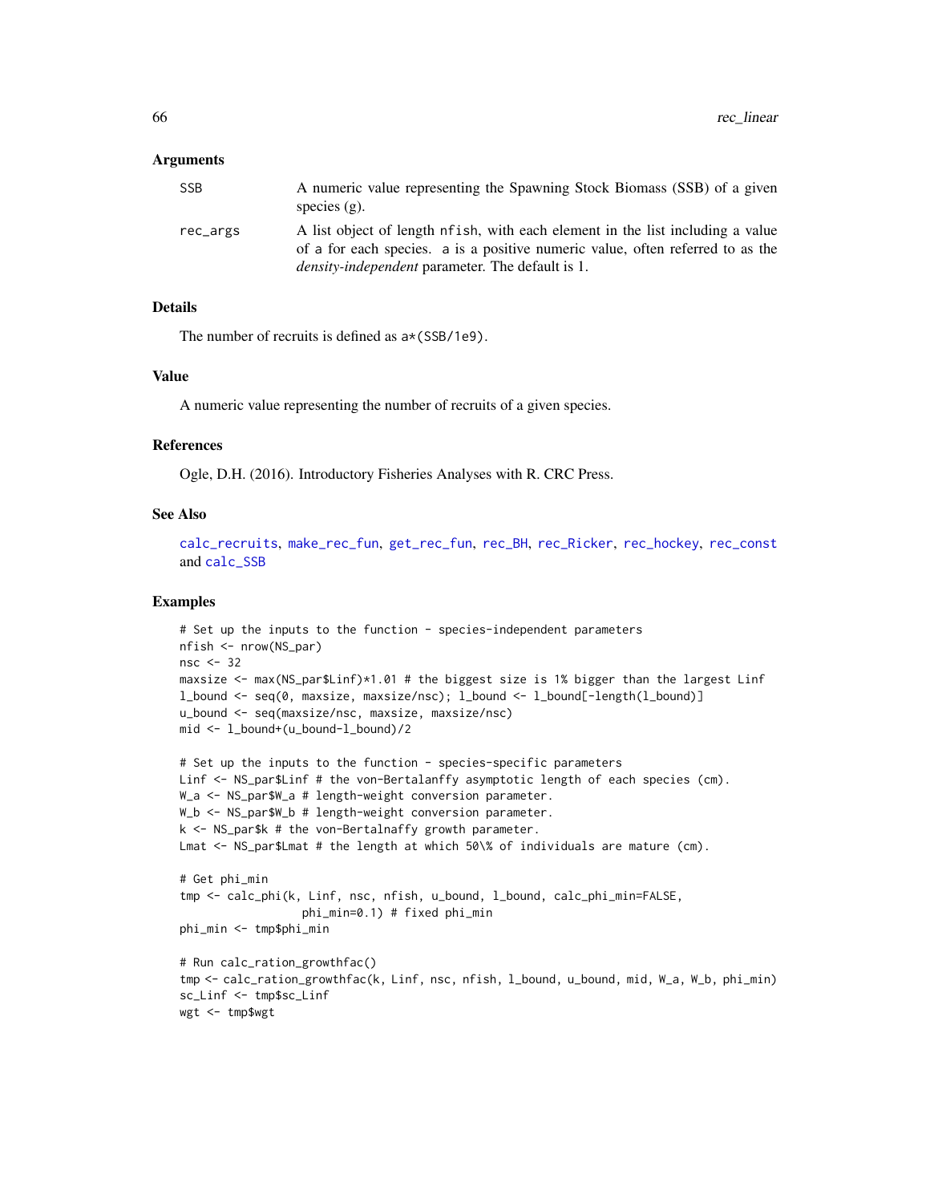### Arguments

- `SSB` A numeric value representing the Spawning Stock Biomass (SSB) of a given species (g).
- `rec_args` A list object of length `nfish`, with each element in the list including a value of `a` for each species. `a` is a positive numeric value, often referred to as the *density-independent* parameter. The default is 1.

### Details

The number of recruits is defined as `a*(SSB/1e9)`.

### Value

A numeric value representing the number of recruits of a given species.

### References

Ogle, D.H. (2016). Introductory Fisheries Analyses with R. CRC Press.

### See Also

`calc_recruits`, `make_rec_fun`, `get_rec_fun`, `rec_BH`, `rec_Ricker`, `rec_hockey`, `rec_const` and `calc_SSB`

### Examples

```
# Set up the inputs to the function - species-independent parameters
nfish <- nrow(NS_par)
nsc <- 32
maxsize <- max(NS_par$Linf)*1.01 # the biggest size is 1% bigger than the largest Linf
l_bound <- seq(0, maxsize, maxsize/nsc); l_bound <- l_bound[-length(l_bound)]
u_bound <- seq(maxsize/nsc, maxsize, maxsize/nsc)
mid <- l_bound+(u_bound-l_bound)/2

# Set up the inputs to the function - species-specific parameters
Linf <- NS_par$Linf # the von-Bertalanffy asymptotic length of each species (cm).
W_a <- NS_par$W_a # length-weight conversion parameter.
W_b <- NS_par$W_b # length-weight conversion parameter.
k <- NS_par$k # the von-Bertalnaffy growth parameter.
Lmat <- NS_par$Lmat # the length at which 50\% of individuals are mature (cm).

# Get phi_min
tmp <- calc_phi(k, Linf, nsc, nfish, u_bound, l_bound, calc_phi_min=FALSE,
                  phi_min=0.1) # fixed phi_min
phi_min <- tmp$phi_min

# Run calc_ration_growthfac()
tmp <- calc_ration_growthfac(k, Linf, nsc, nfish, l_bound, u_bound, mid, W_a, W_b, phi_min)
sc_Linf <- tmp$sc_Linf
wgt <- tmp$wgt
```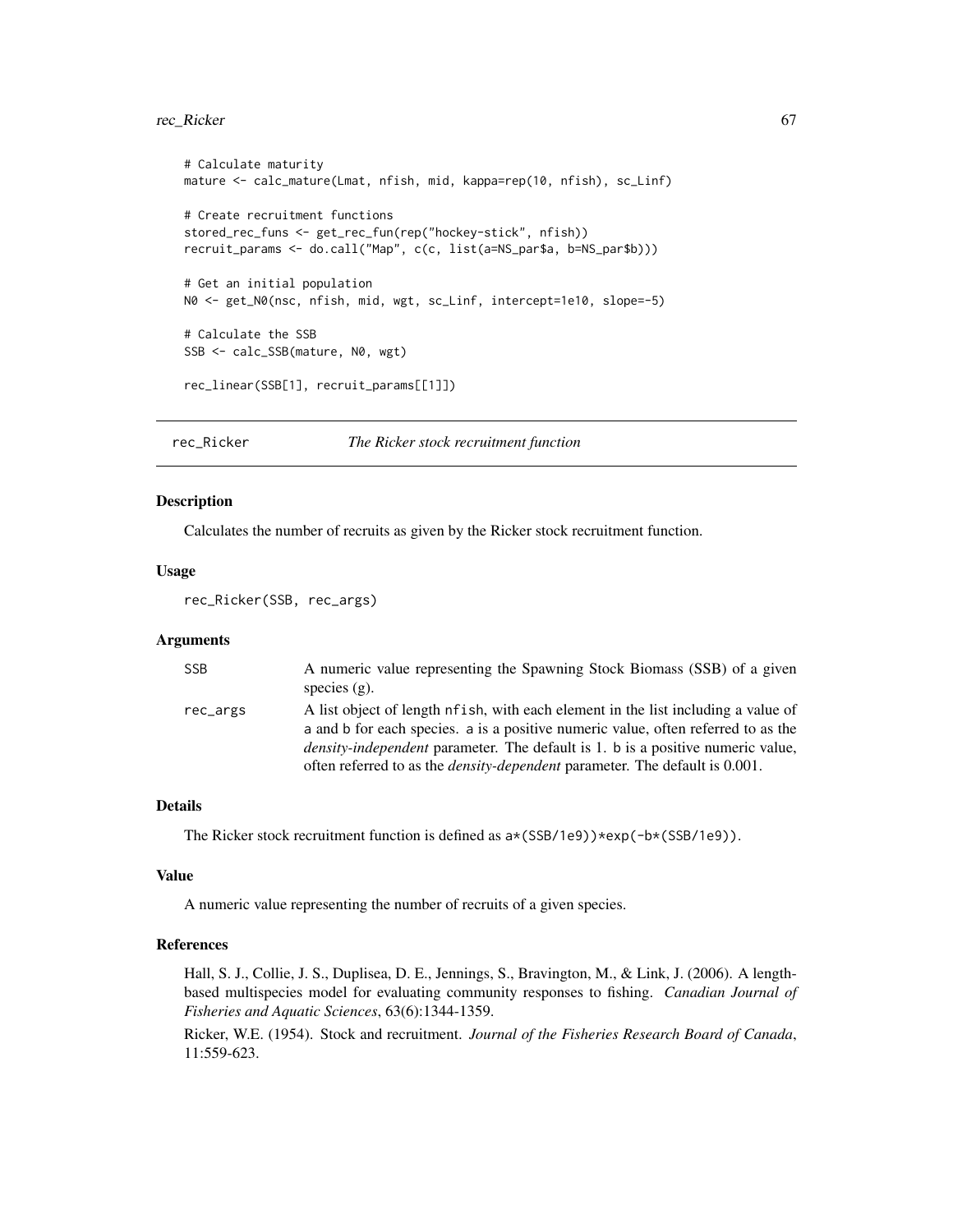```
# Calculate maturity
mature <- calc_mature(Lmat, nfish, mid, kappa=rep(10, nfish), sc_Linf)

# Create recruitment functions
stored_rec_funs <- get_rec_fun(rep("hockey-stick", nfish))
recruit_params <- do.call("Map", c(c, list(a=NS_par$a, b=NS_par$b)))

# Get an initial population
N0 <- get_N0(nsc, nfish, mid, wgt, sc_Linf, intercept=1e10, slope=-5)

# Calculate the SSB
SSB <- calc_SSB(mature, N0, wgt)

rec_linear(SSB[1], recruit_params[[1]])
```

## rec_Ricker — *The Ricker stock recruitment function*

### Description

Calculates the number of recruits as given by the Ricker stock recruitment function.

### Usage

```
rec_Ricker(SSB, rec_args)
```

### Arguments

| | |
|---|---|
| SSB | A numeric value representing the Spawning Stock Biomass (SSB) of a given species (g). |
| rec_args | A list object of length nfish, with each element in the list including a value of a and b for each species. a is a positive numeric value, often referred to as the *density-independent* parameter. The default is 1. b is a positive numeric value, often referred to as the *density-dependent* parameter. The default is 0.001. |

### Details

The Ricker stock recruitment function is defined as `a*(SSB/1e9))*exp(-b*(SSB/1e9))`.

### Value

A numeric value representing the number of recruits of a given species.

### References

Hall, S. J., Collie, J. S., Duplisea, D. E., Jennings, S., Bravington, M., & Link, J. (2006). A length-based multispecies model for evaluating community responses to fishing. *Canadian Journal of Fisheries and Aquatic Sciences*, 63(6):1344-1359.

Ricker, W.E. (1954). Stock and recruitment. *Journal of the Fisheries Research Board of Canada*, 11:559-623.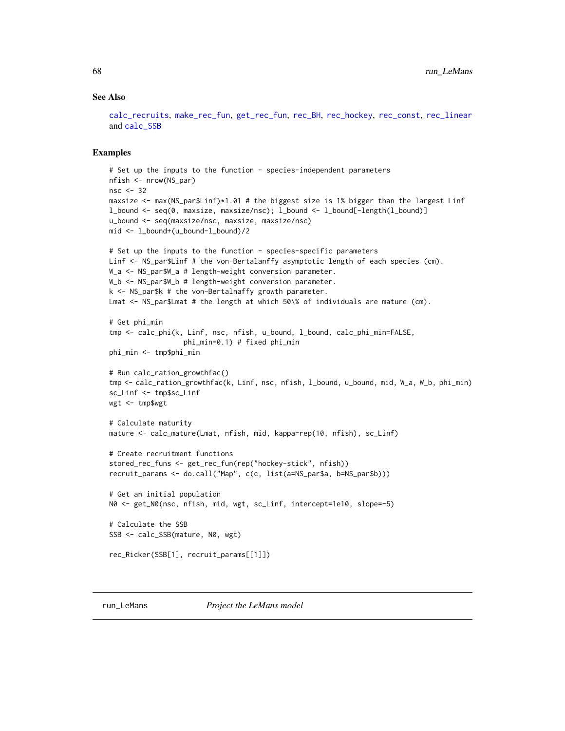### See Also

calc_recruits, make_rec_fun, get_rec_fun, rec_BH, rec_hockey, rec_const, rec_linear and calc_SSB

### Examples

```
# Set up the inputs to the function - species-independent parameters
nfish <- nrow(NS_par)
nsc <- 32
maxsize <- max(NS_par$Linf)*1.01 # the biggest size is 1% bigger than the largest Linf
l_bound <- seq(0, maxsize, maxsize/nsc); l_bound <- l_bound[-length(l_bound)]
u_bound <- seq(maxsize/nsc, maxsize, maxsize/nsc)
mid <- l_bound+(u_bound-l_bound)/2

# Set up the inputs to the function - species-specific parameters
Linf <- NS_par$Linf # the von-Bertalanffy asymptotic length of each species (cm).
W_a <- NS_par$W_a # length-weight conversion parameter.
W_b <- NS_par$W_b # length-weight conversion parameter.
k <- NS_par$k # the von-Bertalnaffy growth parameter.
Lmat <- NS_par$Lmat # the length at which 50\% of individuals are mature (cm).

# Get phi_min
tmp <- calc_phi(k, Linf, nsc, nfish, u_bound, l_bound, calc_phi_min=FALSE,
                  phi_min=0.1) # fixed phi_min
phi_min <- tmp$phi_min

# Run calc_ration_growthfac()
tmp <- calc_ration_growthfac(k, Linf, nsc, nfish, l_bound, u_bound, mid, W_a, W_b, phi_min)
sc_Linf <- tmp$sc_Linf
wgt <- tmp$wgt

# Calculate maturity
mature <- calc_mature(Lmat, nfish, mid, kappa=rep(10, nfish), sc_Linf)

# Create recruitment functions
stored_rec_funs <- get_rec_fun(rep("hockey-stick", nfish))
recruit_params <- do.call("Map", c(c, list(a=NS_par$a, b=NS_par$b)))

# Get an initial population
N0 <- get_N0(nsc, nfish, mid, wgt, sc_Linf, intercept=1e10, slope=-5)

# Calculate the SSB
SSB <- calc_SSB(mature, N0, wgt)

rec_Ricker(SSB[1], recruit_params[[1]])
```

---

## run_LeMans *Project the LeMans model*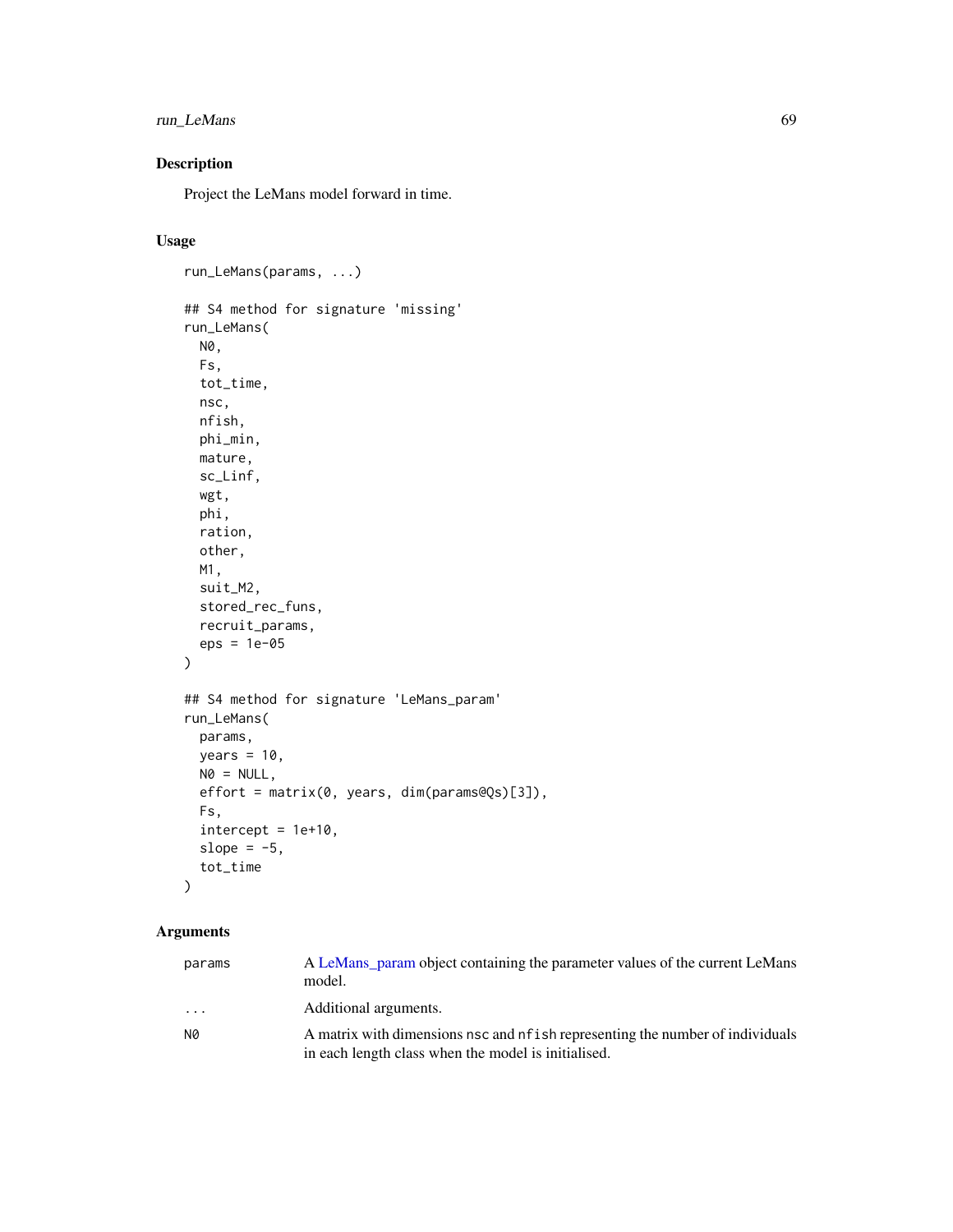## Description

Project the LeMans model forward in time.

## Usage

```
run_LeMans(params, ...)

## S4 method for signature 'missing'
run_LeMans(
  N0,
  Fs,
  tot_time,
  nsc,
  nfish,
  phi_min,
  mature,
  sc_Linf,
  wgt,
  phi,
  ration,
  other,
  M1,
  suit_M2,
  stored_rec_funs,
  recruit_params,
  eps = 1e-05
)

## S4 method for signature 'LeMans_param'
run_LeMans(
  params,
  years = 10,
  N0 = NULL,
  effort = matrix(0, years, dim(params@Qs)[3]),
  Fs,
  intercept = 1e+10,
  slope = -5,
  tot_time
)
```

## Arguments

| | |
|---|---|
| params | A LeMans_param object containing the parameter values of the current LeMans model. |
| ... | Additional arguments. |
| N0 | A matrix with dimensions nsc and nfish representing the number of individuals in each length class when the model is initialised. |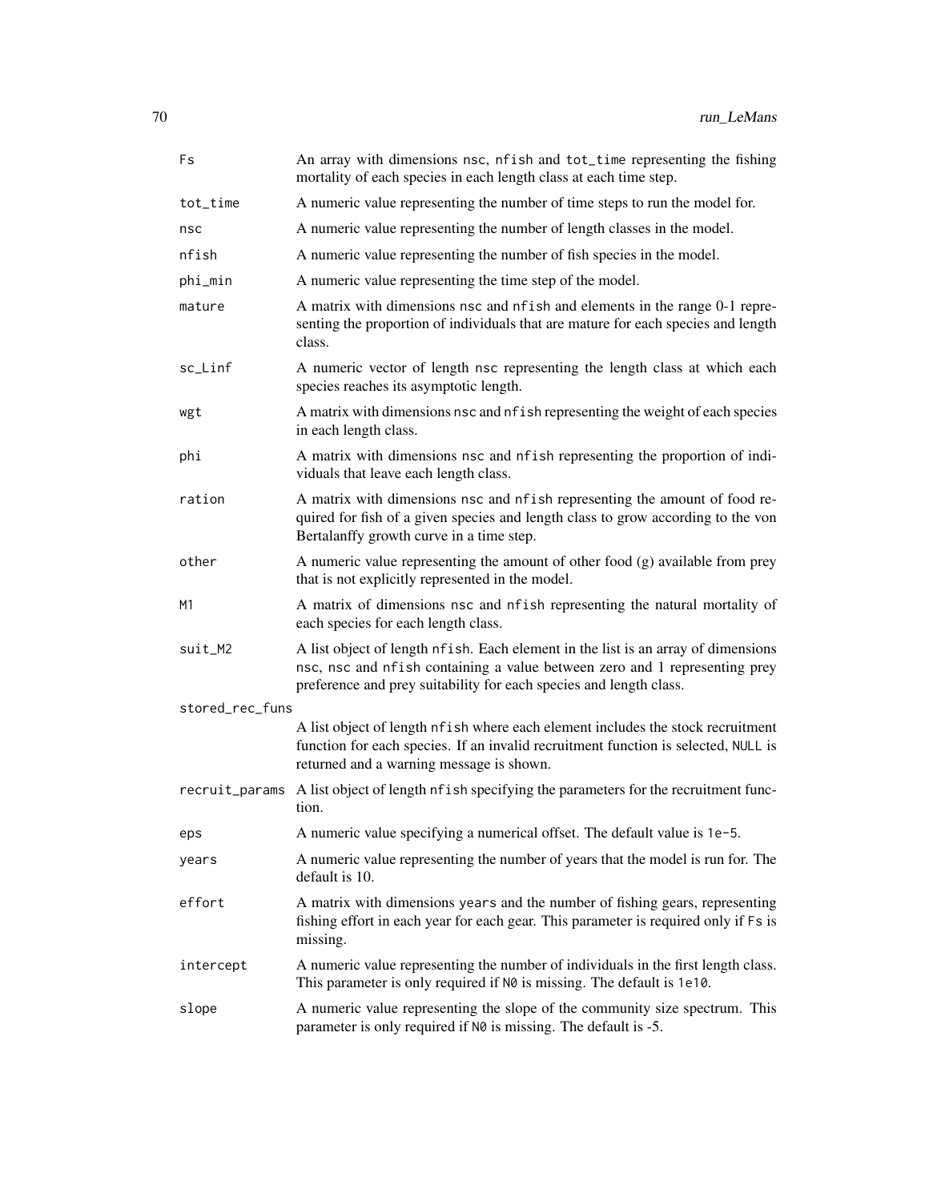| | |
|---|---|
| `Fs` | An array with dimensions `nsc`, `nfish` and `tot_time` representing the fishing mortality of each species in each length class at each time step. |
| `tot_time` | A numeric value representing the number of time steps to run the model for. |
| `nsc` | A numeric value representing the number of length classes in the model. |
| `nfish` | A numeric value representing the number of fish species in the model. |
| `phi_min` | A numeric value representing the time step of the model. |
| `mature` | A matrix with dimensions `nsc` and `nfish` and elements in the range 0-1 representing the proportion of individuals that are mature for each species and length class. |
| `sc_Linf` | A numeric vector of length `nsc` representing the length class at which each species reaches its asymptotic length. |
| `wgt` | A matrix with dimensions `nsc` and `nfish` representing the weight of each species in each length class. |
| `phi` | A matrix with dimensions `nsc` and `nfish` representing the proportion of individuals that leave each length class. |
| `ration` | A matrix with dimensions `nsc` and `nfish` representing the amount of food required for fish of a given species and length class to grow according to the von Bertalanffy growth curve in a time step. |
| `other` | A numeric value representing the amount of other food (g) available from prey that is not explicitly represented in the model. |
| `M1` | A matrix of dimensions `nsc` and `nfish` representing the natural mortality of each species for each length class. |
| `suit_M2` | A list object of length `nfish`. Each element in the list is an array of dimensions `nsc`, `nsc` and `nfish` containing a value between zero and 1 representing prey preference and prey suitability for each species and length class. |
| `stored_rec_funs` | A list object of length `nfish` where each element includes the stock recruitment function for each species. If an invalid recruitment function is selected, `NULL` is returned and a warning message is shown. |
| `recruit_params` | A list object of length `nfish` specifying the parameters for the recruitment function. |
| `eps` | A numeric value specifying a numerical offset. The default value is `1e-5`. |
| `years` | A numeric value representing the number of years that the model is run for. The default is 10. |
| `effort` | A matrix with dimensions `years` and the number of fishing gears, representing fishing effort in each year for each gear. This parameter is required only if `Fs` is missing. |
| `intercept` | A numeric value representing the number of individuals in the first length class. This parameter is only required if `N0` is missing. The default is `1e10`. |
| `slope` | A numeric value representing the slope of the community size spectrum. This parameter is only required if `N0` is missing. The default is -5. |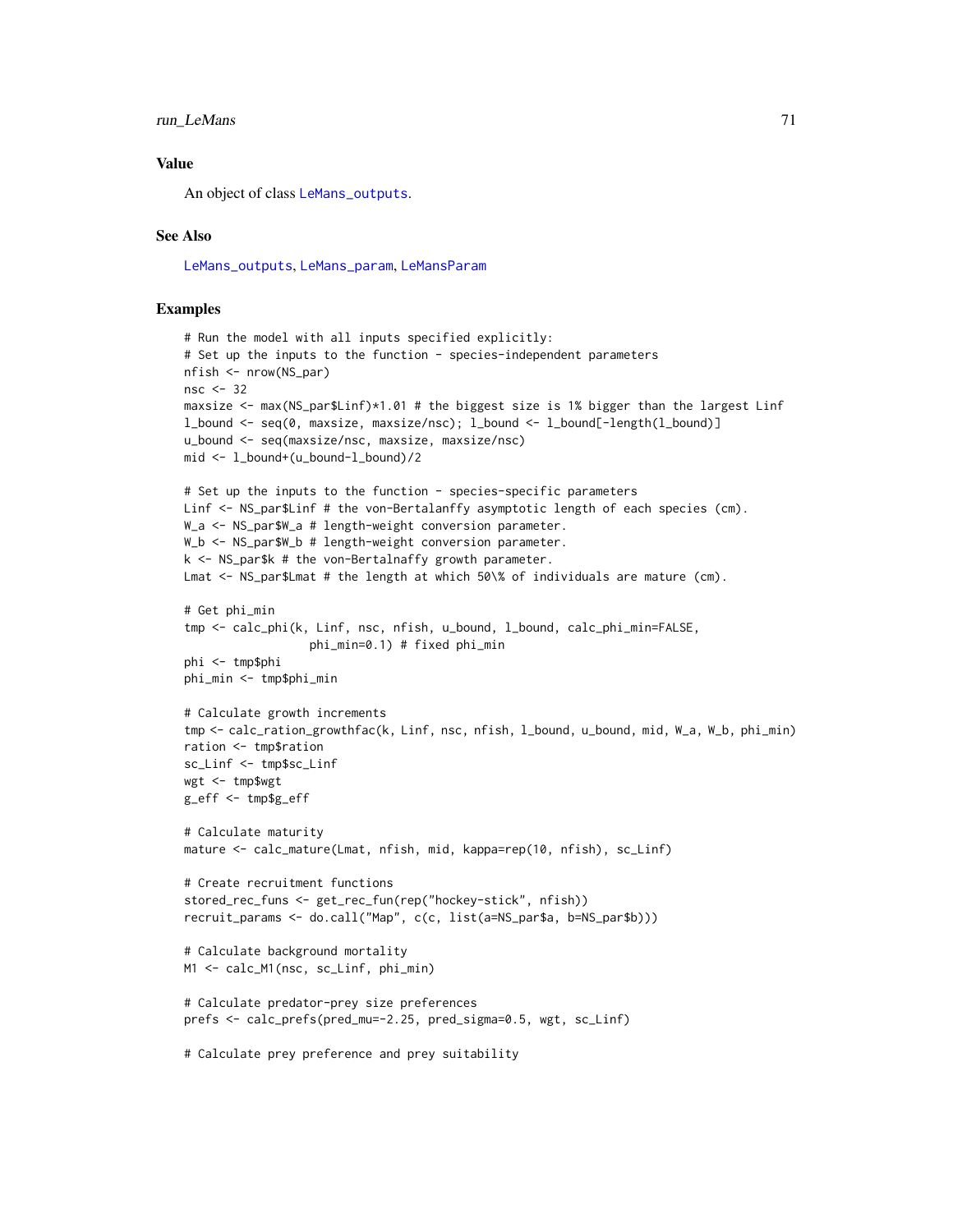## Value

An object of class `LeMans_outputs`.

## See Also

`LeMans_outputs`, `LeMans_param`, `LeMansParam`

## Examples

```
# Run the model with all inputs specified explicitly:
# Set up the inputs to the function - species-independent parameters
nfish <- nrow(NS_par)
nsc <- 32
maxsize <- max(NS_par$Linf)*1.01 # the biggest size is 1% bigger than the largest Linf
l_bound <- seq(0, maxsize, maxsize/nsc); l_bound <- l_bound[-length(l_bound)]
u_bound <- seq(maxsize/nsc, maxsize, maxsize/nsc)
mid <- l_bound+(u_bound-l_bound)/2

# Set up the inputs to the function - species-specific parameters
Linf <- NS_par$Linf # the von-Bertalanffy asymptotic length of each species (cm).
W_a <- NS_par$W_a # length-weight conversion parameter.
W_b <- NS_par$W_b # length-weight conversion parameter.
k <- NS_par$k # the von-Bertalnaffy growth parameter.
Lmat <- NS_par$Lmat # the length at which 50\% of individuals are mature (cm).

# Get phi_min
tmp <- calc_phi(k, Linf, nsc, nfish, u_bound, l_bound, calc_phi_min=FALSE,
                  phi_min=0.1) # fixed phi_min
phi <- tmp$phi
phi_min <- tmp$phi_min

# Calculate growth increments
tmp <- calc_ration_growthfac(k, Linf, nsc, nfish, l_bound, u_bound, mid, W_a, W_b, phi_min)
ration <- tmp$ration
sc_Linf <- tmp$sc_Linf
wgt <- tmp$wgt
g_eff <- tmp$g_eff

# Calculate maturity
mature <- calc_mature(Lmat, nfish, mid, kappa=rep(10, nfish), sc_Linf)

# Create recruitment functions
stored_rec_funs <- get_rec_fun(rep("hockey-stick", nfish))
recruit_params <- do.call("Map", c(c, list(a=NS_par$a, b=NS_par$b)))

# Calculate background mortality
M1 <- calc_M1(nsc, sc_Linf, phi_min)

# Calculate predator-prey size preferences
prefs <- calc_prefs(pred_mu=-2.25, pred_sigma=0.5, wgt, sc_Linf)

# Calculate prey preference and prey suitability
```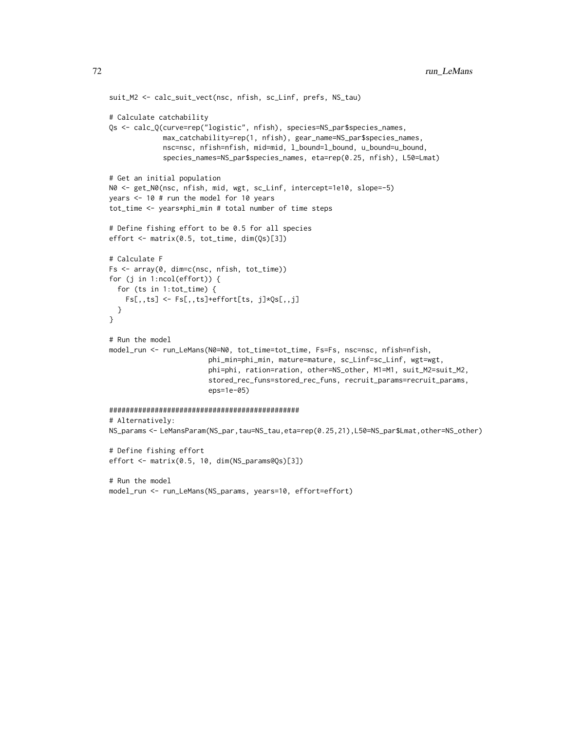```
suit_M2 <- calc_suit_vect(nsc, nfish, sc_Linf, prefs, NS_tau)

# Calculate catchability
Qs <- calc_Q(curve=rep("logistic", nfish), species=NS_par$species_names,
             max_catchability=rep(1, nfish), gear_name=NS_par$species_names,
             nsc=nsc, nfish=nfish, mid=mid, l_bound=l_bound, u_bound=u_bound,
             species_names=NS_par$species_names, eta=rep(0.25, nfish), L50=Lmat)

# Get an initial population
N0 <- get_N0(nsc, nfish, mid, wgt, sc_Linf, intercept=1e10, slope=-5)
years <- 10 # run the model for 10 years
tot_time <- years*phi_min # total number of time steps

# Define fishing effort to be 0.5 for all species
effort <- matrix(0.5, tot_time, dim(Qs)[3])

# Calculate F
Fs <- array(0, dim=c(nsc, nfish, tot_time))
for (j in 1:ncol(effort)) {
  for (ts in 1:tot_time) {
    Fs[,,ts] <- Fs[,,ts]+effort[ts, j]*Qs[,,j]
  }
}

# Run the model
model_run <- run_LeMans(N0=N0, tot_time=tot_time, Fs=Fs, nsc=nsc, nfish=nfish,
                        phi_min=phi_min, mature=mature, sc_Linf=sc_Linf, wgt=wgt,
                        phi=phi, ration=ration, other=NS_other, M1=M1, suit_M2=suit_M2,
                        stored_rec_funs=stored_rec_funs, recruit_params=recruit_params,
                        eps=1e-05)

###############################################
# Alternatively:
NS_params <- LeMansParam(NS_par,tau=NS_tau,eta=rep(0.25,21),L50=NS_par$Lmat,other=NS_other)

# Define fishing effort
effort <- matrix(0.5, 10, dim(NS_params@Qs)[3])

# Run the model
model_run <- run_LeMans(NS_params, years=10, effort=effort)
```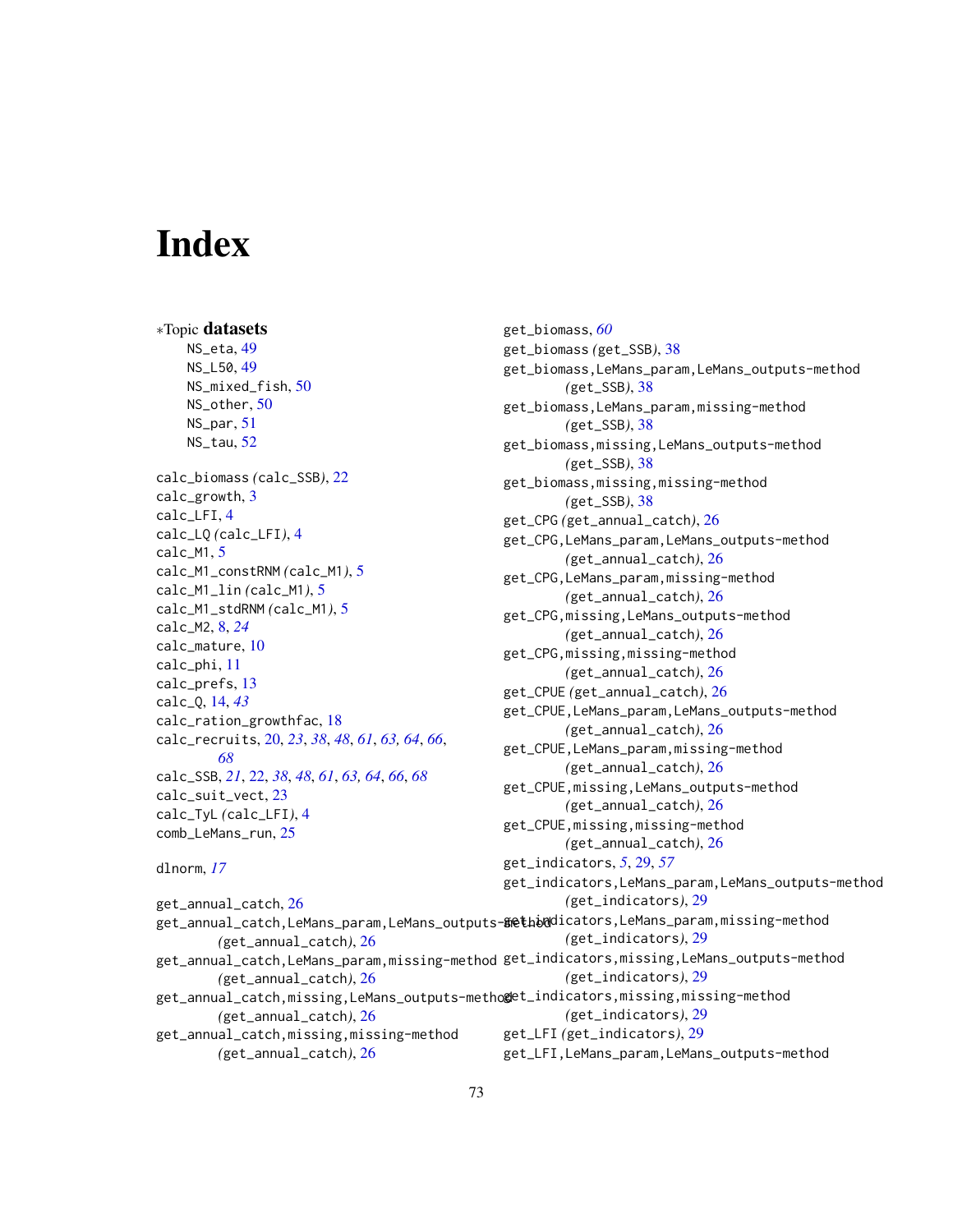# Index

*Topic **datasets**

NS_eta, 49
NS_L50, 49
NS_mixed_fish, 50
NS_other, 50
NS_par, 51
NS_tau, 52

calc_biomass *(calc_SSB)*, 22
calc_growth, 3
calc_LFI, 4
calc_LQ *(calc_LFI)*, 4
calc_M1, 5
calc_M1_constRNM *(calc_M1)*, 5
calc_M1_lin *(calc_M1)*, 5
calc_M1_stdRNM *(calc_M1)*, 5
calc_M2, 8, *24*
calc_mature, 10
calc_phi, 11
calc_prefs, 13
calc_Q, 14, *43*
calc_ration_growthfac, 18
calc_recruits, 20, *23*, *38*, *48*, *61*, *63, 64*, *66*, *68*
calc_SSB, *21*, 22, *38*, *48*, *61*, *63, 64*, *66*, *68*
calc_suit_vect, 23
calc_TyL *(calc_LFI)*, 4
comb_LeMans_run, 25

dlnorm, *17*

get_annual_catch, 26
get_annual_catch,LeMans_param,LeMans_outputs-method *(get_annual_catch)*, 26
get_annual_catch,LeMans_param,missing-method *(get_annual_catch)*, 26
get_annual_catch,missing,LeMans_outputs-method *(get_annual_catch)*, 26
get_annual_catch,missing,missing-method *(get_annual_catch)*, 26
get_biomass, *60*
get_biomass *(get_SSB)*, 38
get_biomass,LeMans_param,LeMans_outputs-method *(get_SSB)*, 38
get_biomass,LeMans_param,missing-method *(get_SSB)*, 38
get_biomass,missing,LeMans_outputs-method *(get_SSB)*, 38
get_biomass,missing,missing-method *(get_SSB)*, 38
get_CPG *(get_annual_catch)*, 26
get_CPG,LeMans_param,LeMans_outputs-method *(get_annual_catch)*, 26
get_CPG,LeMans_param,missing-method *(get_annual_catch)*, 26
get_CPG,missing,LeMans_outputs-method *(get_annual_catch)*, 26
get_CPG,missing,missing-method *(get_annual_catch)*, 26
get_CPUE *(get_annual_catch)*, 26
get_CPUE,LeMans_param,LeMans_outputs-method *(get_annual_catch)*, 26
get_CPUE,LeMans_param,missing-method *(get_annual_catch)*, 26
get_CPUE,missing,LeMans_outputs-method *(get_annual_catch)*, 26
get_CPUE,missing,missing-method *(get_annual_catch)*, 26
get_indicators, *5*, 29, *57*
get_indicators,LeMans_param,LeMans_outputs-method *(get_indicators)*, 29
get_indicators,LeMans_param,missing-method *(get_indicators)*, 29
get_indicators,missing,LeMans_outputs-method *(get_indicators)*, 29
get_indicators,missing,missing-method *(get_indicators)*, 29
get_LFI *(get_indicators)*, 29
get_LFI,LeMans_param,LeMans_outputs-method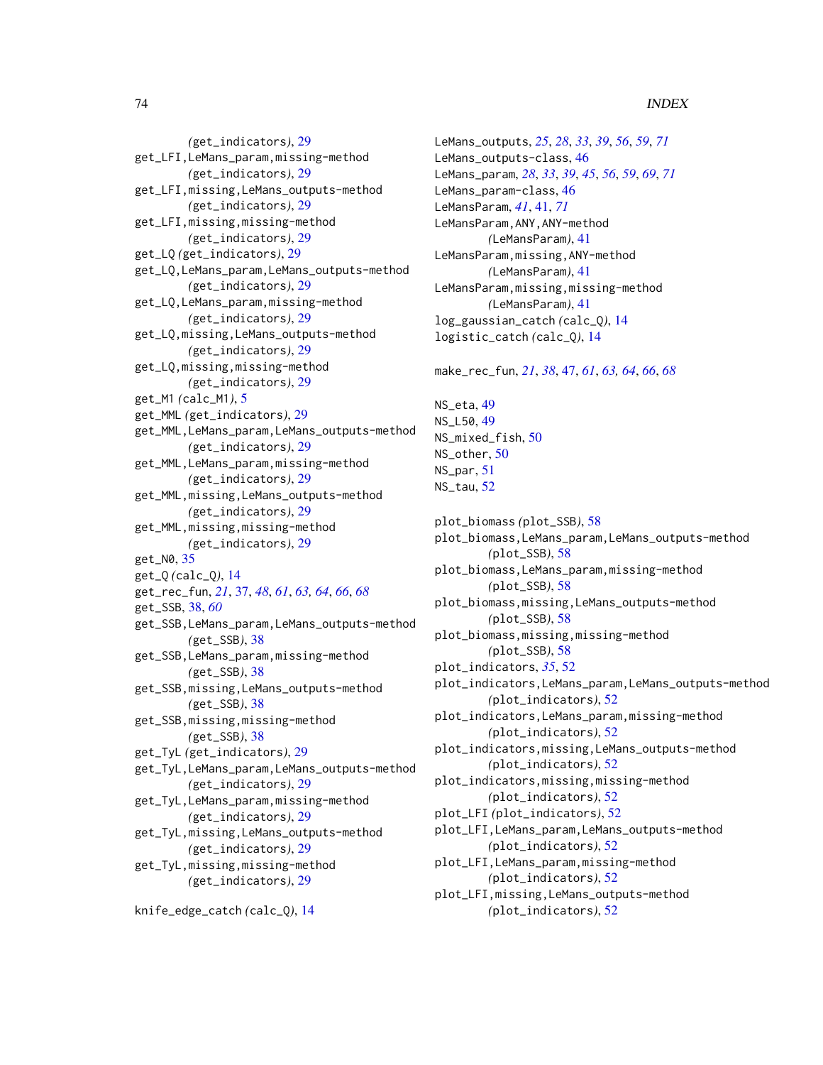(get_indicators), 29
get_LFI,LeMans_param,missing-method
(get_indicators), 29
get_LFI,missing,LeMans_outputs-method
(get_indicators), 29
get_LFI,missing,missing-method
(get_indicators), 29
get_LQ (get_indicators), 29
get_LQ,LeMans_param,LeMans_outputs-method
(get_indicators), 29
get_LQ,LeMans_param,missing-method
(get_indicators), 29
get_LQ,missing,LeMans_outputs-method
(get_indicators), 29
get_LQ,missing,missing-method
(get_indicators), 29
get_M1 (calc_M1), 5
get_MML (get_indicators), 29
get_MML,LeMans_param,LeMans_outputs-method
(get_indicators), 29
get_MML,LeMans_param,missing-method
(get_indicators), 29
get_MML,missing,LeMans_outputs-method
(get_indicators), 29
get_MML,missing,missing-method
(get_indicators), 29
get_N0, 35
get_Q (calc_Q), 14
get_rec_fun, *21*, 37, *48*, *61*, *63, 64*, *66*, *68*
get_SSB, 38, *60*
get_SSB,LeMans_param,LeMans_outputs-method
(get_SSB), 38
get_SSB,LeMans_param,missing-method
(get_SSB), 38
get_SSB,missing,LeMans_outputs-method
(get_SSB), 38
get_SSB,missing,missing-method
(get_SSB), 38
get_TyL (get_indicators), 29
get_TyL,LeMans_param,LeMans_outputs-method
(get_indicators), 29
get_TyL,LeMans_param,missing-method
(get_indicators), 29
get_TyL,missing,LeMans_outputs-method
(get_indicators), 29
get_TyL,missing,missing-method
(get_indicators), 29

knife_edge_catch (calc_Q), 14

LeMans_outputs, *25*, *28*, *33*, *39*, *56*, *59*, *71*
LeMans_outputs-class, 46
LeMans_param, *28*, *33*, *39*, *45*, *56*, *59*, *69*, *71*
LeMans_param-class, 46
LeMansParam, *41*, 41, *71*
LeMansParam,ANY,ANY-method
(LeMansParam), 41
LeMansParam,missing,ANY-method
(LeMansParam), 41
LeMansParam,missing,missing-method
(LeMansParam), 41
log_gaussian_catch (calc_Q), 14
logistic_catch (calc_Q), 14

make_rec_fun, *21*, *38*, 47, *61*, *63, 64*, *66*, *68*

NS_eta, 49
NS_L50, 49
NS_mixed_fish, 50
NS_other, 50
NS_par, 51
NS_tau, 52

plot_biomass (plot_SSB), 58
plot_biomass,LeMans_param,LeMans_outputs-method
(plot_SSB), 58
plot_biomass,LeMans_param,missing-method
(plot_SSB), 58
plot_biomass,missing,LeMans_outputs-method
(plot_SSB), 58
plot_biomass,missing,missing-method
(plot_SSB), 58
plot_indicators, *35*, 52
plot_indicators,LeMans_param,LeMans_outputs-method
(plot_indicators), 52
plot_indicators,LeMans_param,missing-method
(plot_indicators), 52
plot_indicators,missing,LeMans_outputs-method
(plot_indicators), 52
plot_indicators,missing,missing-method
(plot_indicators), 52
plot_LFI (plot_indicators), 52
plot_LFI,LeMans_param,LeMans_outputs-method
(plot_indicators), 52
plot_LFI,LeMans_param,missing-method
(plot_indicators), 52
plot_LFI,missing,LeMans_outputs-method
(plot_indicators), 52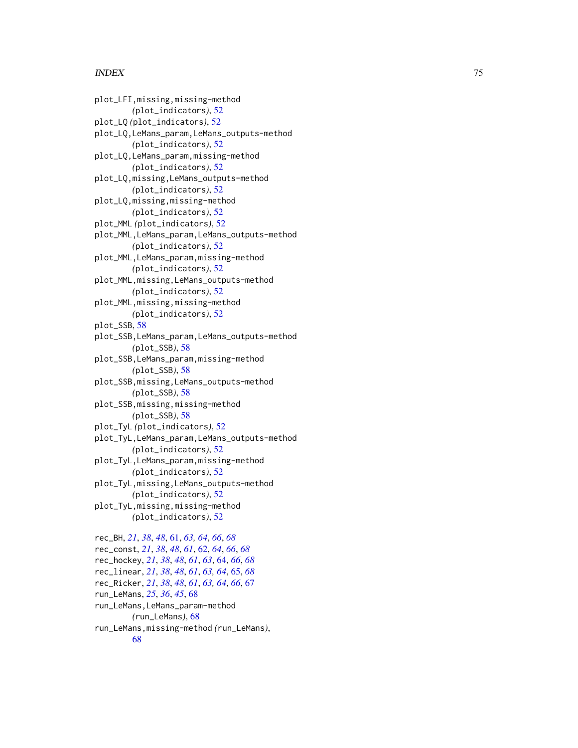plot_LFI,missing,missing-method
    (plot_indicators), 52
plot_LQ (plot_indicators), 52
plot_LQ,LeMans_param,LeMans_outputs-method
    (plot_indicators), 52
plot_LQ,LeMans_param,missing-method
    (plot_indicators), 52
plot_LQ,missing,LeMans_outputs-method
    (plot_indicators), 52
plot_LQ,missing,missing-method
    (plot_indicators), 52
plot_MML (plot_indicators), 52
plot_MML,LeMans_param,LeMans_outputs-method
    (plot_indicators), 52
plot_MML,LeMans_param,missing-method
    (plot_indicators), 52
plot_MML,missing,LeMans_outputs-method
    (plot_indicators), 52
plot_MML,missing,missing-method
    (plot_indicators), 52
plot_SSB, 58
plot_SSB,LeMans_param,LeMans_outputs-method
    (plot_SSB), 58
plot_SSB,LeMans_param,missing-method
    (plot_SSB), 58
plot_SSB,missing,LeMans_outputs-method
    (plot_SSB), 58
plot_SSB,missing,missing-method
    (plot_SSB), 58
plot_TyL (plot_indicators), 52
plot_TyL,LeMans_param,LeMans_outputs-method
    (plot_indicators), 52
plot_TyL,LeMans_param,missing-method
    (plot_indicators), 52
plot_TyL,missing,LeMans_outputs-method
    (plot_indicators), 52
plot_TyL,missing,missing-method
    (plot_indicators), 52

rec_BH, *21*, *38*, *48*, 61, *63, 64*, *66*, *68*
rec_const, *21*, *38*, *48*, *61*, 62, *64*, *66*, *68*
rec_hockey, *21*, *38*, *48*, *61*, *63*, 64, *66*, *68*
rec_linear, *21*, *38*, *48*, *61*, *63, 64*, 65, *68*
rec_Ricker, *21*, *38*, *48*, *61*, *63, 64*, *66*, 67
run_LeMans, *25*, *36*, *45*, 68
run_LeMans,LeMans_param-method
    (run_LeMans), 68
run_LeMans,missing-method (run_LeMans),
    68